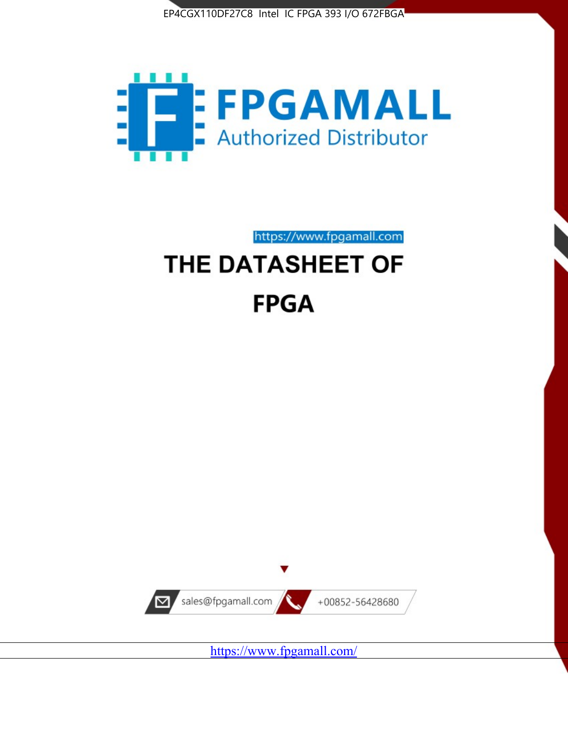EP4CGX110DF27C8 Intel IC FPGA 393 I/O 672FBGA

FPGAMALL

Authorized Distributor

https://www.fpgamall.com

# THE DATASHEET OF

# FPGA

sales@fpgamall.com

+00852-56428680

https://www.fpgamall.com/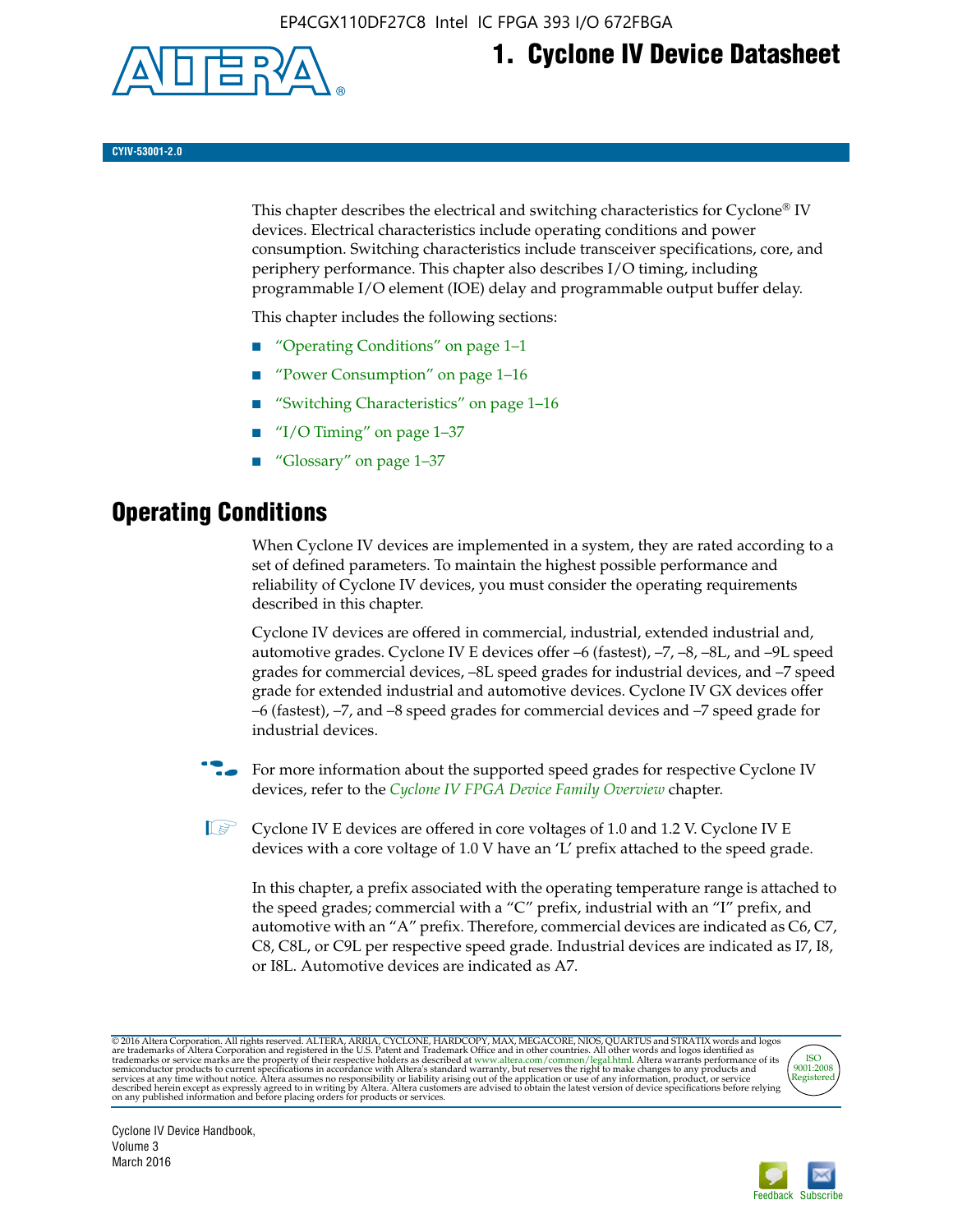EP4CGX110DF27C8 Intel IC FPGA 393 I/O 672FBGA

# 1. Cyclone IV Device Datasheet

**CYIV-53001-2.0**

This chapter describes the electrical and switching characteristics for Cyclone® IV devices. Electrical characteristics include operating conditions and power consumption. Switching characteristics include transceiver specifications, core, and periphery performance. This chapter also describes I/O timing, including programmable I/O element (IOE) delay and programmable output buffer delay.

This chapter includes the following sections:

- "Operating Conditions" on page 1–1
- "Power Consumption" on page 1–16
- "Switching Characteristics" on page 1–16
- "I/O Timing" on page 1–37
- "Glossary" on page 1–37

## Operating Conditions

When Cyclone IV devices are implemented in a system, they are rated according to a set of defined parameters. To maintain the highest possible performance and reliability of Cyclone IV devices, you must consider the operating requirements described in this chapter.

Cyclone IV devices are offered in commercial, industrial, extended industrial and, automotive grades. Cyclone IV E devices offer –6 (fastest), –7, –8, –8L, and –9L speed grades for commercial devices, –8L speed grades for industrial devices, and –7 speed grade for extended industrial and automotive devices. Cyclone IV GX devices offer –6 (fastest), –7, and –8 speed grades for commercial devices and –7 speed grade for industrial devices.

For more information about the supported speed grades for respective Cyclone IV devices, refer to the *Cyclone IV FPGA Device Family Overview* chapter.

Cyclone IV E devices are offered in core voltages of 1.0 and 1.2 V. Cyclone IV E devices with a core voltage of 1.0 V have an 'L' prefix attached to the speed grade.

In this chapter, a prefix associated with the operating temperature range is attached to the speed grades; commercial with a "C" prefix, industrial with an "I" prefix, and automotive with an "A" prefix. Therefore, commercial devices are indicated as C6, C7, C8, C8L, or C9L per respective speed grade. Industrial devices are indicated as I7, I8, or I8L. Automotive devices are indicated as A7.

© 2016 Altera Corporation. All rights reserved. ALTERA, ARRIA, CYCLONE, HARDCOPY, MAX, MEGACORE, NIOS, QUARTUS and STRATIX words and logos are trademarks of Altera Corporation and registered in the U.S. Patent and Trademark Office and in other countries. All other words and logos identified as trademarks or service marks are the property of their respective holders as described at www.altera.com/common/legal.html. Altera warrants performance of its semiconductor products to current specifications in accordance with Altera's standard warranty, but reserves the right to make changes to any products and services at any time without notice. Altera assumes no responsibility or liability arising out of the application or use of any information, product, or service described herein except as expressly agreed to in writing by Altera. Altera customers are advised to obtain the latest version of device specifications before relying on any published information and before placing orders for products or services.

Cyclone IV Device Handbook,
Volume 3
March 2016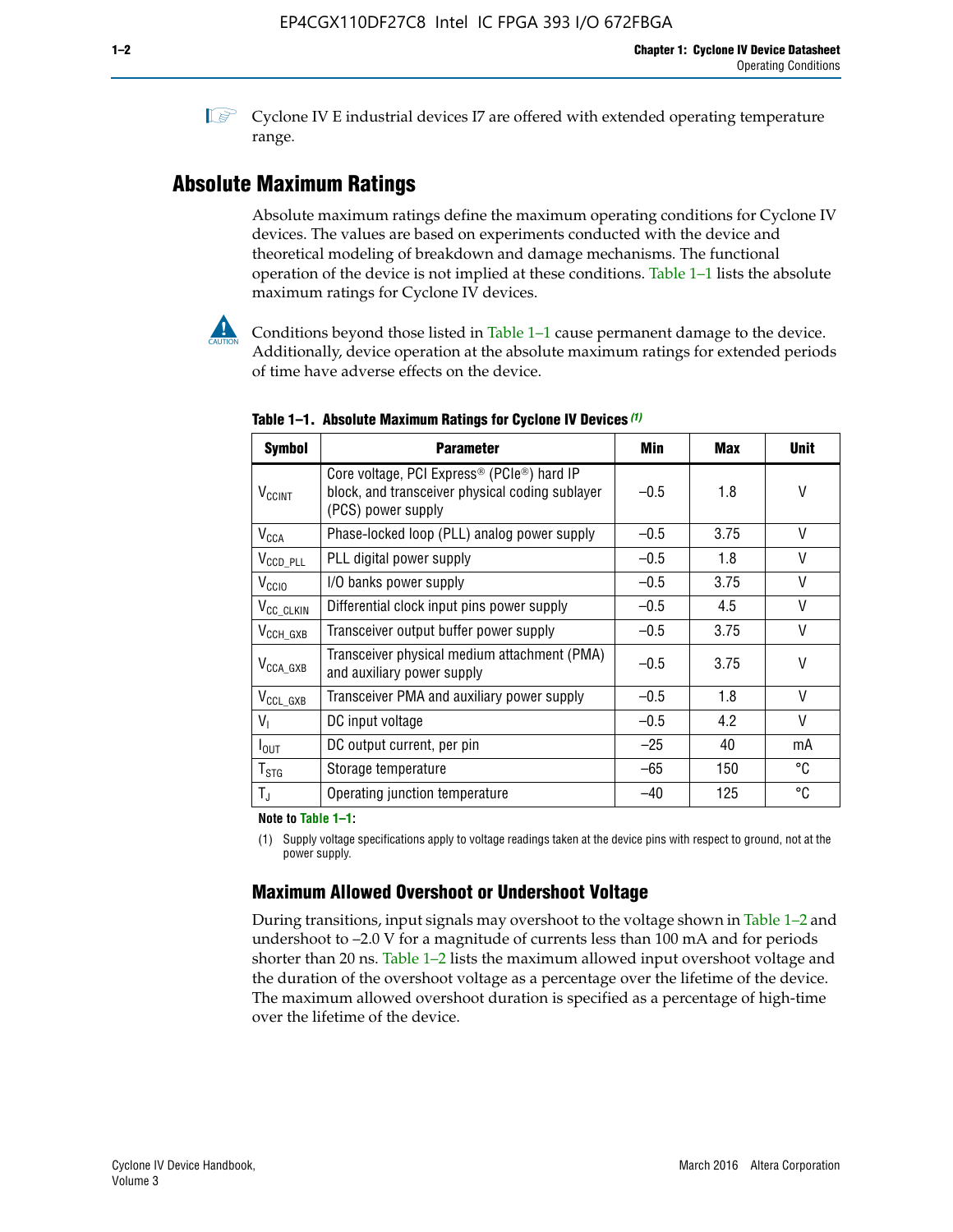Cyclone IV E industrial devices I7 are offered with extended operating temperature range.

## Absolute Maximum Ratings

Absolute maximum ratings define the maximum operating conditions for Cyclone IV devices. The values are based on experiments conducted with the device and theoretical modeling of breakdown and damage mechanisms. The functional operation of the device is not implied at these conditions. Table 1–1 lists the absolute maximum ratings for Cyclone IV devices.

Conditions beyond those listed in Table 1–1 cause permanent damage to the device. Additionally, device operation at the absolute maximum ratings for extended periods of time have adverse effects on the device.

**Table 1–1. Absolute Maximum Ratings for Cyclone IV Devices (1)**

| Symbol | Parameter | Min | Max | Unit |
|---|---|---|---|---|
| $V_{CCINT}$ | Core voltage, PCI Express® (PCIe®) hard IP block, and transceiver physical coding sublayer (PCS) power supply | –0.5 | 1.8 | V |
| $V_{CCA}$ | Phase-locked loop (PLL) analog power supply | –0.5 | 3.75 | V |
| $V_{CCD\_PLL}$ | PLL digital power supply | –0.5 | 1.8 | V |
| $V_{CCIO}$ | I/O banks power supply | –0.5 | 3.75 | V |
| $V_{CC\_CLKIN}$ | Differential clock input pins power supply | –0.5 | 4.5 | V |
| $V_{CCH\_GXB}$ | Transceiver output buffer power supply | –0.5 | 3.75 | V |
| $V_{CCA\_GXB}$ | Transceiver physical medium attachment (PMA) and auxiliary power supply | –0.5 | 3.75 | V |
| $V_{CCL\_GXB}$ | Transceiver PMA and auxiliary power supply | –0.5 | 1.8 | V |
| $V_I$ | DC input voltage | –0.5 | 4.2 | V |
| $I_{OUT}$ | DC output current, per pin | –25 | 40 | mA |
| $T_{STG}$ | Storage temperature | –65 | 150 | °C |
| $T_J$ | Operating junction temperature | –40 | 125 | °C |

**Note to Table 1–1:**

(1) Supply voltage specifications apply to voltage readings taken at the device pins with respect to ground, not at the power supply.

### Maximum Allowed Overshoot or Undershoot Voltage

During transitions, input signals may overshoot to the voltage shown in Table 1–2 and undershoot to –2.0 V for a magnitude of currents less than 100 mA and for periods shorter than 20 ns. Table 1–2 lists the maximum allowed input overshoot voltage and the duration of the overshoot voltage as a percentage over the lifetime of the device. The maximum allowed overshoot duration is specified as a percentage of high-time over the lifetime of the device.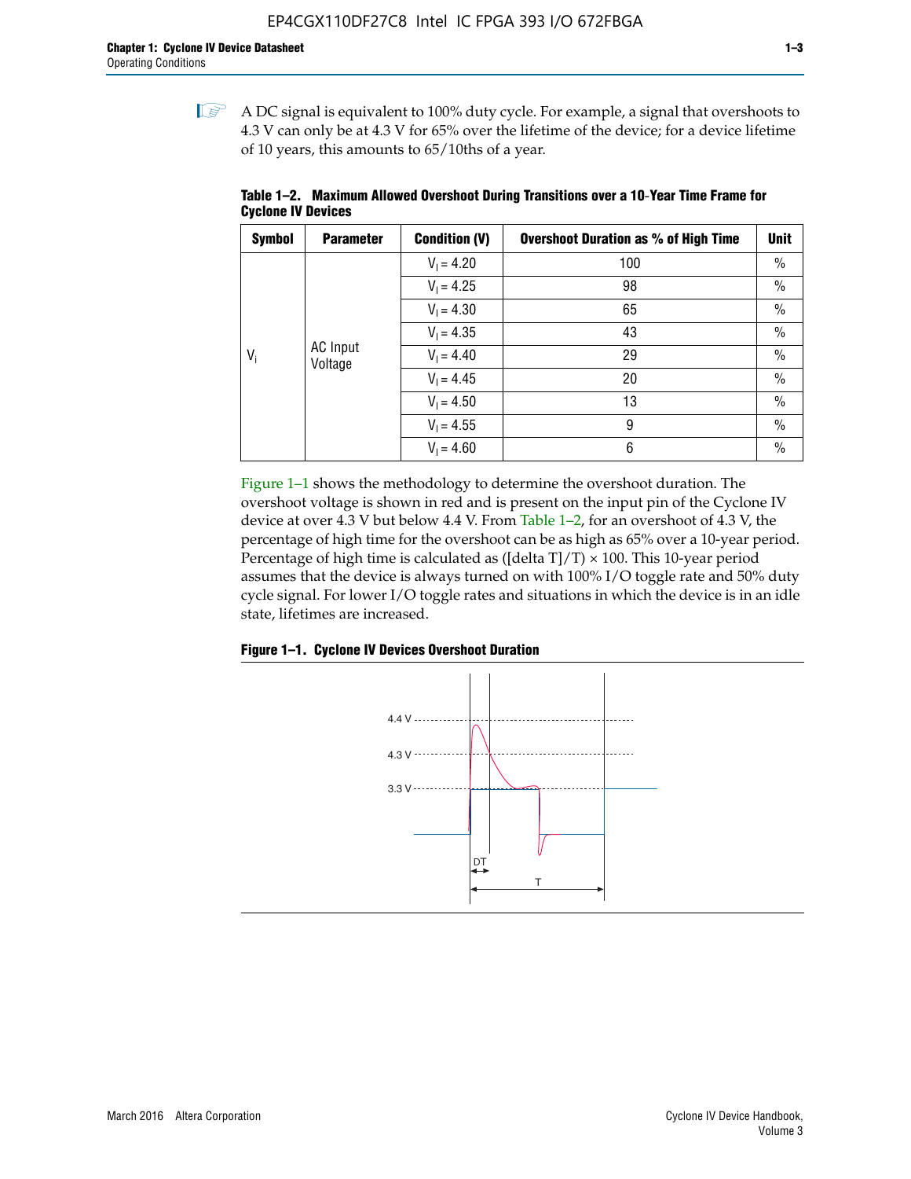A DC signal is equivalent to 100% duty cycle. For example, a signal that overshoots to 4.3 V can only be at 4.3 V for 65% over the lifetime of the device; for a device lifetime of 10 years, this amounts to 65/10ths of a year.

**Table 1–2. Maximum Allowed Overshoot During Transitions over a 10-Year Time Frame for Cyclone IV Devices**

| Symbol | Parameter | Condition (V) | Overshoot Duration as % of High Time | Unit |
|---|---|---|---|---|
| $V_i$ | AC Input Voltage | $V_I = 4.20$ | 100 | % |
| | | $V_I = 4.25$ | 98 | % |
| | | $V_I = 4.30$ | 65 | % |
| | | $V_I = 4.35$ | 43 | % |
| | | $V_I = 4.40$ | 29 | % |
| | | $V_I = 4.45$ | 20 | % |
| | | $V_I = 4.50$ | 13 | % |
| | | $V_I = 4.55$ | 9 | % |
| | | $V_I = 4.60$ | 6 | % |

Figure 1–1 shows the methodology to determine the overshoot duration. The overshoot voltage is shown in red and is present on the input pin of the Cyclone IV device at over 4.3 V but below 4.4 V. From Table 1–2, for an overshoot of 4.3 V, the percentage of high time for the overshoot can be as high as 65% over a 10-year period. Percentage of high time is calculated as ([delta T]/T) × 100. This 10-year period assumes that the device is always turned on with 100% I/O toggle rate and 50% duty cycle signal. For lower I/O toggle rates and situations in which the device is in an idle state, lifetimes are increased.

**Figure 1–1. Cyclone IV Devices Overshoot Duration**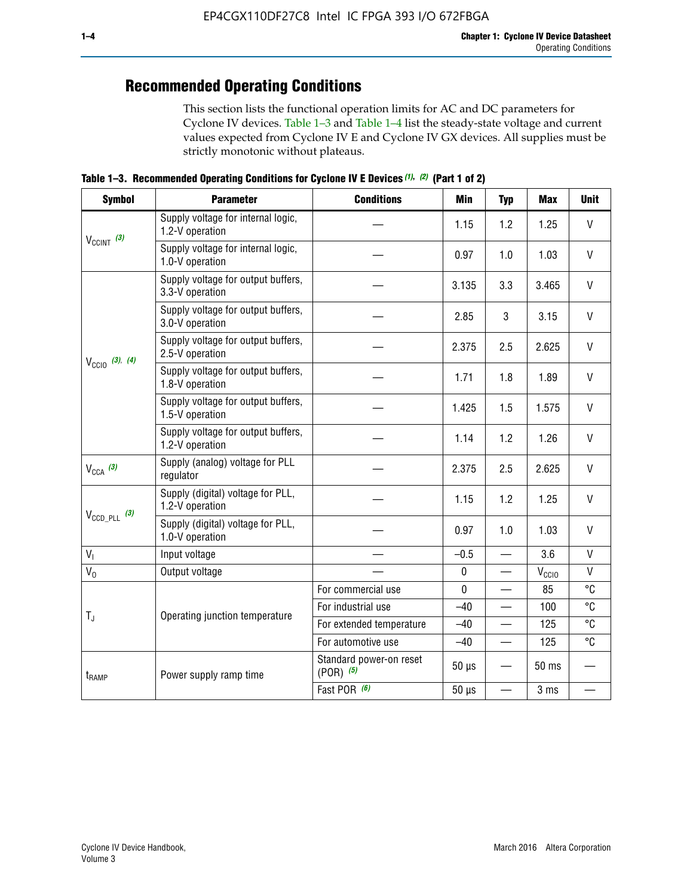## Recommended Operating Conditions

This section lists the functional operation limits for AC and DC parameters for Cyclone IV devices. Table 1–3 and Table 1–4 list the steady-state voltage and current values expected from Cyclone IV E and Cyclone IV GX devices. All supplies must be strictly monotonic without plateaus.

**Table 1–3. Recommended Operating Conditions for Cyclone IV E Devices (1), (2) (Part 1 of 2)**

| Symbol | Parameter | Conditions | Min | Typ | Max | Unit |
|---|---|---|---|---|---|---|
| $V_{CCINT}$ (3) | Supply voltage for internal logic, 1.2-V operation | — | 1.15 | 1.2 | 1.25 | V |
| | Supply voltage for internal logic, 1.0-V operation | — | 0.97 | 1.0 | 1.03 | V |
| $V_{CCIO}$ (3), (4) | Supply voltage for output buffers, 3.3-V operation | — | 3.135 | 3.3 | 3.465 | V |
| | Supply voltage for output buffers, 3.0-V operation | — | 2.85 | 3 | 3.15 | V |
| | Supply voltage for output buffers, 2.5-V operation | — | 2.375 | 2.5 | 2.625 | V |
| | Supply voltage for output buffers, 1.8-V operation | — | 1.71 | 1.8 | 1.89 | V |
| | Supply voltage for output buffers, 1.5-V operation | — | 1.425 | 1.5 | 1.575 | V |
| | Supply voltage for output buffers, 1.2-V operation | — | 1.14 | 1.2 | 1.26 | V |
| $V_{CCA}$ (3) | Supply (analog) voltage for PLL regulator | — | 2.375 | 2.5 | 2.625 | V |
| $V_{CCD\_PLL}$ (3) | Supply (digital) voltage for PLL, 1.2-V operation | — | 1.15 | 1.2 | 1.25 | V |
| | Supply (digital) voltage for PLL, 1.0-V operation | — | 0.97 | 1.0 | 1.03 | V |
| $V_I$ | Input voltage | — | –0.5 | — | 3.6 | V |
| $V_O$ | Output voltage | — | 0 | — | $V_{CCIO}$ | V |
| $T_J$ | Operating junction temperature | For commercial use | 0 | — | 85 | °C |
| | | For industrial use | –40 | — | 100 | °C |
| | | For extended temperature | –40 | — | 125 | °C |
| | | For automotive use | –40 | — | 125 | °C |
| $t_{RAMP}$ | Power supply ramp time | Standard power-on reset (POR) (5) | 50 µs | — | 50 ms | — |
| | | Fast POR (6) | 50 µs | — | 3 ms | — |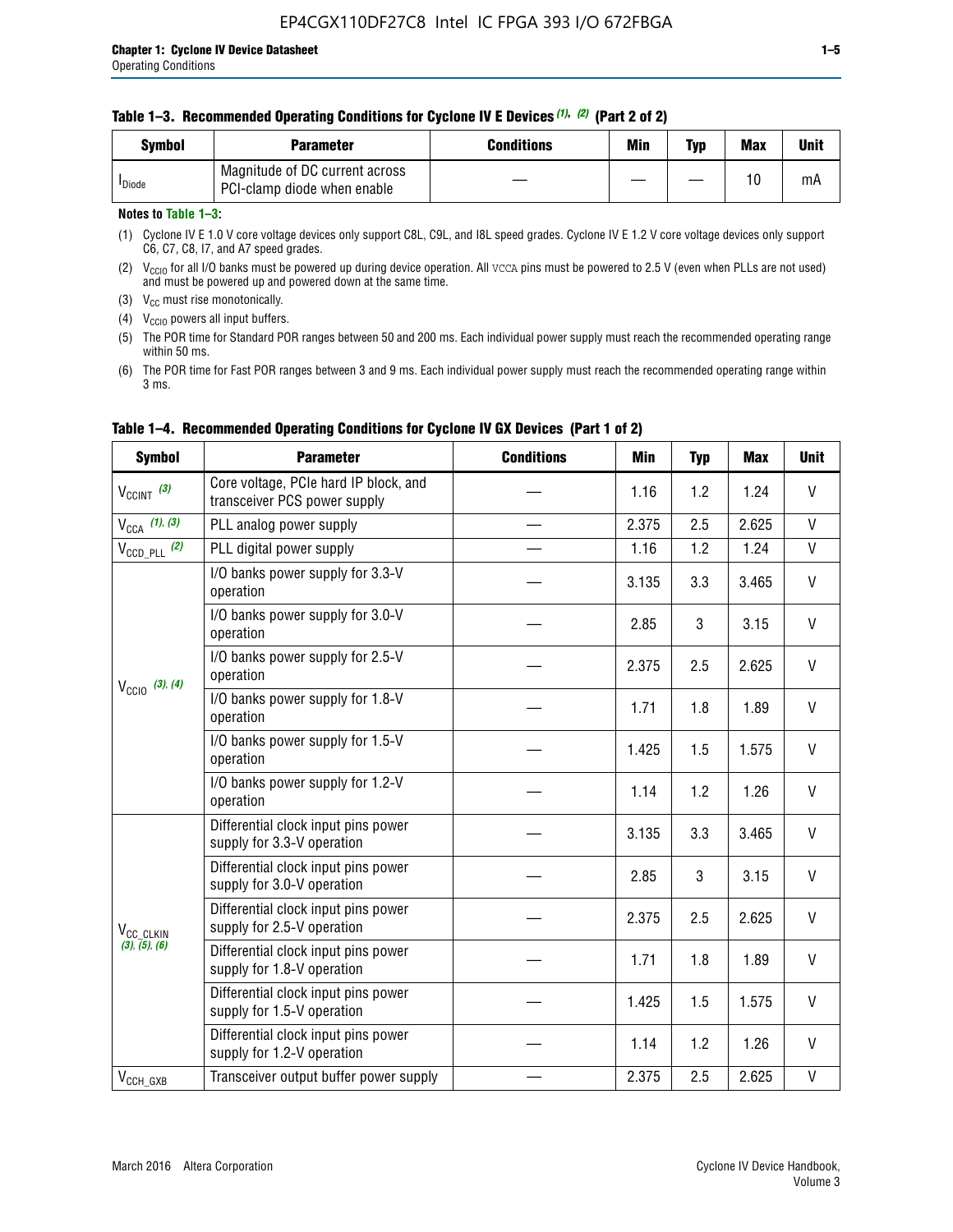**Table 1–3. Recommended Operating Conditions for Cyclone IV E Devices (1), (2) (Part 2 of 2)**

| Symbol | Parameter | Conditions | Min | Typ | Max | Unit |
|---|---|---|---|---|---|---|
| $I_{Diode}$ | Magnitude of DC current across PCI-clamp diode when enable | — | — | — | 10 | mA |

**Notes to Table 1–3:**

(1) Cyclone IV E 1.0 V core voltage devices only support C8L, C9L, and I8L speed grades. Cyclone IV E 1.2 V core voltage devices only support C6, C7, C8, I7, and A7 speed grades.

(2) $V_{CCIO}$ for all I/O banks must be powered up during device operation. All VCCA pins must be powered to 2.5 V (even when PLLs are not used) and must be powered up and powered down at the same time.

(3) $V_{CC}$ must rise monotonically.

(4) $V_{CCIO}$ powers all input buffers.

(5) The POR time for Standard POR ranges between 50 and 200 ms. Each individual power supply must reach the recommended operating range within 50 ms.

(6) The POR time for Fast POR ranges between 3 and 9 ms. Each individual power supply must reach the recommended operating range within 3 ms.

**Table 1–4. Recommended Operating Conditions for Cyclone IV GX Devices (Part 1 of 2)**

| Symbol | Parameter | Conditions | Min | Typ | Max | Unit |
|---|---|---|---|---|---|---|
| $V_{CCINT}$ (3) | Core voltage, PCIe hard IP block, and transceiver PCS power supply | — | 1.16 | 1.2 | 1.24 | V |
| $V_{CCA}$ (1), (3) | PLL analog power supply | — | 2.375 | 2.5 | 2.625 | V |
| $V_{CCD\_PLL}$ (2) | PLL digital power supply | — | 1.16 | 1.2 | 1.24 | V |
| $V_{CCIO}$ (3), (4) | I/O banks power supply for 3.3-V operation | — | 3.135 | 3.3 | 3.465 | V |
| | I/O banks power supply for 3.0-V operation | — | 2.85 | 3 | 3.15 | V |
| | I/O banks power supply for 2.5-V operation | — | 2.375 | 2.5 | 2.625 | V |
| | I/O banks power supply for 1.8-V operation | — | 1.71 | 1.8 | 1.89 | V |
| | I/O banks power supply for 1.5-V operation | — | 1.425 | 1.5 | 1.575 | V |
| | I/O banks power supply for 1.2-V operation | — | 1.14 | 1.2 | 1.26 | V |
| $V_{CC\_CLKIN}$ (3), (5), (6) | Differential clock input pins power supply for 3.3-V operation | — | 3.135 | 3.3 | 3.465 | V |
| | Differential clock input pins power supply for 3.0-V operation | — | 2.85 | 3 | 3.15 | V |
| | Differential clock input pins power supply for 2.5-V operation | — | 2.375 | 2.5 | 2.625 | V |
| | Differential clock input pins power supply for 1.8-V operation | — | 1.71 | 1.8 | 1.89 | V |
| | Differential clock input pins power supply for 1.5-V operation | — | 1.425 | 1.5 | 1.575 | V |
| | Differential clock input pins power supply for 1.2-V operation | — | 1.14 | 1.2 | 1.26 | V |
| $V_{CCH\_GXB}$ | Transceiver output buffer power supply | — | 2.375 | 2.5 | 2.625 | V |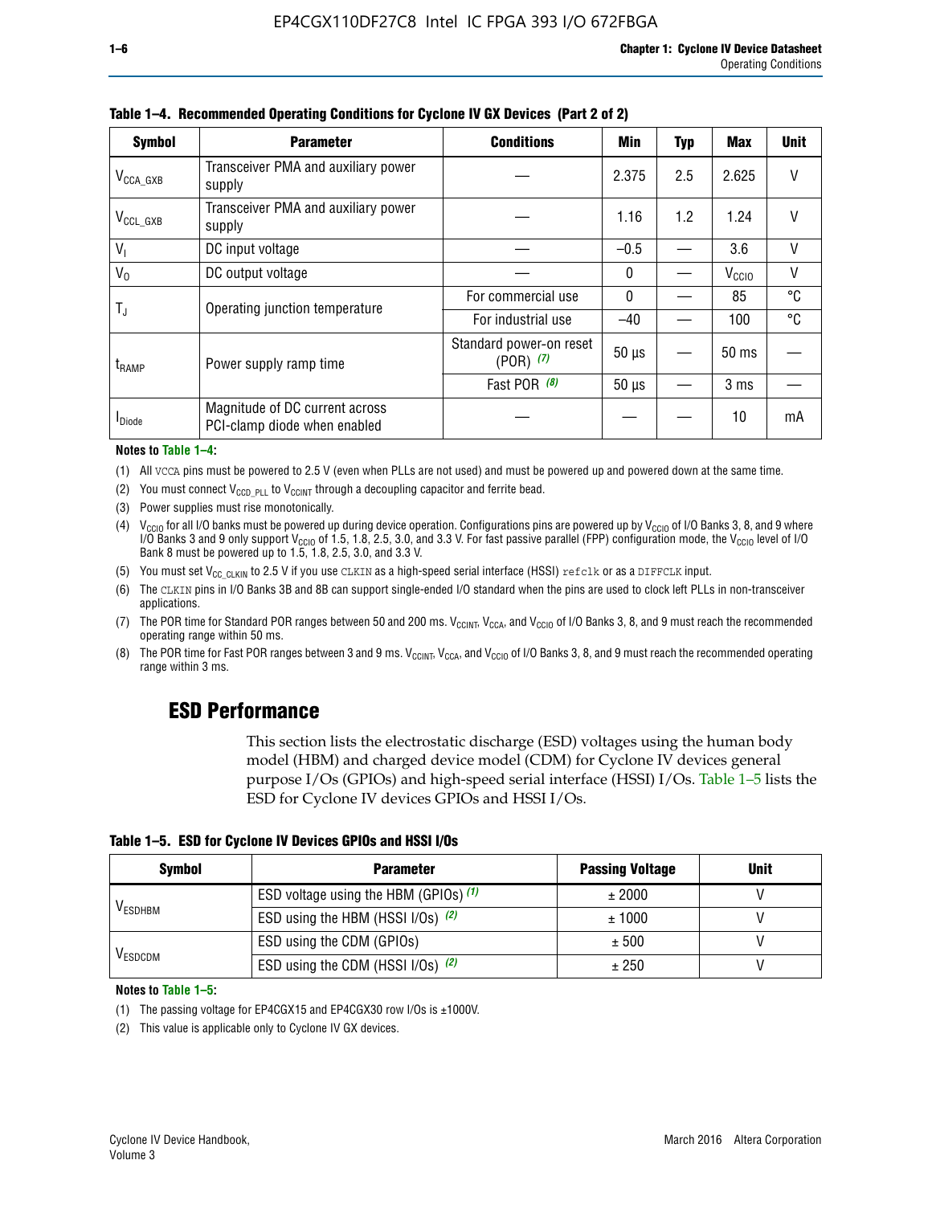**Table 1–4. Recommended Operating Conditions for Cyclone IV GX Devices (Part 2 of 2)**

| Symbol | Parameter | Conditions | Min | Typ | Max | Unit |
|---|---|---|---|---|---|---|
| $V_{CCA\_GXB}$ | Transceiver PMA and auxiliary power supply | — | 2.375 | 2.5 | 2.625 | V |
| $V_{CCL\_GXB}$ | Transceiver PMA and auxiliary power supply | — | 1.16 | 1.2 | 1.24 | V |
| $V_I$ | DC input voltage | — | –0.5 | — | 3.6 | V |
| $V_O$ | DC output voltage | — | 0 | — | $V_{CCIO}$ | V |
| $T_J$ | Operating junction temperature | For commercial use | 0 | — | 85 | °C |
| | | For industrial use | –40 | — | 100 | °C |
| $t_{RAMP}$ | Power supply ramp time | Standard power-on reset (POR) *(7)* | 50 µs | — | 50 ms | — |
| | | Fast POR *(8)* | 50 µs | — | 3 ms | — |
| $I_{Diode}$ | Magnitude of DC current across PCI-clamp diode when enabled | — | — | — | 10 | mA |

**Notes to Table 1–4:**

(1) All VCCA pins must be powered to 2.5 V (even when PLLs are not used) and must be powered up and powered down at the same time.

(2) You must connect $V_{CCD\_PLL}$ to $V_{CCINT}$ through a decoupling capacitor and ferrite bead.

(3) Power supplies must rise monotonically.

(4) $V_{CCIO}$ for all I/O banks must be powered up during device operation. Configurations pins are powered up by $V_{CCIO}$ of I/O Banks 3, 8, and 9 where I/O Banks 3 and 9 only support $V_{CCIO}$ of 1.5, 1.8, 2.5, 3.0, and 3.3 V. For fast passive parallel (FPP) configuration mode, the $V_{CCIO}$ level of I/O Bank 8 must be powered up to 1.5, 1.8, 2.5, 3.0, and 3.3 V.

(5) You must set $V_{CC\_CLKIN}$ to 2.5 V if you use CLKIN as a high-speed serial interface (HSSI) refclk or as a DIFFCLK input.

(6) The CLKIN pins in I/O Banks 3B and 8B can support single-ended I/O standard when the pins are used to clock left PLLs in non-transceiver applications.

(7) The POR time for Standard POR ranges between 50 and 200 ms. $V_{CCINT}$, $V_{CCA}$, and $V_{CCIO}$ of I/O Banks 3, 8, and 9 must reach the recommended operating range within 50 ms.

(8) The POR time for Fast POR ranges between 3 and 9 ms. $V_{CCINT}$, $V_{CCA}$, and $V_{CCIO}$ of I/O Banks 3, 8, and 9 must reach the recommended operating range within 3 ms.

## ESD Performance

This section lists the electrostatic discharge (ESD) voltages using the human body model (HBM) and charged device model (CDM) for Cyclone IV devices general purpose I/Os (GPIOs) and high-speed serial interface (HSSI) I/Os. Table 1–5 lists the ESD for Cyclone IV devices GPIOs and HSSI I/Os.

**Table 1–5. ESD for Cyclone IV Devices GPIOs and HSSI I/Os**

| Symbol | Parameter | Passing Voltage | Unit |
|---|---|---|---|
| $V_{ESDHBM}$ | ESD voltage using the HBM (GPIOs) *(1)* | ± 2000 | V |
| | ESD using the HBM (HSSI I/Os) *(2)* | ± 1000 | V |
| $V_{ESDCDM}$ | ESD using the CDM (GPIOs) | ± 500 | V |
| | ESD using the CDM (HSSI I/Os) *(2)* | ± 250 | V |

**Notes to Table 1–5:**

(1) The passing voltage for EP4CGX15 and EP4CGX30 row I/Os is ±1000V.

(2) This value is applicable only to Cyclone IV GX devices.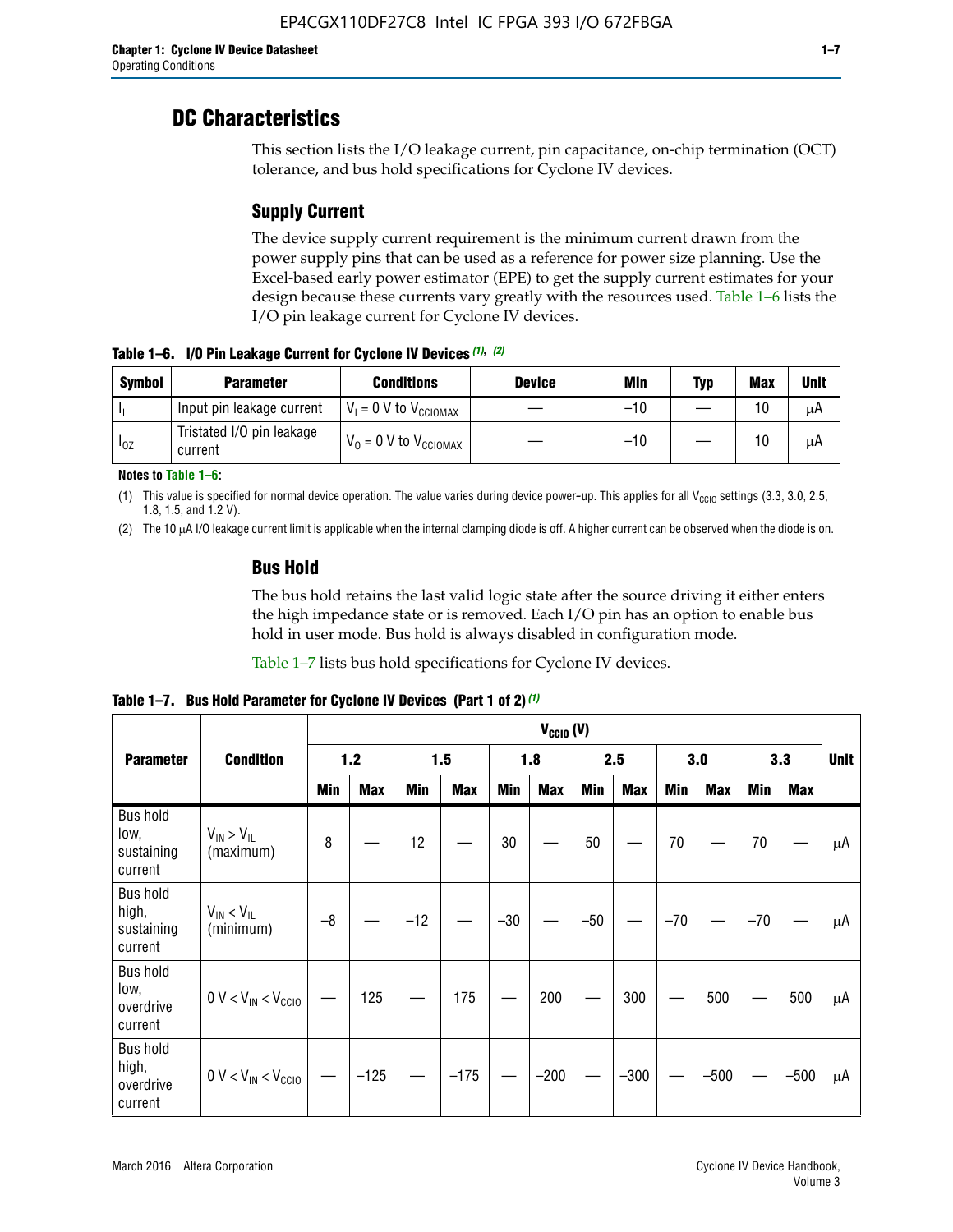## DC Characteristics

This section lists the I/O leakage current, pin capacitance, on-chip termination (OCT) tolerance, and bus hold specifications for Cyclone IV devices.

### Supply Current

The device supply current requirement is the minimum current drawn from the power supply pins that can be used as a reference for power size planning. Use the Excel-based early power estimator (EPE) to get the supply current estimates for your design because these currents vary greatly with the resources used. Table 1–6 lists the I/O pin leakage current for Cyclone IV devices.

**Table 1–6. I/O Pin Leakage Current for Cyclone IV Devices (1), (2)**

| Symbol | Parameter | Conditions | Device | Min | Typ | Max | Unit |
|---|---|---|---|---|---|---|---|
| $I_I$ | Input pin leakage current | $V_I$ = 0 V to $V_{CCIOMAX}$ | — | –10 | — | 10 | µA |
| $I_{OZ}$ | Tristated I/O pin leakage current | $V_O$ = 0 V to $V_{CCIOMAX}$ | — | –10 | — | 10 | µA |

**Notes to Table 1–6:**

(1) This value is specified for normal device operation. The value varies during device power-up. This applies for all $V_{CCIO}$ settings (3.3, 3.0, 2.5, 1.8, 1.5, and 1.2 V).

(2) The 10 µA I/O leakage current limit is applicable when the internal clamping diode is off. A higher current can be observed when the diode is on.

### Bus Hold

The bus hold retains the last valid logic state after the source driving it either enters the high impedance state or is removed. Each I/O pin has an option to enable bus hold in user mode. Bus hold is always disabled in configuration mode.

Table 1–7 lists bus hold specifications for Cyclone IV devices.

**Table 1–7. Bus Hold Parameter for Cyclone IV Devices (Part 1 of 2) (1)**

| Parameter | Condition | $V_{CCIO}$ (V) | | | | | | | | | | | | Unit |
|---|---|---|---|---|---|---|---|---|---|---|---|---|---|---|
| | | 1.2 | | 1.5 | | 1.8 | | 2.5 | | 3.0 | | 3.3 | | |
| | | Min | Max | Min | Max | Min | Max | Min | Max | Min | Max | Min | Max | |
| Bus hold low, sustaining current | $V_{IN} > V_{IL}$ (maximum) | 8 | — | 12 | — | 30 | — | 50 | — | 70 | — | 70 | — | µA |
| Bus hold high, sustaining current | $V_{IN} < V_{IL}$ (minimum) | –8 | — | –12 | — | –30 | — | –50 | — | –70 | — | –70 | — | µA |
| Bus hold low, overdrive current | 0 V < $V_{IN}$ < $V_{CCIO}$ | — | 125 | — | 175 | — | 200 | — | 300 | — | 500 | — | 500 | µA |
| Bus hold high, overdrive current | 0 V < $V_{IN}$ < $V_{CCIO}$ | — | –125 | — | –175 | — | –200 | — | –300 | — | –500 | — | –500 | µA |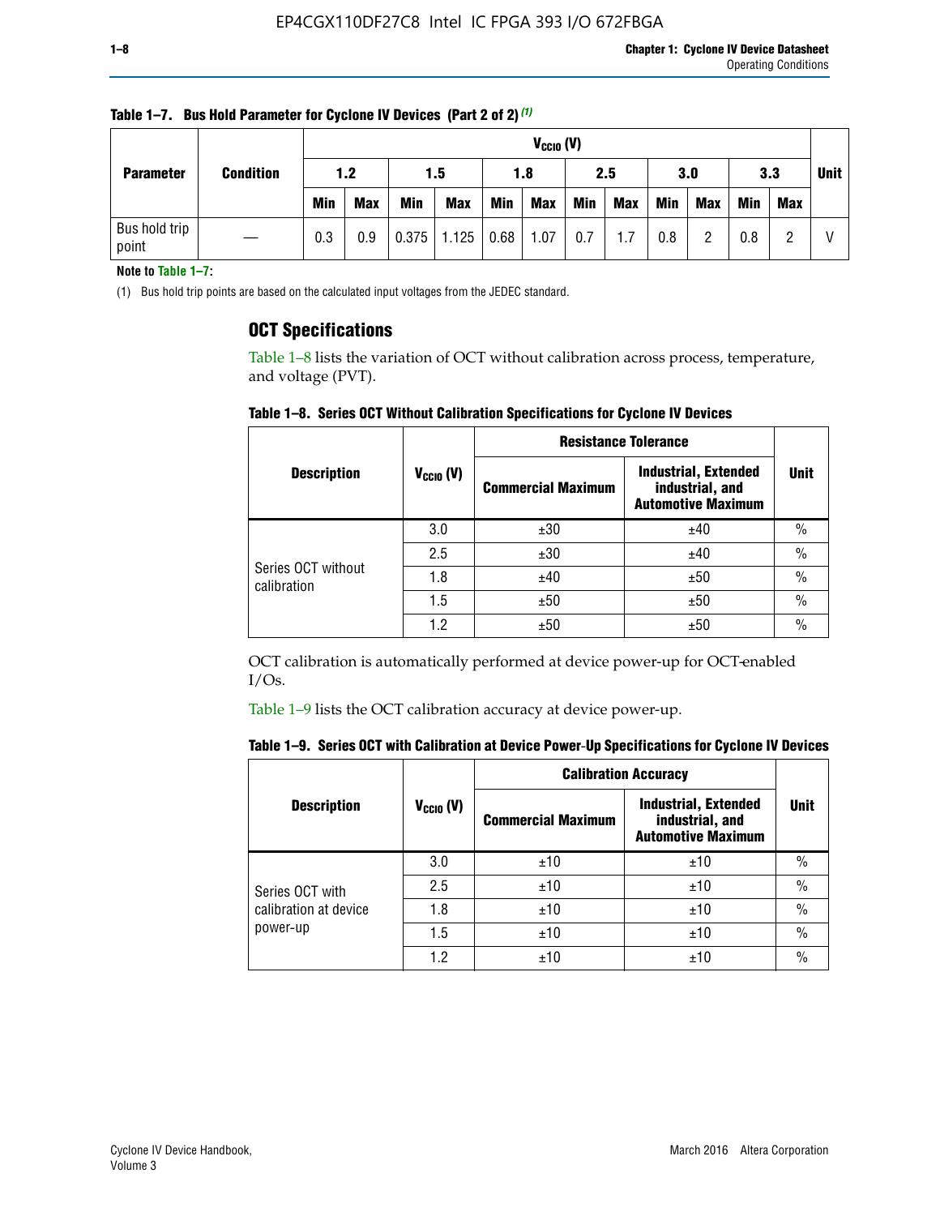**Table 1–7. Bus Hold Parameter for Cyclone IV Devices (Part 2 of 2)** (1)

| Parameter | Condition | $V_{CCIO}$ (V) | | | | | | | | | | | | Unit |
|---|---|---|---|---|---|---|---|---|---|---|---|---|---|---|
| | | 1.2 | | 1.5 | | 1.8 | | 2.5 | | 3.0 | | 3.3 | | |
| | | Min | Max | Min | Max | Min | Max | Min | Max | Min | Max | Min | Max | |
| Bus hold trip point | — | 0.3 | 0.9 | 0.375 | 1.125 | 0.68 | 1.07 | 0.7 | 1.7 | 0.8 | 2 | 0.8 | 2 | V |

**Note to Table 1–7:**

(1) Bus hold trip points are based on the calculated input voltages from the JEDEC standard.

## OCT Specifications

Table 1–8 lists the variation of OCT without calibration across process, temperature, and voltage (PVT).

**Table 1–8. Series OCT Without Calibration Specifications for Cyclone IV Devices**

| Description | $V_{CCIO}$ (V) | Resistance Tolerance | | Unit |
|---|---|---|---|---|
| | | Commercial Maximum | Industrial, Extended industrial, and Automotive Maximum | |
| Series OCT without calibration | 3.0 | ±30 | ±40 | % |
| | 2.5 | ±30 | ±40 | % |
| | 1.8 | ±40 | ±50 | % |
| | 1.5 | ±50 | ±50 | % |
| | 1.2 | ±50 | ±50 | % |

OCT calibration is automatically performed at device power-up for OCT-enabled I/Os.

Table 1–9 lists the OCT calibration accuracy at device power-up.

**Table 1–9. Series OCT with Calibration at Device Power-Up Specifications for Cyclone IV Devices**

| Description | $V_{CCIO}$ (V) | Calibration Accuracy | | Unit |
|---|---|---|---|---|
| | | Commercial Maximum | Industrial, Extended industrial, and Automotive Maximum | |
| Series OCT with calibration at device power-up | 3.0 | ±10 | ±10 | % |
| | 2.5 | ±10 | ±10 | % |
| | 1.8 | ±10 | ±10 | % |
| | 1.5 | ±10 | ±10 | % |
| | 1.2 | ±10 | ±10 | % |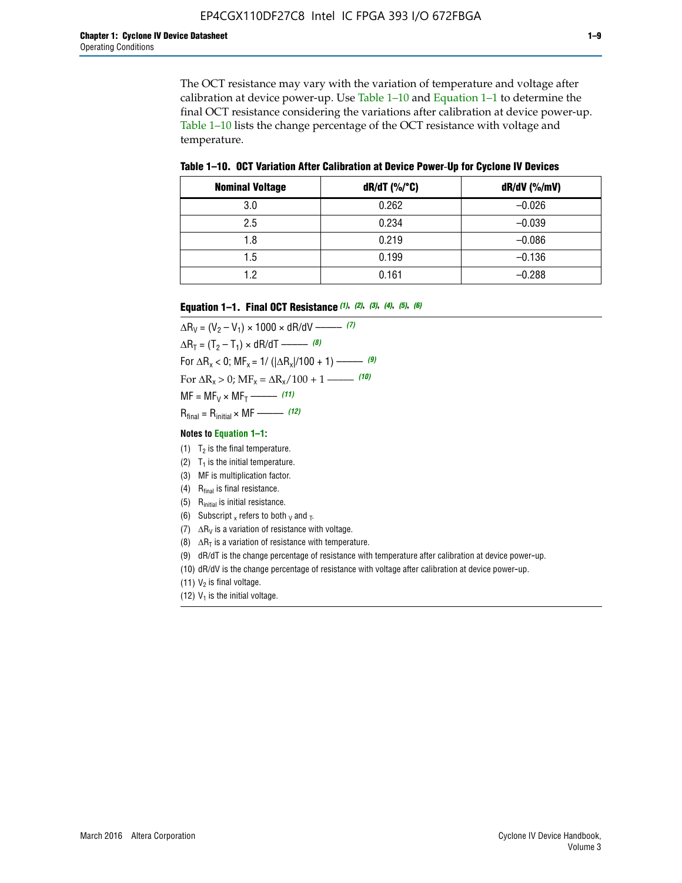The OCT resistance may vary with the variation of temperature and voltage after calibration at device power-up. Use Table 1–10 and Equation 1–1 to determine the final OCT resistance considering the variations after calibration at device power-up. Table 1–10 lists the change percentage of the OCT resistance with voltage and temperature.

**Table 1–10. OCT Variation After Calibration at Device Power-Up for Cyclone IV Devices**

| Nominal Voltage | dR/dT (%/°C) | dR/dV (%/mV) |
|---|---|---|
| 3.0 | 0.262 | –0.026 |
| 2.5 | 0.234 | –0.039 |
| 1.8 | 0.219 | –0.086 |
| 1.5 | 0.199 | –0.136 |
| 1.2 | 0.161 | –0.288 |

**Equation 1–1. Final OCT Resistance** *(1), (2), (3), (4), (5), (6)*

$$\Delta R_V = (V_2 - V_1) \times 1000 \times dR/dV \text{ ——— } (7)$$

$$\Delta R_T = (T_2 - T_1) \times dR/dT \text{ ——— } (8)$$

$$\text{For } \Delta R_x < 0;\ MF_x = 1/(|\Delta R_x|/100 + 1) \text{ ——— } (9)$$

$$\text{For } \Delta R_x > 0;\ MF_x = \Delta R_x/100 + 1 \text{ ——— } (10)$$

$$MF = MF_V \times MF_T \text{ ——— } (11)$$

$$R_{final} = R_{initial} \times MF \text{ ——— } (12)$$

**Notes to Equation 1–1:**

(1) $T_2$ is the final temperature.

(2) $T_1$ is the initial temperature.

(3) MF is multiplication factor.

(4) $R_{final}$ is final resistance.

(5) $R_{initial}$ is initial resistance.

(6) Subscript $_x$ refers to both $_V$ and $_T$.

(7) $\Delta R_V$ is a variation of resistance with voltage.

(8) $\Delta R_T$ is a variation of resistance with temperature.

(9) dR/dT is the change percentage of resistance with temperature after calibration at device power-up.

(10) dR/dV is the change percentage of resistance with voltage after calibration at device power-up.

(11) $V_2$ is final voltage.

(12) $V_1$ is the initial voltage.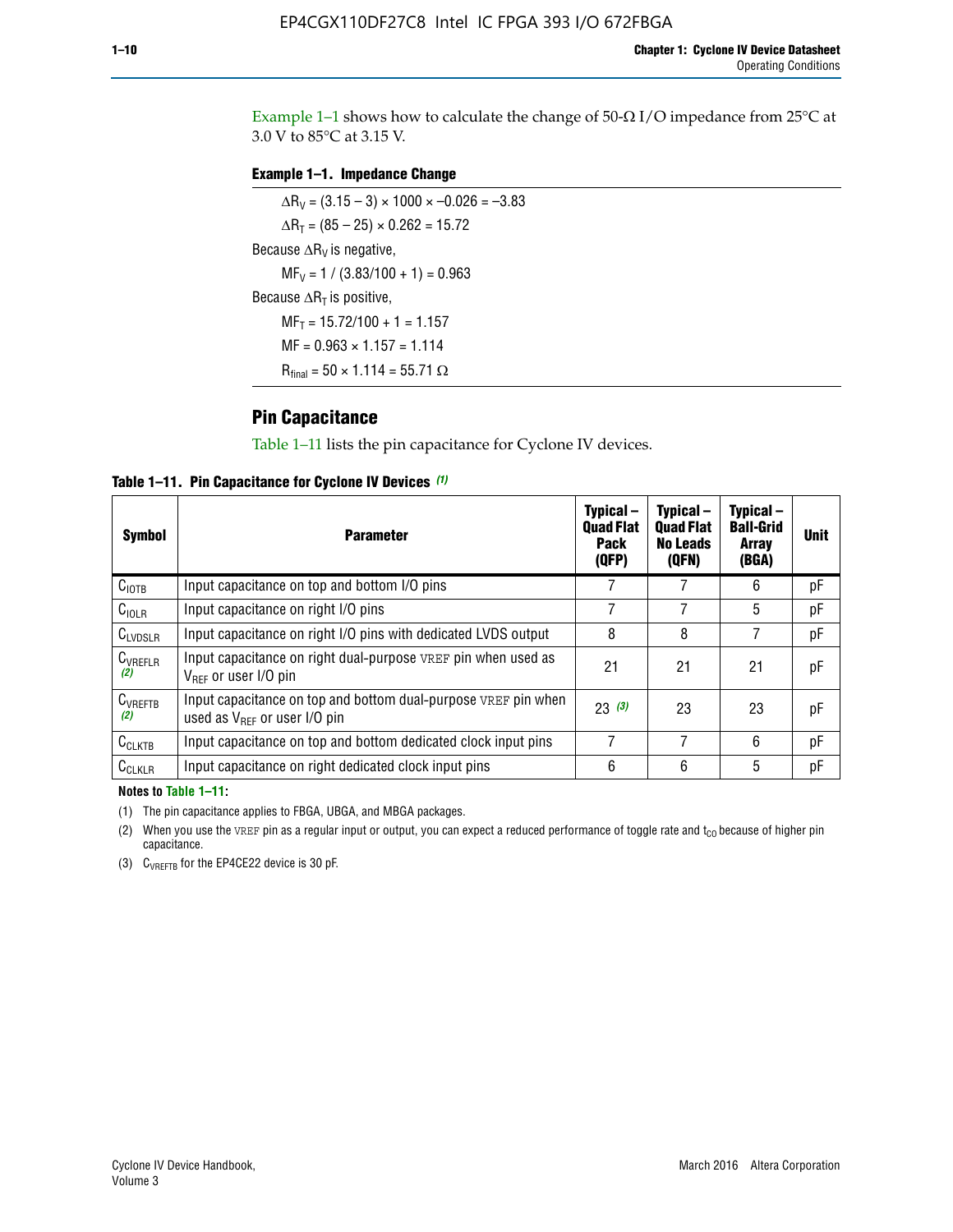Example 1–1 shows how to calculate the change of 50-Ω I/O impedance from 25°C at 3.0 V to 85°C at 3.15 V.

**Example 1–1. Impedance Change**

$\Delta R_V = (3.15 - 3) \times 1000 \times -0.026 = -3.83$

$\Delta R_T = (85 - 25) \times 0.262 = 15.72$

Because $\Delta R_V$ is negative,

$MF_V = 1 / (3.83/100 + 1) = 0.963$

Because $\Delta R_T$ is positive,

$MF_T = 15.72/100 + 1 = 1.157$

$MF = 0.963 \times 1.157 = 1.114$

$R_{final} = 50 \times 1.114 = 55.71\ \Omega$

## Pin Capacitance

Table 1–11 lists the pin capacitance for Cyclone IV devices.

**Table 1–11. Pin Capacitance for Cyclone IV Devices (1)**

| Symbol | Parameter | Typical – Quad Flat Pack (QFP) | Typical – Quad Flat No Leads (QFN) | Typical – Ball-Grid Array (BGA) | Unit |
|---|---|---|---|---|---|
| $C_{IOTB}$ | Input capacitance on top and bottom I/O pins | 7 | 7 | 6 | pF |
| $C_{IOLR}$ | Input capacitance on right I/O pins | 7 | 7 | 5 | pF |
| $C_{LVDSLR}$ | Input capacitance on right I/O pins with dedicated LVDS output | 8 | 8 | 7 | pF |
| $C_{VREFLR}$ (2) | Input capacitance on right dual-purpose VREF pin when used as $V_{REF}$ or user I/O pin | 21 | 21 | 21 | pF |
| $C_{VREFTB}$ (2) | Input capacitance on top and bottom dual-purpose VREF pin when used as $V_{REF}$ or user I/O pin | 23 (3) | 23 | 23 | pF |
| $C_{CLKTB}$ | Input capacitance on top and bottom dedicated clock input pins | 7 | 7 | 6 | pF |
| $C_{CLKLR}$ | Input capacitance on right dedicated clock input pins | 6 | 6 | 5 | pF |

**Notes to Table 1–11:**

(1) The pin capacitance applies to FBGA, UBGA, and MBGA packages.

(2) When you use the VREF pin as a regular input or output, you can expect a reduced performance of toggle rate and $t_{CO}$ because of higher pin capacitance.

(3) $C_{VREFTB}$ for the EP4CE22 device is 30 pF.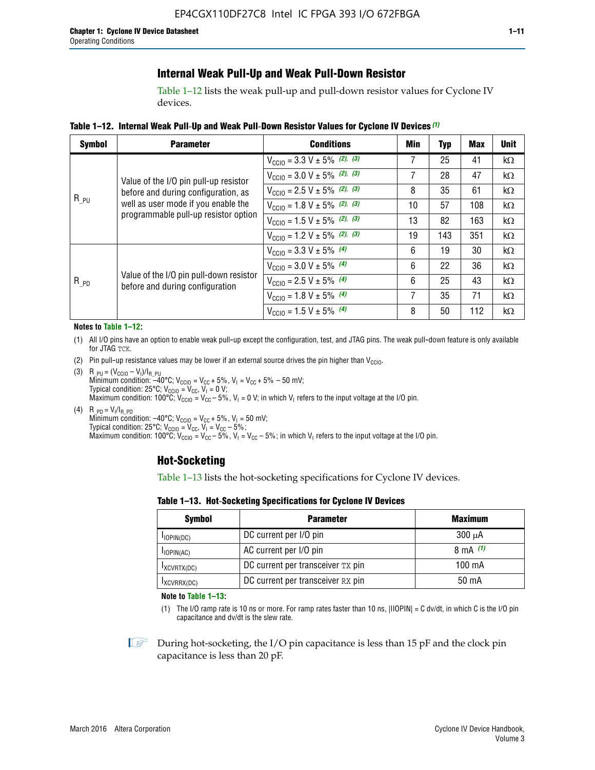## Internal Weak Pull-Up and Weak Pull-Down Resistor

Table 1–12 lists the weak pull-up and pull-down resistor values for Cyclone IV devices.

**Table 1–12. Internal Weak Pull-Up and Weak Pull-Down Resistor Values for Cyclone IV Devices** *(1)*

| Symbol | Parameter | Conditions | Min | Typ | Max | Unit |
|---|---|---|---|---|---|---|
| $R_{\_PU}$ | Value of the I/O pin pull-up resistor before and during configuration, as well as user mode if you enable the programmable pull-up resistor option | $V_{CCIO}$ = 3.3 V ± 5% *(2), (3)* | 7 | 25 | 41 | kΩ |
| | | $V_{CCIO}$ = 3.0 V ± 5% *(2), (3)* | 7 | 28 | 47 | kΩ |
| | | $V_{CCIO}$ = 2.5 V ± 5% *(2), (3)* | 8 | 35 | 61 | kΩ |
| | | $V_{CCIO}$ = 1.8 V ± 5% *(2), (3)* | 10 | 57 | 108 | kΩ |
| | | $V_{CCIO}$ = 1.5 V ± 5% *(2), (3)* | 13 | 82 | 163 | kΩ |
| | | $V_{CCIO}$ = 1.2 V ± 5% *(2), (3)* | 19 | 143 | 351 | kΩ |
| $R_{\_PD}$ | Value of the I/O pin pull-down resistor before and during configuration | $V_{CCIO}$ = 3.3 V ± 5% *(4)* | 6 | 19 | 30 | kΩ |
| | | $V_{CCIO}$ = 3.0 V ± 5% *(4)* | 6 | 22 | 36 | kΩ |
| | | $V_{CCIO}$ = 2.5 V ± 5% *(4)* | 6 | 25 | 43 | kΩ |
| | | $V_{CCIO}$ = 1.8 V ± 5% *(4)* | 7 | 35 | 71 | kΩ |
| | | $V_{CCIO}$ = 1.5 V ± 5% *(4)* | 8 | 50 | 112 | kΩ |

**Notes to Table 1–12:**

(1) All I/O pins have an option to enable weak pull-up except the configuration, test, and JTAG pins. The weak pull-down feature is only available for JTAG TCK.

(2) Pin pull-up resistance values may be lower if an external source drives the pin higher than $V_{CCIO}$.

(3) $R_{\_PU} = (V_{CCIO} - V_I)/I_{R\_PU}$
Minimum condition: –40°C; $V_{CCIO} = V_{CC} + 5\%$, $V_I = V_{CC} + 5\% - 50$ mV;
Typical condition: 25°C; $V_{CCIO} = V_{CC}$, $V_I = 0$ V;
Maximum condition: 100°C; $V_{CCIO} = V_{CC} - 5\%$, $V_I = 0$ V; in which $V_I$ refers to the input voltage at the I/O pin.

(4) $R_{\_PD} = V_I/I_{R\_PD}$
Minimum condition: –40°C; $V_{CCIO} = V_{CC} + 5\%$, $V_I = 50$ mV;
Typical condition: 25°C; $V_{CCIO} = V_{CC}$, $V_I = V_{CC} - 5\%$;
Maximum condition: 100°C; $V_{CCIO} = V_{CC} - 5\%$, $V_I = V_{CC} - 5\%$; in which $V_I$ refers to the input voltage at the I/O pin.

## Hot-Socketing

Table 1–13 lists the hot-socketing specifications for Cyclone IV devices.

**Table 1–13. Hot-Socketing Specifications for Cyclone IV Devices**

| Symbol | Parameter | Maximum |
|---|---|---|
| $I_{IOPIN(DC)}$ | DC current per I/O pin | 300 μA |
| $I_{IOPIN(AC)}$ | AC current per I/O pin | 8 mA *(1)* |
| $I_{XCVRTX(DC)}$ | DC current per transceiver TX pin | 100 mA |
| $I_{XCVRRX(DC)}$ | DC current per transceiver RX pin | 50 mA |

**Note to Table 1–13:**

(1) The I/O ramp rate is 10 ns or more. For ramp rates faster than 10 ns, |IIOPIN| = C dv/dt, in which C is the I/O pin capacitance and dv/dt is the slew rate.

During hot-socketing, the I/O pin capacitance is less than 15 pF and the clock pin capacitance is less than 20 pF.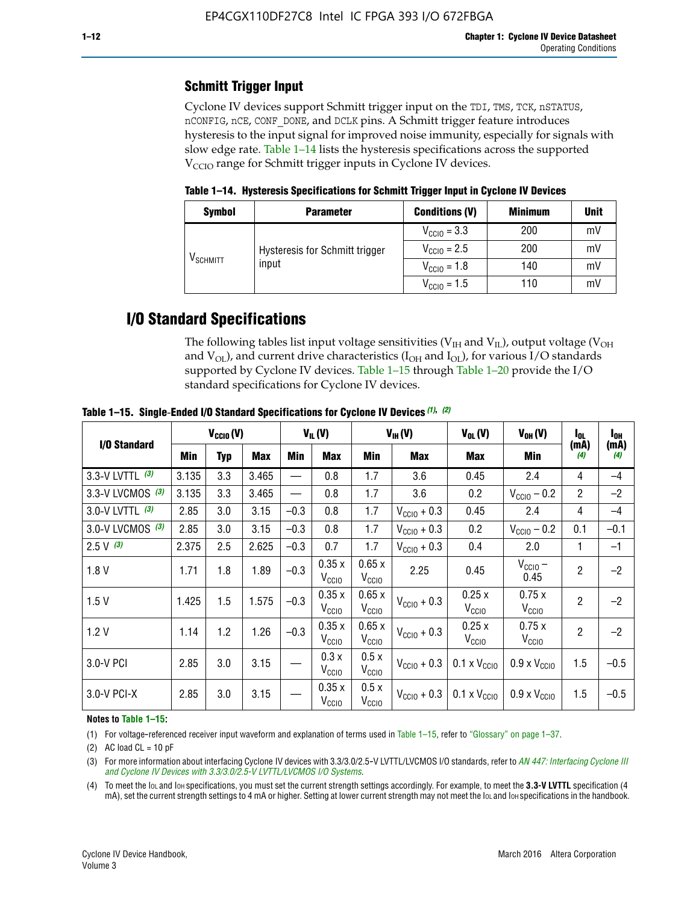## Schmitt Trigger Input

Cyclone IV devices support Schmitt trigger input on the TDI, TMS, TCK, nSTATUS, nCONFIG, nCE, CONF_DONE, and DCLK pins. A Schmitt trigger feature introduces hysteresis to the input signal for improved noise immunity, especially for signals with slow edge rate. Table 1–14 lists the hysteresis specifications across the supported $V_{CCIO}$ range for Schmitt trigger inputs in Cyclone IV devices.

**Table 1–14. Hysteresis Specifications for Schmitt Trigger Input in Cyclone IV Devices**

| Symbol | Parameter | Conditions (V) | Minimum | Unit |
|---|---|---|---|---|
| $V_{SCHMITT}$ | Hysteresis for Schmitt trigger input | $V_{CCIO}$ = 3.3 | 200 | mV |
| | | $V_{CCIO}$ = 2.5 | 200 | mV |
| | | $V_{CCIO}$ = 1.8 | 140 | mV |
| | | $V_{CCIO}$ = 1.5 | 110 | mV |

## I/O Standard Specifications

The following tables list input voltage sensitivities ($V_{IH}$ and $V_{IL}$), output voltage ($V_{OH}$ and $V_{OL}$), and current drive characteristics ($I_{OH}$ and $I_{OL}$), for various I/O standards supported by Cyclone IV devices. Table 1–15 through Table 1–20 provide the I/O standard specifications for Cyclone IV devices.

**Table 1–15. Single-Ended I/O Standard Specifications for Cyclone IV Devices (1), (2)**

| I/O Standard | $V_{CCIO}$ (V) | | | $V_{IL}$ (V) | | $V_{IH}$ (V) | | $V_{OL}$ (V) | $V_{OH}$ (V) | $I_{OL}$ (mA) (4) | $I_{OH}$ (mA) (4) |
|---|---|---|---|---|---|---|---|---|---|---|---|
| | Min | Typ | Max | Min | Max | Min | Max | Max | Min | | |
| 3.3-V LVTTL (3) | 3.135 | 3.3 | 3.465 | — | 0.8 | 1.7 | 3.6 | 0.45 | 2.4 | 4 | –4 |
| 3.3-V LVCMOS (3) | 3.135 | 3.3 | 3.465 | — | 0.8 | 1.7 | 3.6 | 0.2 | $V_{CCIO}$ – 0.2 | 2 | –2 |
| 3.0-V LVTTL (3) | 2.85 | 3.0 | 3.15 | –0.3 | 0.8 | 1.7 | $V_{CCIO}$ + 0.3 | 0.45 | 2.4 | 4 | –4 |
| 3.0-V LVCMOS (3) | 2.85 | 3.0 | 3.15 | –0.3 | 0.8 | 1.7 | $V_{CCIO}$ + 0.3 | 0.2 | $V_{CCIO}$ – 0.2 | 0.1 | –0.1 |
| 2.5 V (3) | 2.375 | 2.5 | 2.625 | –0.3 | 0.7 | 1.7 | $V_{CCIO}$ + 0.3 | 0.4 | 2.0 | 1 | –1 |
| 1.8 V | 1.71 | 1.8 | 1.89 | –0.3 | 0.35 x $V_{CCIO}$ | 0.65 x $V_{CCIO}$ | 2.25 | 0.45 | $V_{CCIO}$ – 0.45 | 2 | –2 |
| 1.5 V | 1.425 | 1.5 | 1.575 | –0.3 | 0.35 x $V_{CCIO}$ | 0.65 x $V_{CCIO}$ | $V_{CCIO}$ + 0.3 | 0.25 x $V_{CCIO}$ | 0.75 x $V_{CCIO}$ | 2 | –2 |
| 1.2 V | 1.14 | 1.2 | 1.26 | –0.3 | 0.35 x $V_{CCIO}$ | 0.65 x $V_{CCIO}$ | $V_{CCIO}$ + 0.3 | 0.25 x $V_{CCIO}$ | 0.75 x $V_{CCIO}$ | 2 | –2 |
| 3.0-V PCI | 2.85 | 3.0 | 3.15 | — | 0.3 x $V_{CCIO}$ | 0.5 x $V_{CCIO}$ | $V_{CCIO}$ + 0.3 | 0.1 x $V_{CCIO}$ | 0.9 x $V_{CCIO}$ | 1.5 | –0.5 |
| 3.0-V PCI-X | 2.85 | 3.0 | 3.15 | — | 0.35 x $V_{CCIO}$ | 0.5 x $V_{CCIO}$ | $V_{CCIO}$ + 0.3 | 0.1 x $V_{CCIO}$ | 0.9 x $V_{CCIO}$ | 1.5 | –0.5 |

**Notes to Table 1–15:**

(1) For voltage-referenced receiver input waveform and explanation of terms used in Table 1–15, refer to "Glossary" on page 1–37.

(2) AC load CL = 10 pF

(3) For more information about interfacing Cyclone IV devices with 3.3/3.0/2.5-V LVTTL/LVCMOS I/O standards, refer to *AN 447: Interfacing Cyclone III and Cyclone IV Devices with 3.3/3.0/2.5-V LVTTL/LVCMOS I/O Systems*.

(4) To meet the IOL and IOH specifications, you must set the current strength settings accordingly. For example, to meet the **3.3-V LVTTL** specification (4 mA), set the current strength settings to 4 mA or higher. Setting at lower current strength may not meet the IOL and IOH specifications in the handbook.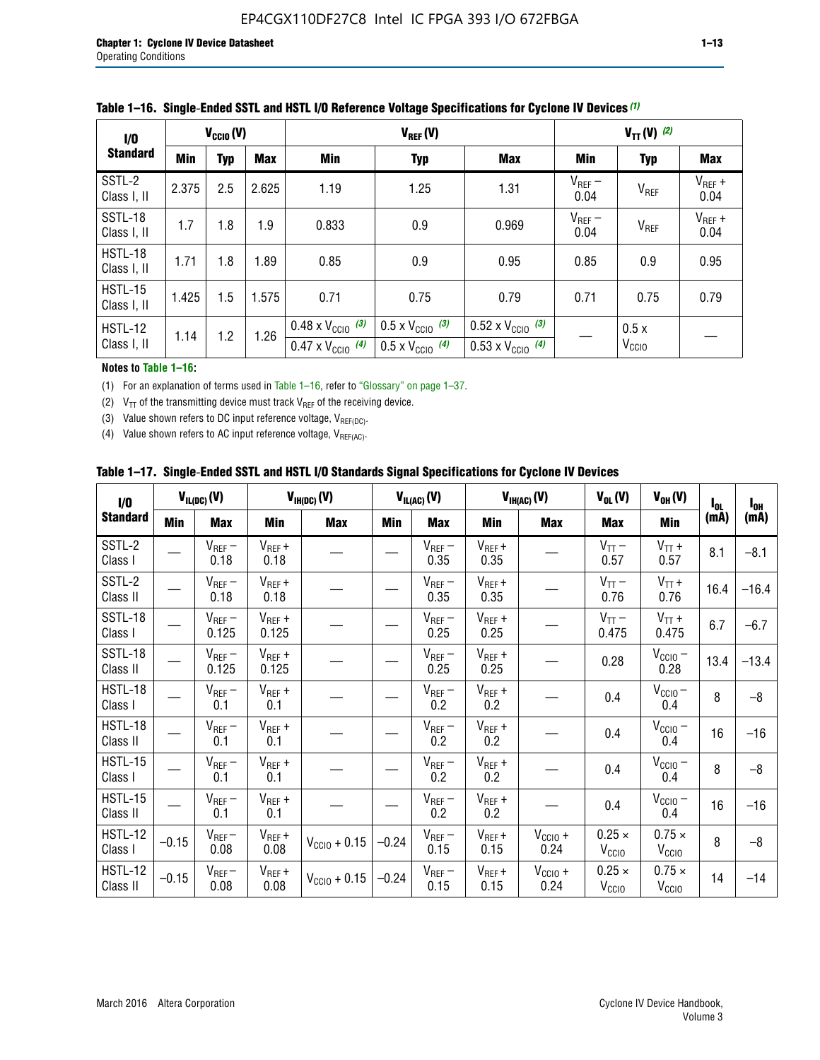**Table 1–16. Single-Ended SSTL and HSTL I/O Reference Voltage Specifications for Cyclone IV Devices (1)**

| I/O Standard | $V_{CCIO}$ (V) | | | $V_{REF}$ (V) | | | $V_{TT}$ (V) (2) | | |
|---|---|---|---|---|---|---|---|---|---|
| | Min | Typ | Max | Min | Typ | Max | Min | Typ | Max |
| SSTL-2 Class I, II | 2.375 | 2.5 | 2.625 | 1.19 | 1.25 | 1.31 | $V_{REF}$ – 0.04 | $V_{REF}$ | $V_{REF}$ + 0.04 |
| SSTL-18 Class I, II | 1.7 | 1.8 | 1.9 | 0.833 | 0.9 | 0.969 | $V_{REF}$ – 0.04 | $V_{REF}$ | $V_{REF}$ + 0.04 |
| HSTL-18 Class I, II | 1.71 | 1.8 | 1.89 | 0.85 | 0.9 | 0.95 | 0.85 | 0.9 | 0.95 |
| HSTL-15 Class I, II | 1.425 | 1.5 | 1.575 | 0.71 | 0.75 | 0.79 | 0.71 | 0.75 | 0.79 |
| HSTL-12 Class I, II | 1.14 | 1.2 | 1.26 | 0.48 x $V_{CCIO}$ (3) / 0.47 x $V_{CCIO}$ (4) | 0.5 x $V_{CCIO}$ (3) / 0.5 x $V_{CCIO}$ (4) | 0.52 x $V_{CCIO}$ (3) / 0.53 x $V_{CCIO}$ (4) | — | 0.5 x $V_{CCIO}$ | — |

**Notes to Table 1–16:**

(1) For an explanation of terms used in Table 1–16, refer to "Glossary" on page 1–37.

(2) $V_{TT}$ of the transmitting device must track $V_{REF}$ of the receiving device.

(3) Value shown refers to DC input reference voltage, $V_{REF(DC)}$.

(4) Value shown refers to AC input reference voltage, $V_{REF(AC)}$.

**Table 1–17. Single-Ended SSTL and HSTL I/O Standards Signal Specifications for Cyclone IV Devices**

| I/O Standard | $V_{IL(DC)}$ (V) | | $V_{IH(DC)}$ (V) | | $V_{IL(AC)}$ (V) | | $V_{IH(AC)}$ (V) | | $V_{OL}$ (V) | $V_{OH}$ (V) | $I_{OL}$ (mA) | $I_{OH}$ (mA) |
|---|---|---|---|---|---|---|---|---|---|---|---|---|
| | Min | Max | Min | Max | Min | Max | Min | Max | Max | Min | | |
| SSTL-2 Class I | — | $V_{REF}$ – 0.18 | $V_{REF}$ + 0.18 | — | — | $V_{REF}$ – 0.35 | $V_{REF}$ + 0.35 | — | $V_{TT}$ – 0.57 | $V_{TT}$ + 0.57 | 8.1 | –8.1 |
| SSTL-2 Class II | — | $V_{REF}$ – 0.18 | $V_{REF}$ + 0.18 | — | — | $V_{REF}$ – 0.35 | $V_{REF}$ + 0.35 | — | $V_{TT}$ – 0.76 | $V_{TT}$ + 0.76 | 16.4 | –16.4 |
| SSTL-18 Class I | — | $V_{REF}$ – 0.125 | $V_{REF}$ + 0.125 | — | — | $V_{REF}$ – 0.25 | $V_{REF}$ + 0.25 | — | $V_{TT}$ – 0.475 | $V_{TT}$ + 0.475 | 6.7 | –6.7 |
| SSTL-18 Class II | — | $V_{REF}$ – 0.125 | $V_{REF}$ + 0.125 | — | — | $V_{REF}$ – 0.25 | $V_{REF}$ + 0.25 | — | 0.28 | $V_{CCIO}$ – 0.28 | 13.4 | –13.4 |
| HSTL-18 Class I | — | $V_{REF}$ – 0.1 | $V_{REF}$ + 0.1 | — | — | $V_{REF}$ – 0.2 | $V_{REF}$ + 0.2 | — | 0.4 | $V_{CCIO}$ – 0.4 | 8 | –8 |
| HSTL-18 Class II | — | $V_{REF}$ – 0.1 | $V_{REF}$ + 0.1 | — | — | $V_{REF}$ – 0.2 | $V_{REF}$ + 0.2 | — | 0.4 | $V_{CCIO}$ – 0.4 | 16 | –16 |
| HSTL-15 Class I | — | $V_{REF}$ – 0.1 | $V_{REF}$ + 0.1 | — | — | $V_{REF}$ – 0.2 | $V_{REF}$ + 0.2 | — | 0.4 | $V_{CCIO}$ – 0.4 | 8 | –8 |
| HSTL-15 Class II | — | $V_{REF}$ – 0.1 | $V_{REF}$ + 0.1 | — | — | $V_{REF}$ – 0.2 | $V_{REF}$ + 0.2 | — | 0.4 | $V_{CCIO}$ – 0.4 | 16 | –16 |
| HSTL-12 Class I | –0.15 | $V_{REF}$ – 0.08 | $V_{REF}$ + 0.08 | $V_{CCIO}$ + 0.15 | –0.24 | $V_{REF}$ – 0.15 | $V_{REF}$ + 0.15 | $V_{CCIO}$ + 0.24 | 0.25 × $V_{CCIO}$ | 0.75 × $V_{CCIO}$ | 8 | –8 |
| HSTL-12 Class II | –0.15 | $V_{REF}$ – 0.08 | $V_{REF}$ + 0.08 | $V_{CCIO}$ + 0.15 | –0.24 | $V_{REF}$ – 0.15 | $V_{REF}$ + 0.15 | $V_{CCIO}$ + 0.24 | 0.25 × $V_{CCIO}$ | 0.75 × $V_{CCIO}$ | 14 | –14 |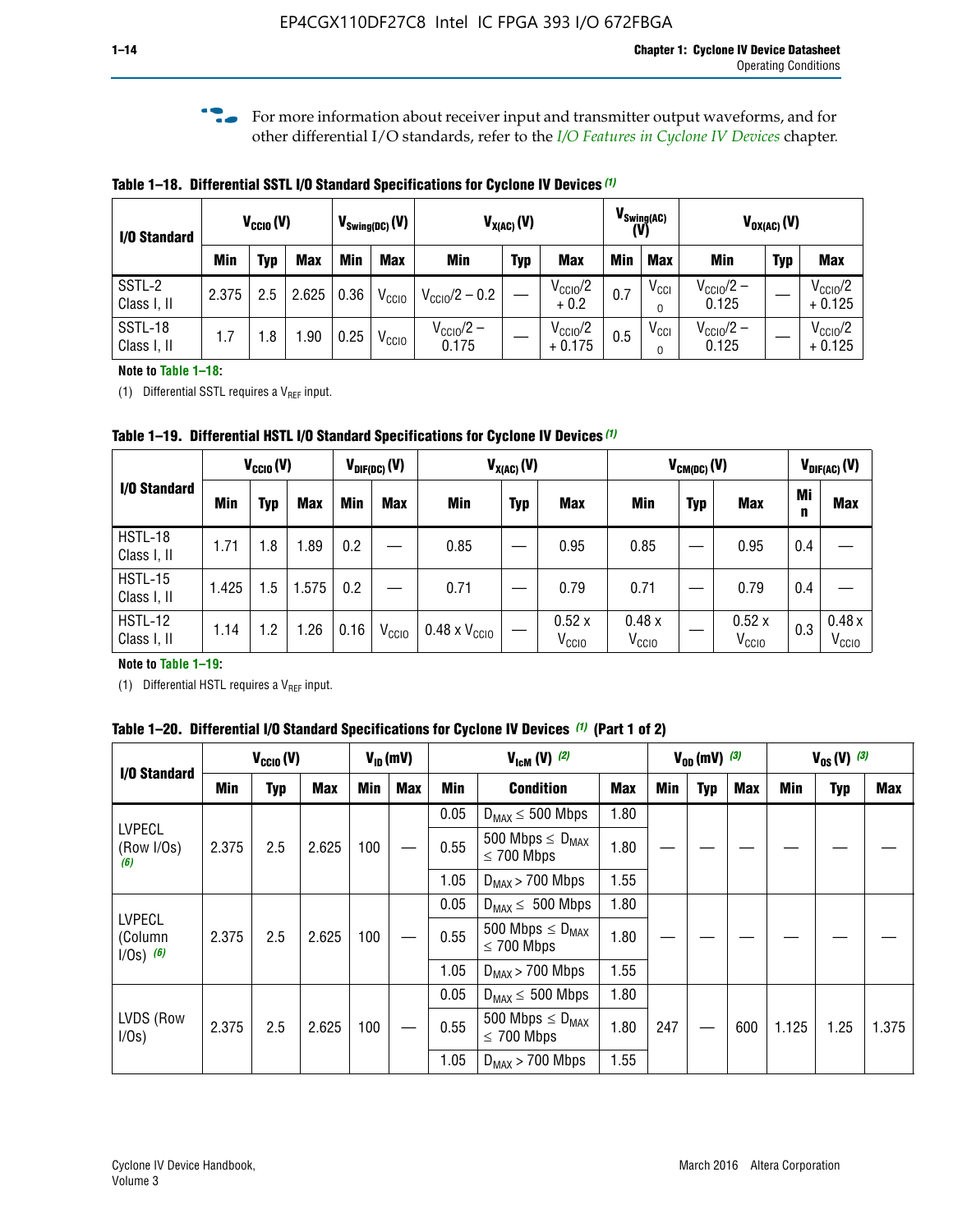For more information about receiver input and transmitter output waveforms, and for other differential I/O standards, refer to the *I/O Features in Cyclone IV Devices* chapter.

**Table 1–18. Differential SSTL I/O Standard Specifications for Cyclone IV Devices (1)**

| I/O Standard | $V_{CCIO}$ (V) | | | $V_{Swing(DC)}$ (V) | | $V_{X(AC)}$ (V) | | | $V_{Swing(AC)}$ (V) | | $V_{OX(AC)}$ (V) | | |
|---|---|---|---|---|---|---|---|---|---|---|---|---|---|
| | Min | Typ | Max | Min | Max | Min | Typ | Max | Min | Max | Min | Typ | Max |
| SSTL-2 Class I, II | 2.375 | 2.5 | 2.625 | 0.36 | $V_{CCIO}$ | $V_{CCIO}/2 - 0.2$ | — | $V_{CCIO}/2 + 0.2$ | 0.7 | $V_{CCIO}$ | $V_{CCIO}/2 - 0.125$ | — | $V_{CCIO}/2 + 0.125$ |
| SSTL-18 Class I, II | 1.7 | 1.8 | 1.90 | 0.25 | $V_{CCIO}$ | $V_{CCIO}/2 - 0.175$ | — | $V_{CCIO}/2 + 0.175$ | 0.5 | $V_{CCIO}$ | $V_{CCIO}/2 - 0.125$ | — | $V_{CCIO}/2 + 0.125$ |

**Note to Table 1–18:**

(1) Differential SSTL requires a $V_{REF}$ input.

**Table 1–19. Differential HSTL I/O Standard Specifications for Cyclone IV Devices (1)**

| I/O Standard | $V_{CCIO}$ (V) | | | $V_{DIF(DC)}$ (V) | | $V_{X(AC)}$ (V) | | | $V_{CM(DC)}$ (V) | | | $V_{DIF(AC)}$ (V) | |
|---|---|---|---|---|---|---|---|---|---|---|---|---|---|
| | Min | Typ | Max | Min | Max | Min | Typ | Max | Min | Typ | Max | Min | Max |
| HSTL-18 Class I, II | 1.71 | 1.8 | 1.89 | 0.2 | — | 0.85 | — | 0.95 | 0.85 | — | 0.95 | 0.4 | — |
| HSTL-15 Class I, II | 1.425 | 1.5 | 1.575 | 0.2 | — | 0.71 | — | 0.79 | 0.71 | — | 0.79 | 0.4 | — |
| HSTL-12 Class I, II | 1.14 | 1.2 | 1.26 | 0.16 | $V_{CCIO}$ | 0.48 x $V_{CCIO}$ | — | 0.52 x $V_{CCIO}$ | 0.48 x $V_{CCIO}$ | — | 0.52 x $V_{CCIO}$ | 0.3 | 0.48 x $V_{CCIO}$ |

**Note to Table 1–19:**

(1) Differential HSTL requires a $V_{REF}$ input.

**Table 1–20. Differential I/O Standard Specifications for Cyclone IV Devices (1) (Part 1 of 2)**

| I/O Standard | $V_{CCIO}$ (V) | | | $V_{ID}$ (mV) | | $V_{IcM}$ (V) (2) | | | $V_{OD}$ (mV) (3) | | | $V_{OS}$ (V) (3) | | |
|---|---|---|---|---|---|---|---|---|---|---|---|---|---|---|
| | Min | Typ | Max | Min | Max | Min | Condition | Max | Min | Typ | Max | Min | Typ | Max |
| LVPECL (Row I/Os) (6) | 2.375 | 2.5 | 2.625 | 100 | — | 0.05 | $D_{MAX} \leq$ 500 Mbps | 1.80 | — | — | — | — | — | — |
| | | | | | | 0.55 | 500 Mbps $\leq D_{MAX} \leq$ 700 Mbps | 1.80 | | | | | | |
| | | | | | | 1.05 | $D_{MAX} >$ 700 Mbps | 1.55 | | | | | | |
| LVPECL (Column I/Os) (6) | 2.375 | 2.5 | 2.625 | 100 | — | 0.05 | $D_{MAX} \leq$ 500 Mbps | 1.80 | — | — | — | — | — | — |
| | | | | | | 0.55 | 500 Mbps $\leq D_{MAX} \leq$ 700 Mbps | 1.80 | | | | | | |
| | | | | | | 1.05 | $D_{MAX} >$ 700 Mbps | 1.55 | | | | | | |
| LVDS (Row I/Os) | 2.375 | 2.5 | 2.625 | 100 | — | 0.05 | $D_{MAX} \leq$ 500 Mbps | 1.80 | 247 | — | 600 | 1.125 | 1.25 | 1.375 |
| | | | | | | 0.55 | 500 Mbps $\leq D_{MAX} \leq$ 700 Mbps | 1.80 | | | | | | |
| | | | | | | 1.05 | $D_{MAX} >$ 700 Mbps | 1.55 | | | | | | |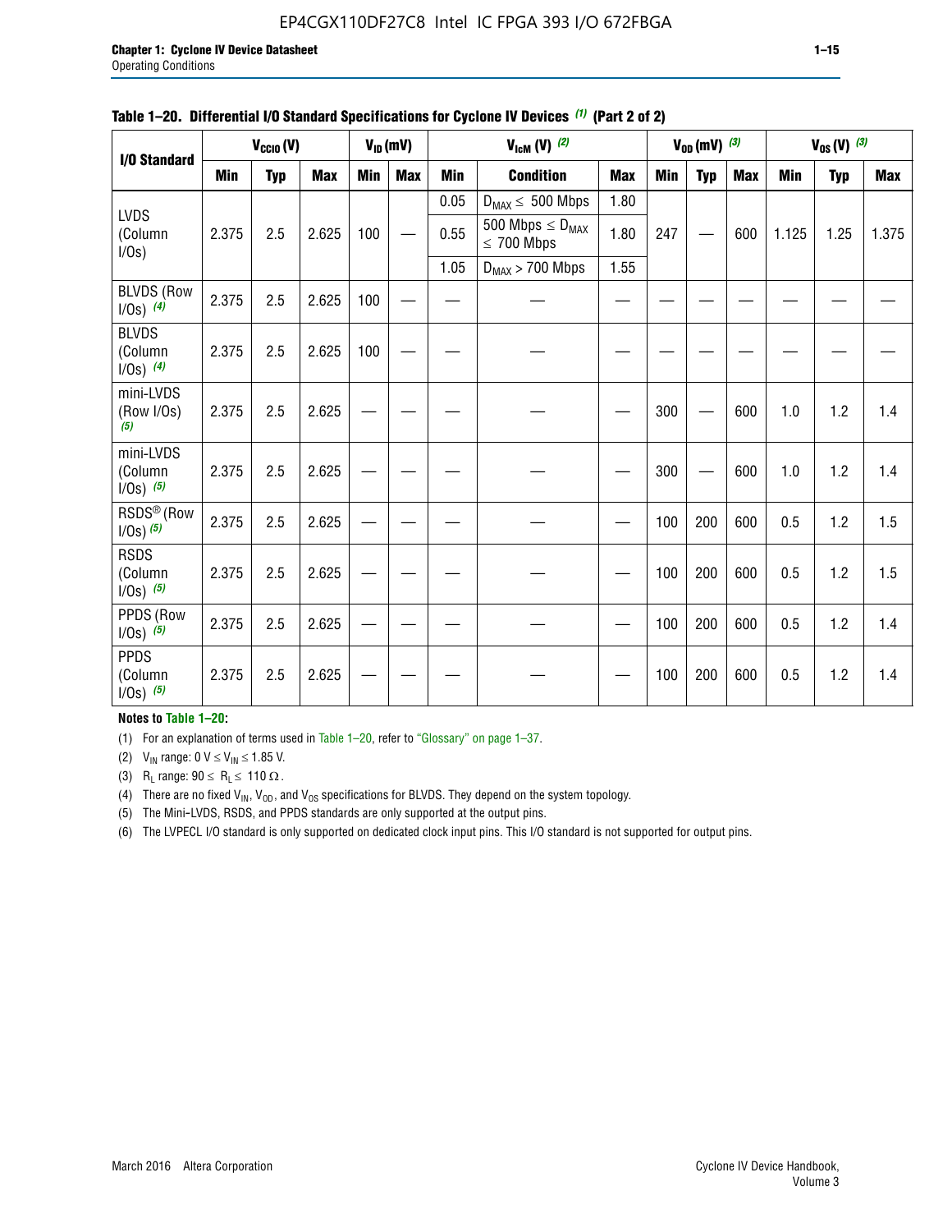**Table 1–20. Differential I/O Standard Specifications for Cyclone IV Devices (1) (Part 2 of 2)**

| I/O Standard | $V_{CCIO}$ (V) | | | $V_{ID}$ (mV) | | $V_{IcM}$ (V) (2) | | | $V_{OD}$ (mV) (3) | | | $V_{OS}$ (V) (3) | | |
|---|---|---|---|---|---|---|---|---|---|---|---|---|---|---|
| | Min | Typ | Max | Min | Max | Min | Condition | Max | Min | Typ | Max | Min | Typ | Max |
| LVDS (Column I/Os) | 2.375 | 2.5 | 2.625 | 100 | — | 0.05 | $D_{MAX} \leq$ 500 Mbps | 1.80 | 247 | — | 600 | 1.125 | 1.25 | 1.375 |
| | | | | | | 0.55 | 500 Mbps $\leq D_{MAX} \leq$ 700 Mbps | 1.80 | | | | | | |
| | | | | | | 1.05 | $D_{MAX}$ > 700 Mbps | 1.55 | | | | | | |
| BLVDS (Row I/Os) (4) | 2.375 | 2.5 | 2.625 | 100 | — | — | — | — | — | — | — | — | — | — |
| BLVDS (Column I/Os) (4) | 2.375 | 2.5 | 2.625 | 100 | — | — | — | — | — | — | — | — | — | — |
| mini-LVDS (Row I/Os) (5) | 2.375 | 2.5 | 2.625 | — | — | — | — | — | 300 | — | 600 | 1.0 | 1.2 | 1.4 |
| mini-LVDS (Column I/Os) (5) | 2.375 | 2.5 | 2.625 | — | — | — | — | — | 300 | — | 600 | 1.0 | 1.2 | 1.4 |
| RSDS® (Row I/Os) (5) | 2.375 | 2.5 | 2.625 | — | — | — | — | — | 100 | 200 | 600 | 0.5 | 1.2 | 1.5 |
| RSDS (Column I/Os) (5) | 2.375 | 2.5 | 2.625 | — | — | — | — | — | 100 | 200 | 600 | 0.5 | 1.2 | 1.5 |
| PPDS (Row I/Os) (5) | 2.375 | 2.5 | 2.625 | — | — | — | — | — | 100 | 200 | 600 | 0.5 | 1.2 | 1.4 |
| PPDS (Column I/Os) (5) | 2.375 | 2.5 | 2.625 | — | — | — | — | — | 100 | 200 | 600 | 0.5 | 1.2 | 1.4 |

**Notes to Table 1–20:**

(1) For an explanation of terms used in Table 1–20, refer to "Glossary" on page 1–37.

(2) $V_{IN}$ range: 0 V ≤ $V_{IN}$ ≤ 1.85 V.

(3) $R_L$ range: 90 ≤ $R_L$ ≤ 110 Ω.

(4) There are no fixed $V_{IN}$, $V_{OD}$, and $V_{OS}$ specifications for BLVDS. They depend on the system topology.

(5) The Mini-LVDS, RSDS, and PPDS standards are only supported at the output pins.

(6) The LVPECL I/O standard is only supported on dedicated clock input pins. This I/O standard is not supported for output pins.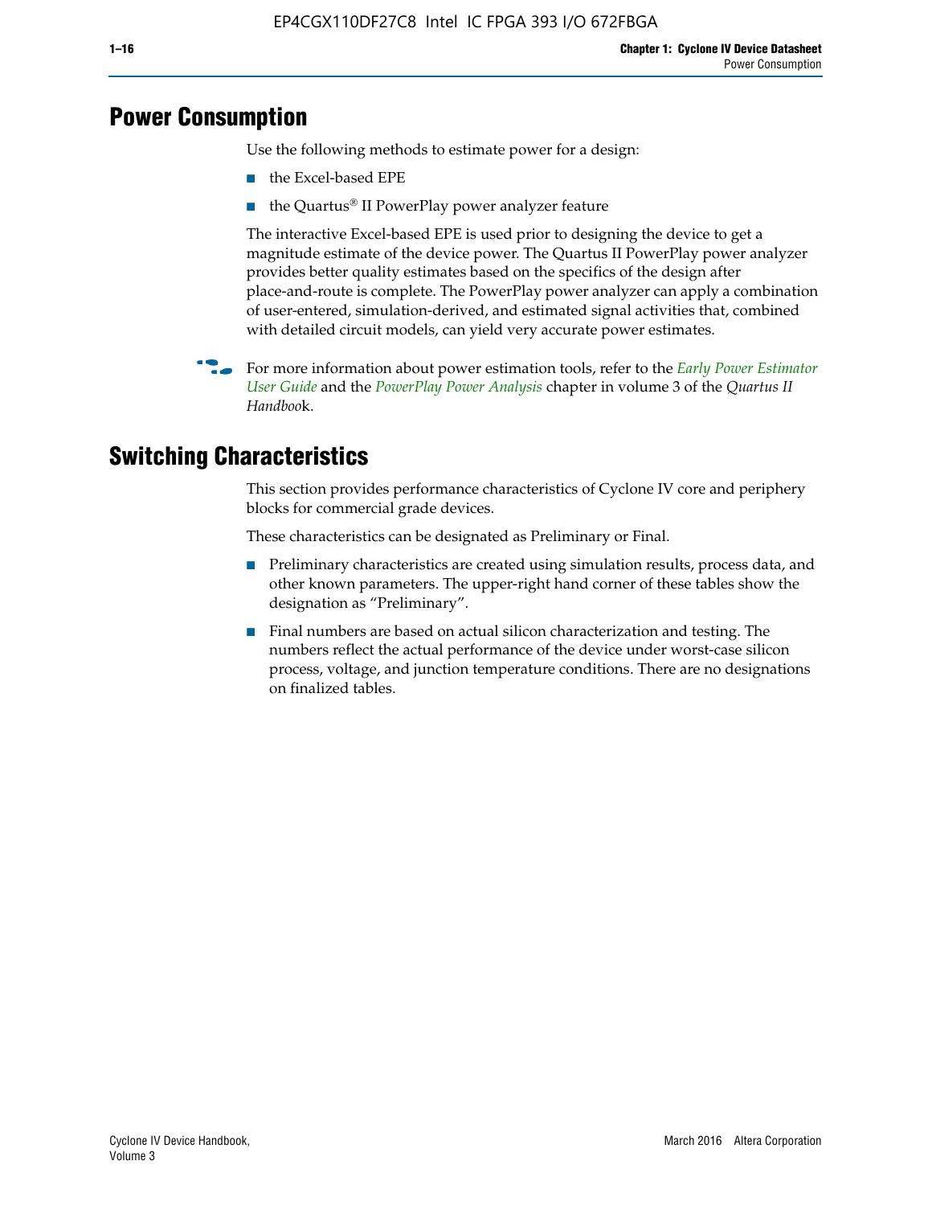## Power Consumption

Use the following methods to estimate power for a design:

- the Excel-based EPE
- the Quartus® II PowerPlay power analyzer feature

The interactive Excel-based EPE is used prior to designing the device to get a magnitude estimate of the device power. The Quartus II PowerPlay power analyzer provides better quality estimates based on the specifics of the design after place-and-route is complete. The PowerPlay power analyzer can apply a combination of user-entered, simulation-derived, and estimated signal activities that, combined with detailed circuit models, can yield very accurate power estimates.

For more information about power estimation tools, refer to the *Early Power Estimator User Guide* and the *PowerPlay Power Analysis* chapter in volume 3 of the *Quartus II Handbook*.

## Switching Characteristics

This section provides performance characteristics of Cyclone IV core and periphery blocks for commercial grade devices.

These characteristics can be designated as Preliminary or Final.

- Preliminary characteristics are created using simulation results, process data, and other known parameters. The upper-right hand corner of these tables show the designation as "Preliminary".
- Final numbers are based on actual silicon characterization and testing. The numbers reflect the actual performance of the device under worst-case silicon process, voltage, and junction temperature conditions. There are no designations on finalized tables.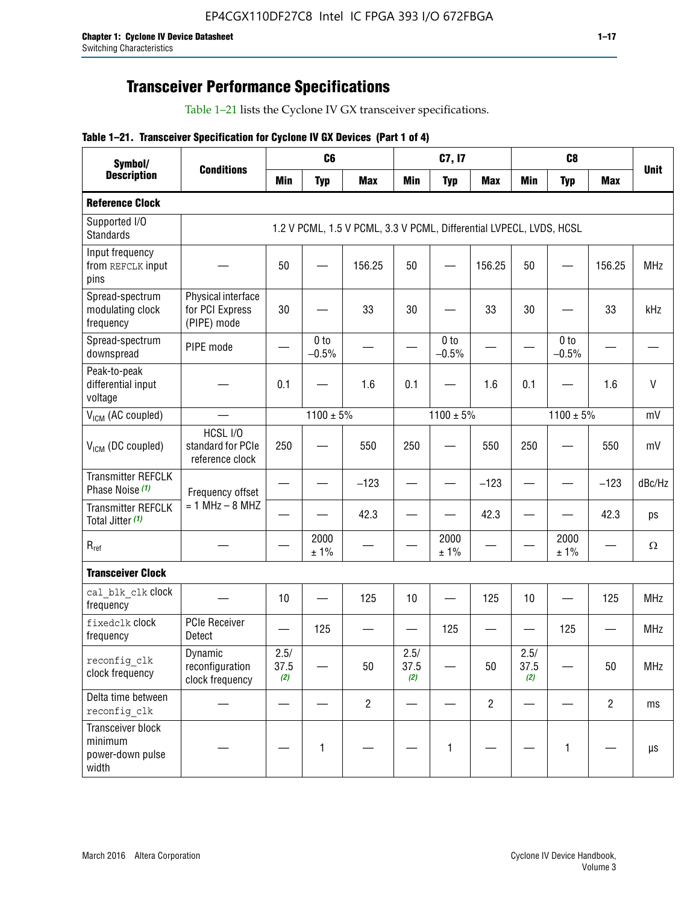## Transceiver Performance Specifications

Table 1–21 lists the Cyclone IV GX transceiver specifications.

**Table 1–21. Transceiver Specification for Cyclone IV GX Devices (Part 1 of 4)**

| Symbol/ Description | Conditions | C6 | | | C7, I7 | | | C8 | | | Unit |
|---|---|---|---|---|---|---|---|---|---|---|---|
| | | Min | Typ | Max | Min | Typ | Max | Min | Typ | Max | |
| **Reference Clock** | | | | | | | | | | | |
| Supported I/O Standards | 1.2 V PCML, 1.5 V PCML, 3.3 V PCML, Differential LVPECL, LVDS, HCSL | | | | | | | | | | |
| Input frequency from REFCLK input pins | — | 50 | — | 156.25 | 50 | — | 156.25 | 50 | — | 156.25 | MHz |
| Spread-spectrum modulating clock frequency | Physical interface for PCI Express (PIPE) mode | 30 | — | 33 | 30 | — | 33 | 30 | — | 33 | kHz |
| Spread-spectrum downspread | PIPE mode | — | 0 to −0.5% | — | — | 0 to −0.5% | — | — | 0 to −0.5% | — | — |
| Peak-to-peak differential input voltage | — | 0.1 | — | 1.6 | 0.1 | — | 1.6 | 0.1 | — | 1.6 | V |
| $V_{ICM}$ (AC coupled) | — | 1100 ± 5% | | | 1100 ± 5% | | | 1100 ± 5% | | | mV |
| $V_{ICM}$ (DC coupled) | HCSL I/O standard for PCIe reference clock | 250 | — | 550 | 250 | — | 550 | 250 | — | 550 | mV |
| Transmitter REFCLK Phase Noise *(1)* | Frequency offset = 1 MHz – 8 MHZ | — | — | −123 | — | — | −123 | — | — | −123 | dBc/Hz |
| Transmitter REFCLK Total Jitter *(1)* | | — | — | 42.3 | — | — | 42.3 | — | — | 42.3 | ps |
| $R_{ref}$ | — | — | 2000 ± 1% | — | — | 2000 ± 1% | — | — | 2000 ± 1% | — | Ω |
| **Transceiver Clock** | | | | | | | | | | | |
| cal_blk_clk clock frequency | — | 10 | — | 125 | 10 | — | 125 | 10 | — | 125 | MHz |
| fixedclk clock frequency | PCIe Receiver Detect | — | 125 | — | — | 125 | — | — | 125 | — | MHz |
| reconfig_clk clock frequency | Dynamic reconfiguration clock frequency | 2.5/ 37.5 *(2)* | — | 50 | 2.5/ 37.5 *(2)* | — | 50 | 2.5/ 37.5 *(2)* | — | 50 | MHz |
| Delta time between reconfig_clk | — | — | — | 2 | — | — | 2 | — | — | 2 | ms |
| Transceiver block minimum power-down pulse width | — | — | 1 | — | — | 1 | — | — | 1 | — | µs |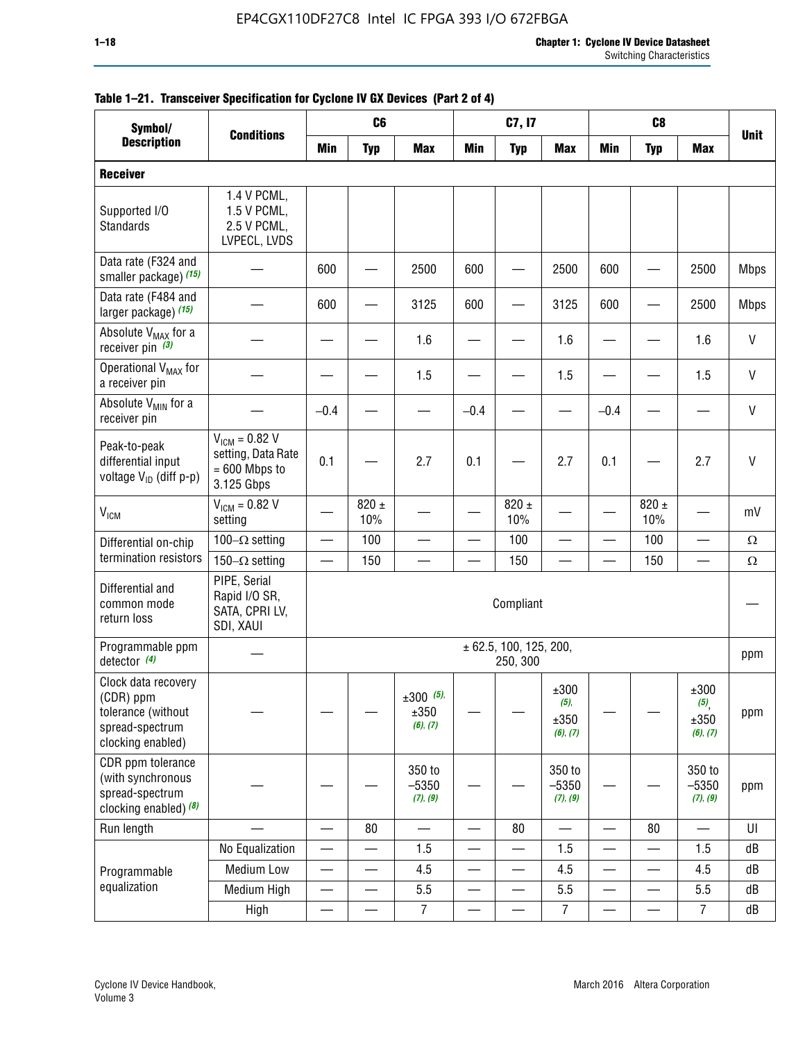**Table 1–21. Transceiver Specification for Cyclone IV GX Devices (Part 2 of 4)**

| Symbol/ Description | Conditions | C6 | | | C7, I7 | | | C8 | | | Unit |
|---|---|---|---|---|---|---|---|---|---|---|---|
| | | Min | Typ | Max | Min | Typ | Max | Min | Typ | Max | |
| **Receiver** | | | | | | | | | | | |
| Supported I/O Standards | 1.4 V PCML, 1.5 V PCML, 2.5 V PCML, LVPECL, LVDS | | | | | | | | | | |
| Data rate (F324 and smaller package) *(15)* | — | 600 | — | 2500 | 600 | — | 2500 | 600 | — | 2500 | Mbps |
| Data rate (F484 and larger package) *(15)* | — | 600 | — | 3125 | 600 | — | 3125 | 600 | — | 2500 | Mbps |
| Absolute $V_{MAX}$ for a receiver pin *(3)* | — | — | — | 1.6 | — | — | 1.6 | — | — | 1.6 | V |
| Operational $V_{MAX}$ for a receiver pin | — | — | — | 1.5 | — | — | 1.5 | — | — | 1.5 | V |
| Absolute $V_{MIN}$ for a receiver pin | — | –0.4 | — | — | –0.4 | — | — | –0.4 | — | — | V |
| Peak-to-peak differential input voltage $V_{ID}$ (diff p-p) | $V_{ICM}$ = 0.82 V setting, Data Rate = 600 Mbps to 3.125 Gbps | 0.1 | — | 2.7 | 0.1 | — | 2.7 | 0.1 | — | 2.7 | V |
| $V_{ICM}$ | $V_{ICM}$ = 0.82 V setting | — | 820 ± 10% | — | — | 820 ± 10% | — | — | 820 ± 10% | — | mV |
| Differential on-chip termination resistors | 100–Ω setting | — | 100 | — | — | 100 | — | — | 100 | — | Ω |
| | 150–Ω setting | — | 150 | — | — | 150 | — | — | 150 | — | Ω |
| Differential and common mode return loss | PIPE, Serial Rapid I/O SR, SATA, CPRI LV, SDI, XAUI | Compliant | | | | | | | | | — |
| Programmable ppm detector *(4)* | — | ± 62.5, 100, 125, 200, 250, 300 | | | | | | | | | ppm |
| Clock data recovery (CDR) ppm tolerance (without spread-spectrum clocking enabled) | — | — | — | ±300 *(5)*, ±350 *(6)*, *(7)* | — | — | ±300 *(5)*, ±350 *(6)*, *(7)* | — | — | ±300 *(5)*, ±350 *(6)*, *(7)* | ppm |
| CDR ppm tolerance (with synchronous spread-spectrum clocking enabled) *(8)* | — | — | — | 350 to –5350 *(7)*, *(9)* | — | — | 350 to –5350 *(7)*, *(9)* | — | — | 350 to –5350 *(7)*, *(9)* | ppm |
| Run length | — | — | 80 | — | — | 80 | — | — | 80 | — | UI |
| Programmable equalization | No Equalization | — | — | 1.5 | — | — | 1.5 | — | — | 1.5 | dB |
| | Medium Low | — | — | 4.5 | — | — | 4.5 | — | — | 4.5 | dB |
| | Medium High | — | — | 5.5 | — | — | 5.5 | — | — | 5.5 | dB |
| | High | — | — | 7 | — | — | 7 | — | — | 7 | dB |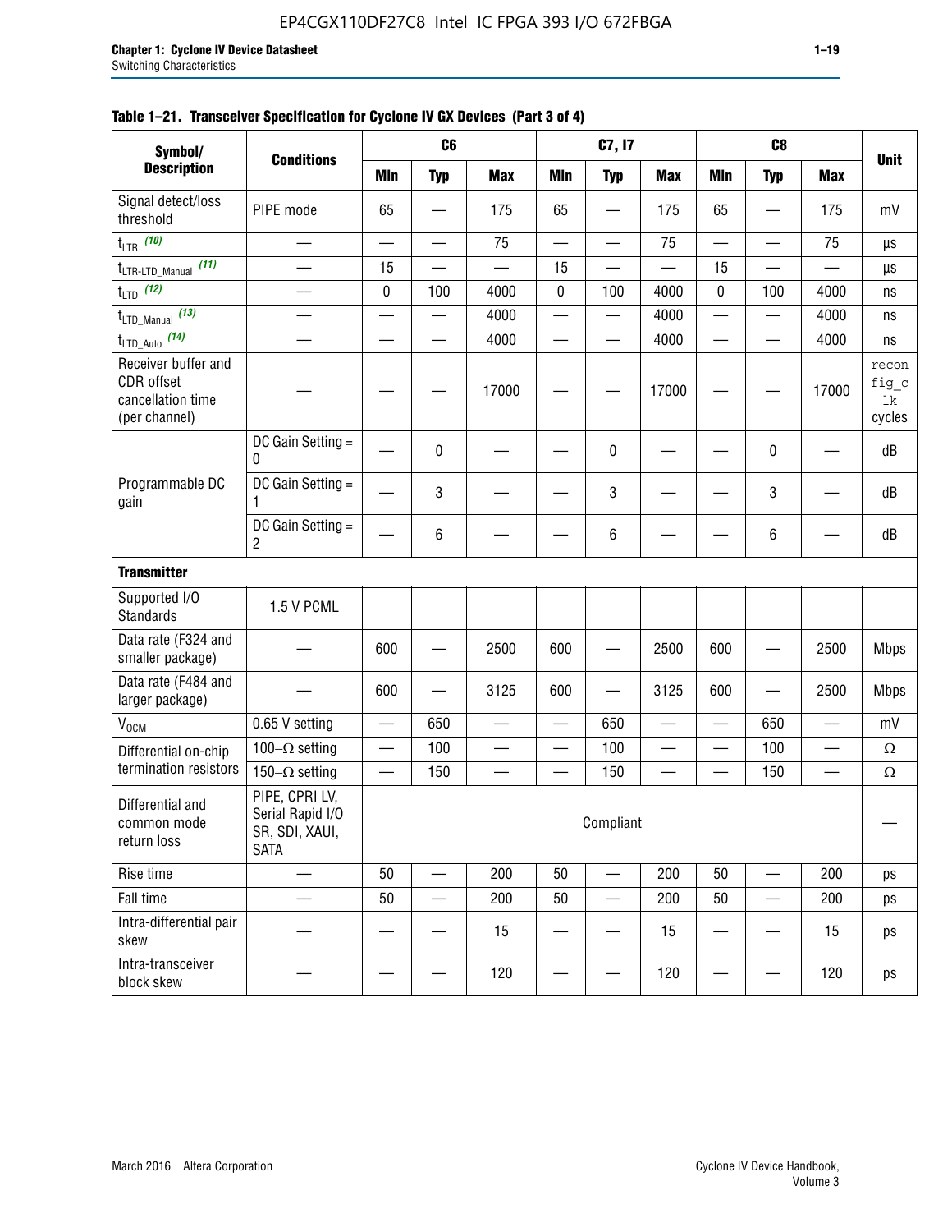**Table 1–21. Transceiver Specification for Cyclone IV GX Devices (Part 3 of 4)**

| Symbol/ Description | Conditions | C6 | | | C7, I7 | | | C8 | | | Unit |
|---|---|---|---|---|---|---|---|---|---|---|---|
| | | Min | Typ | Max | Min | Typ | Max | Min | Typ | Max | |
| Signal detect/loss threshold | PIPE mode | 65 | — | 175 | 65 | — | 175 | 65 | — | 175 | mV |
| $t_{LTR}$ (10) | — | — | — | 75 | — | — | 75 | — | — | 75 | µs |
| $t_{LTR\text{-}LTD\_Manual}$ (11) | — | 15 | — | — | 15 | — | — | 15 | — | — | µs |
| $t_{LTD}$ (12) | — | 0 | 100 | 4000 | 0 | 100 | 4000 | 0 | 100 | 4000 | ns |
| $t_{LTD\_Manual}$ (13) | — | — | — | 4000 | — | — | 4000 | — | — | 4000 | ns |
| $t_{LTD\_Auto}$ (14) | — | — | — | 4000 | — | — | 4000 | — | — | 4000 | ns |
| Receiver buffer and CDR offset cancellation time (per channel) | — | — | — | 17000 | — | — | 17000 | — | — | 17000 | reconfig_clk cycles |
| Programmable DC gain | DC Gain Setting = 0 | — | 0 | — | — | 0 | — | — | 0 | — | dB |
| | DC Gain Setting = 1 | — | 3 | — | — | 3 | — | — | 3 | — | dB |
| | DC Gain Setting = 2 | — | 6 | — | — | 6 | — | — | 6 | — | dB |
| **Transmitter** | | | | | | | | | | | |
| Supported I/O Standards | 1.5 V PCML | | | | | | | | | | |
| Data rate (F324 and smaller package) | — | 600 | — | 2500 | 600 | — | 2500 | 600 | — | 2500 | Mbps |
| Data rate (F484 and larger package) | — | 600 | — | 3125 | 600 | — | 3125 | 600 | — | 2500 | Mbps |
| $V_{OCM}$ | 0.65 V setting | — | 650 | — | — | 650 | — | — | 650 | — | mV |
| Differential on-chip termination resistors | 100–Ω setting | — | 100 | — | — | 100 | — | — | 100 | — | Ω |
| | 150–Ω setting | — | 150 | — | — | 150 | — | — | 150 | — | Ω |
| Differential and common mode return loss | PIPE, CPRI LV, Serial Rapid I/O SR, SDI, XAUI, SATA | Compliant | | | | | | | | | — |
| Rise time | — | 50 | — | 200 | 50 | — | 200 | 50 | — | 200 | ps |
| Fall time | — | 50 | — | 200 | 50 | — | 200 | 50 | — | 200 | ps |
| Intra-differential pair skew | — | — | — | 15 | — | — | 15 | — | — | 15 | ps |
| Intra-transceiver block skew | — | — | — | 120 | — | — | 120 | — | — | 120 | ps |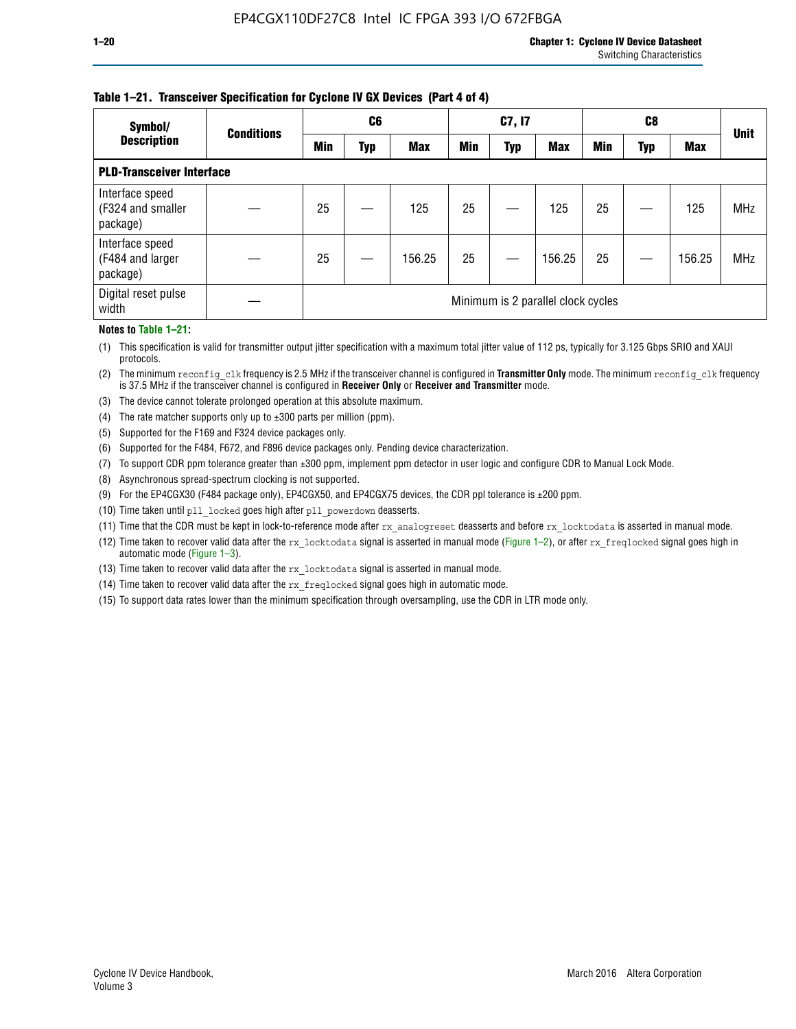**Table 1–21. Transceiver Specification for Cyclone IV GX Devices (Part 4 of 4)**

| Symbol/ Description | Conditions | C6 | | | C7, I7 | | | C8 | | | Unit |
|---|---|---|---|---|---|---|---|---|---|---|---|
| | | Min | Typ | Max | Min | Typ | Max | Min | Typ | Max | |
| **PLD-Transceiver Interface** | | | | | | | | | | | |
| Interface speed (F324 and smaller package) | — | 25 | — | 125 | 25 | — | 125 | 25 | — | 125 | MHz |
| Interface speed (F484 and larger package) | — | 25 | — | 156.25 | 25 | — | 156.25 | 25 | — | 156.25 | MHz |
| Digital reset pulse width | — | Minimum is 2 parallel clock cycles | | | | | | | | | |

**Notes to Table 1–21:**

(1) This specification is valid for transmitter output jitter specification with a maximum total jitter value of 112 ps, typically for 3.125 Gbps SRIO and XAUI protocols.

(2) The minimum `reconfig_clk` frequency is 2.5 MHz if the transceiver channel is configured in **Transmitter Only** mode. The minimum `reconfig_clk` frequency is 37.5 MHz if the transceiver channel is configured in **Receiver Only** or **Receiver and Transmitter** mode.

(3) The device cannot tolerate prolonged operation at this absolute maximum.

(4) The rate matcher supports only up to ±300 parts per million (ppm).

(5) Supported for the F169 and F324 device packages only.

(6) Supported for the F484, F672, and F896 device packages only. Pending device characterization.

(7) To support CDR ppm tolerance greater than ±300 ppm, implement ppm detector in user logic and configure CDR to Manual Lock Mode.

(8) Asynchronous spread-spectrum clocking is not supported.

(9) For the EP4CGX30 (F484 package only), EP4CGX50, and EP4CGX75 devices, the CDR ppl tolerance is ±200 ppm.

(10) Time taken until `pll_locked` goes high after `pll_powerdown` deasserts.

(11) Time that the CDR must be kept in lock-to-reference mode after `rx_analogreset` deasserts and before `rx_locktodata` is asserted in manual mode.

(12) Time taken to recover valid data after the `rx_locktodata` signal is asserted in manual mode (Figure 1–2), or after `rx_freqlocked` signal goes high in automatic mode (Figure 1–3).

(13) Time taken to recover valid data after the `rx_locktodata` signal is asserted in manual mode.

(14) Time taken to recover valid data after the `rx_freqlocked` signal goes high in automatic mode.

(15) To support data rates lower than the minimum specification through oversampling, use the CDR in LTR mode only.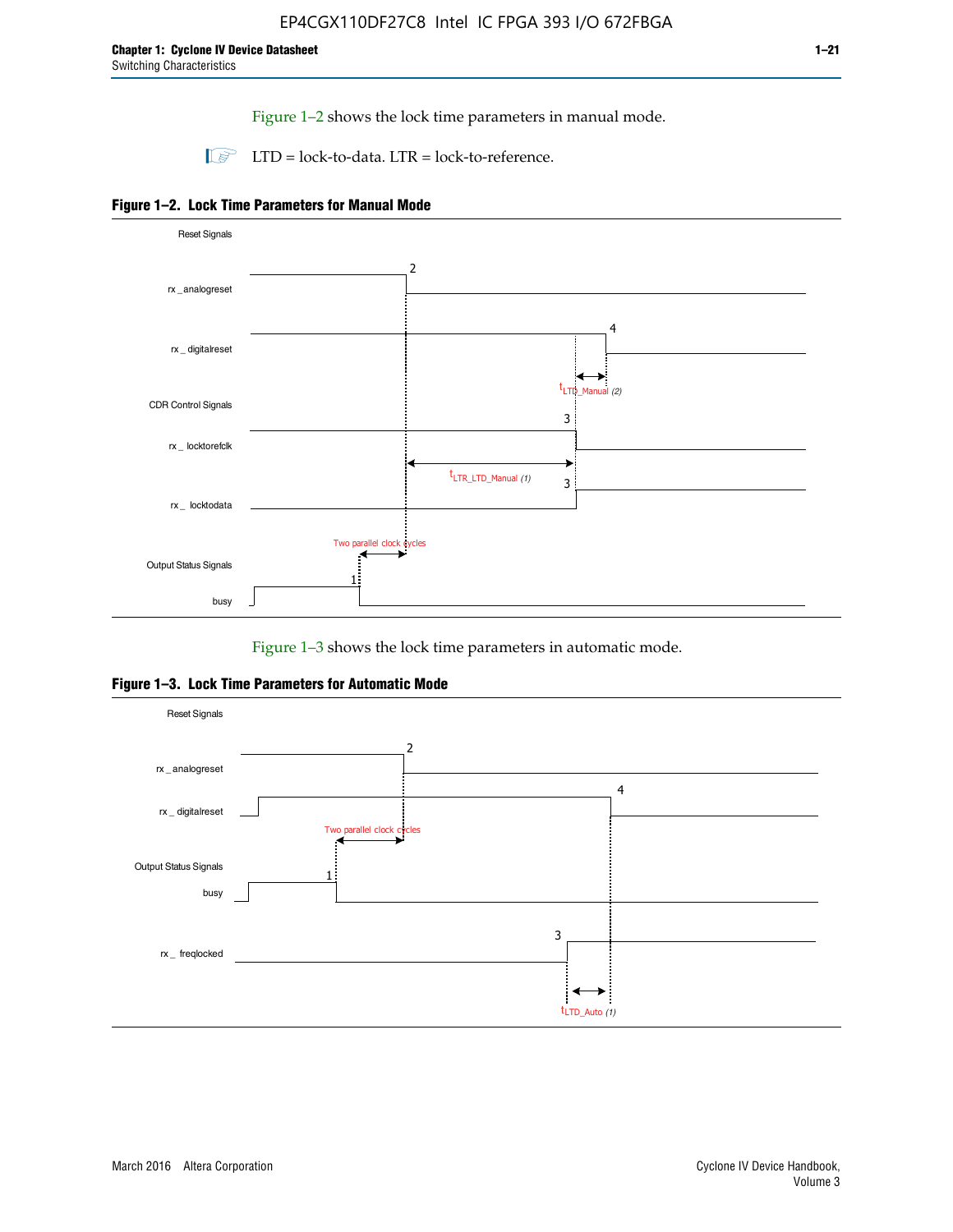Figure 1–2 shows the lock time parameters in manual mode.

LTD = lock-to-data. LTR = lock-to-reference.

**Figure 1–2. Lock Time Parameters for Manual Mode**

Reset Signals

rx _analogreset

rx _ digitalreset

CDR Control Signals

rx _ locktorefclk

rx _ locktodata

Output Status Signals

busy

Two parallel clock cycles

$t_{LTD\_Manual}$ (2)

$t_{LTR\_LTD\_Manual}$ (1)

Figure 1–3 shows the lock time parameters in automatic mode.

**Figure 1–3. Lock Time Parameters for Automatic Mode**

Reset Signals

rx _ analogreset

rx _ digitalreset

Two parallel clock cycles

Output Status Signals

busy

rx _ freqlocked

$t_{LTD\_Auto}$ (1)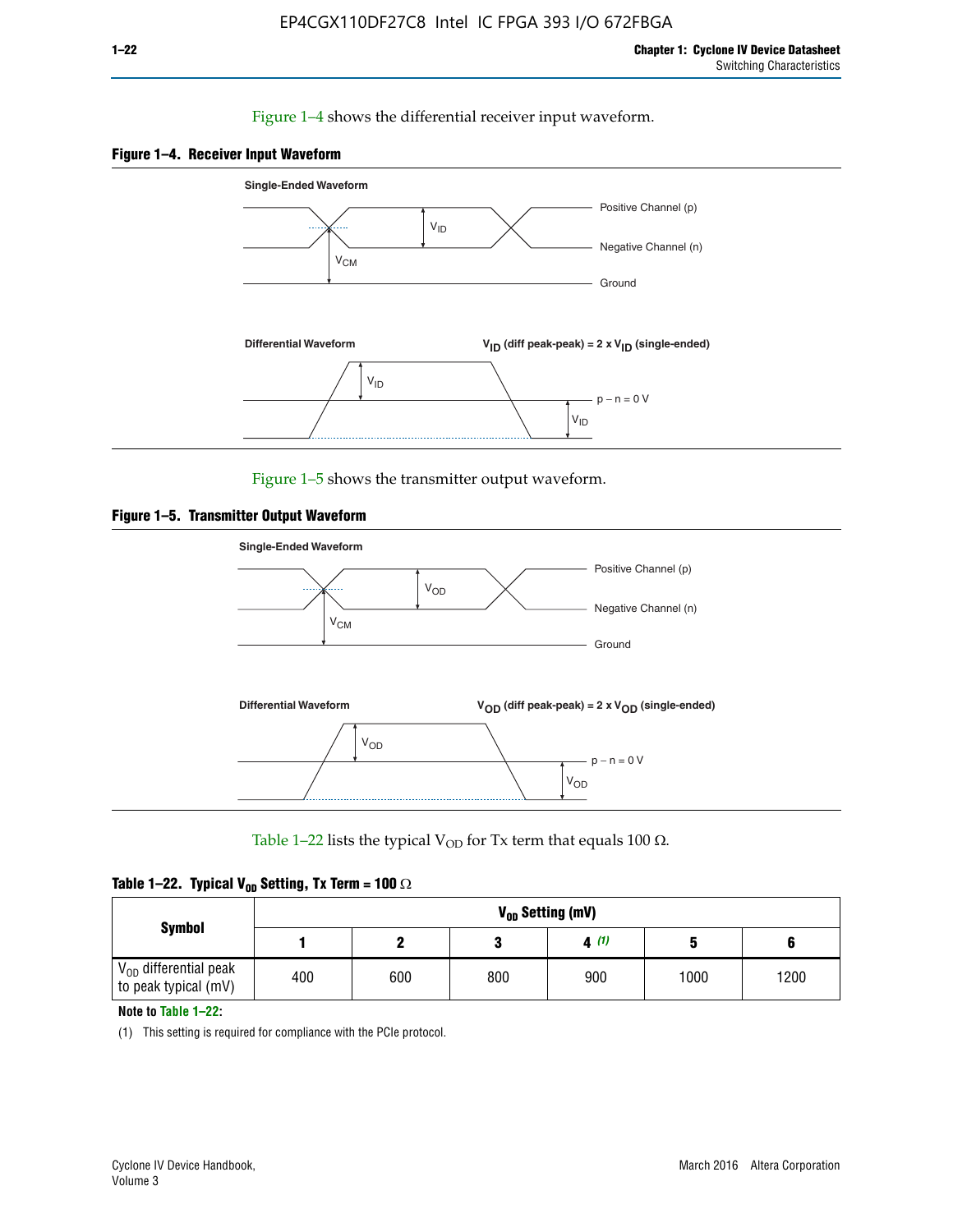Figure 1–4 shows the differential receiver input waveform.

**Figure 1–4. Receiver Input Waveform**

Single-Ended Waveform

Positive Channel (p)

Negative Channel (n)

Ground

$V_{ID}$

$V_{CM}$

Differential Waveform

$V_{ID}$ (diff peak-peak) = 2 x $V_{ID}$ (single-ended)

$V_{ID}$

p − n = 0 V

$V_{ID}$

Figure 1–5 shows the transmitter output waveform.

**Figure 1–5. Transmitter Output Waveform**

Single-Ended Waveform

Positive Channel (p)

Negative Channel (n)

Ground

$V_{OD}$

$V_{CM}$

Differential Waveform

$V_{OD}$ (diff peak-peak) = 2 x $V_{OD}$ (single-ended)

$V_{OD}$

p − n = 0 V

$V_{OD}$

Table 1–22 lists the typical $V_{OD}$ for Tx term that equals 100 Ω.

**Table 1–22. Typical $V_{OD}$ Setting, Tx Term = 100 Ω**

| Symbol | $V_{OD}$ Setting (mV) | | | | | |
|---|---|---|---|---|---|---|
| | 1 | 2 | 3 | 4 *(1)* | 5 | 6 |
| $V_{OD}$ differential peak to peak typical (mV) | 400 | 600 | 800 | 900 | 1000 | 1200 |

**Note to Table 1–22:**

(1) This setting is required for compliance with the PCIe protocol.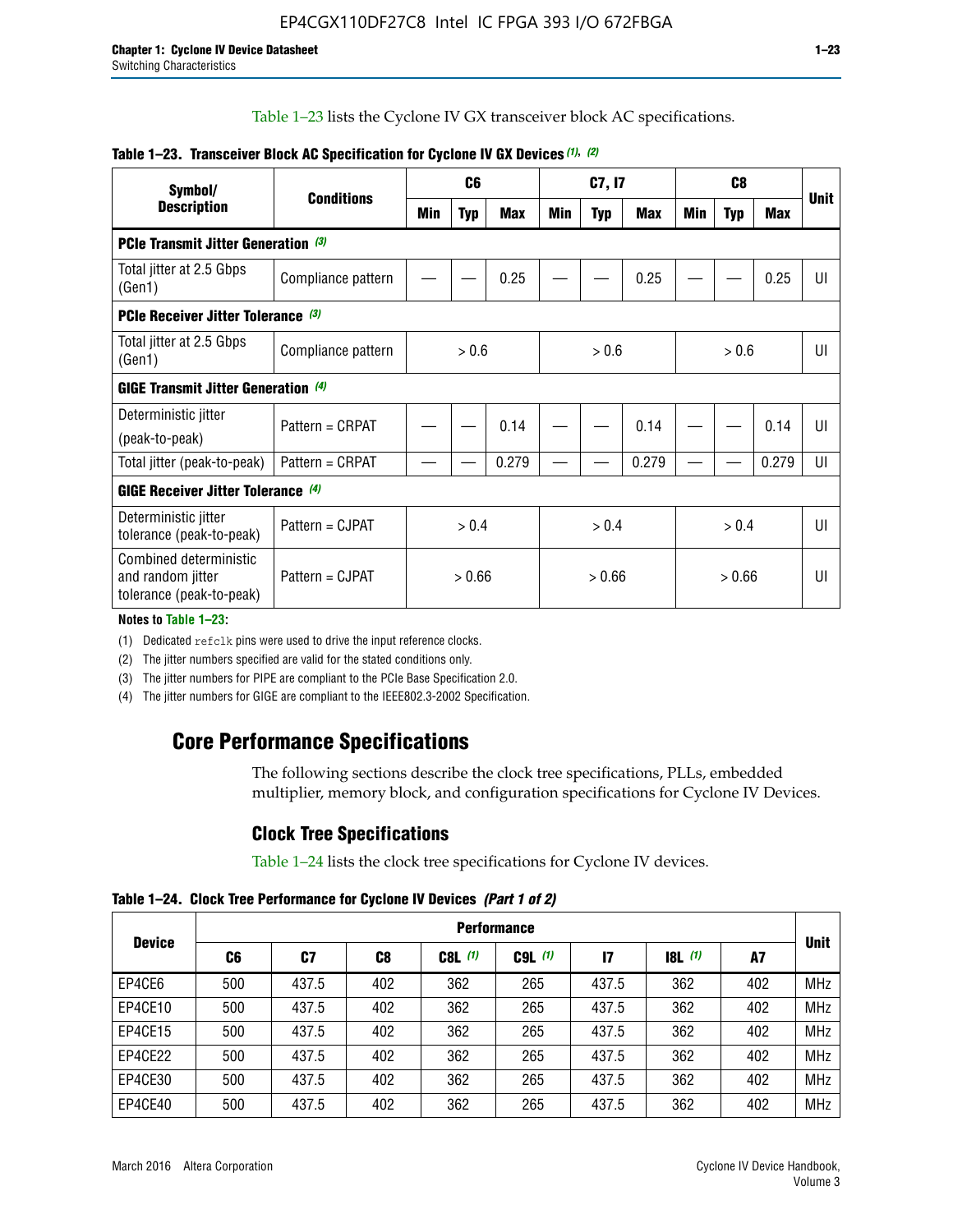Table 1–23 lists the Cyclone IV GX transceiver block AC specifications.

**Table 1–23. Transceiver Block AC Specification for Cyclone IV GX Devices (1), (2)**

| Symbol/ Description | Conditions | C6 | | | C7, I7 | | | C8 | | | Unit |
|---|---|---|---|---|---|---|---|---|---|---|---|
| | | Min | Typ | Max | Min | Typ | Max | Min | Typ | Max | |
| **PCIe Transmit Jitter Generation (3)** | | | | | | | | | | | |
| Total jitter at 2.5 Gbps (Gen1) | Compliance pattern | — | — | 0.25 | — | — | 0.25 | — | — | 0.25 | UI |
| **PCIe Receiver Jitter Tolerance (3)** | | | | | | | | | | | |
| Total jitter at 2.5 Gbps (Gen1) | Compliance pattern | > 0.6 | | | > 0.6 | | | > 0.6 | | | UI |
| **GIGE Transmit Jitter Generation (4)** | | | | | | | | | | | |
| Deterministic jitter (peak-to-peak) | Pattern = CRPAT | — | — | 0.14 | — | — | 0.14 | — | — | 0.14 | UI |
| Total jitter (peak-to-peak) | Pattern = CRPAT | — | — | 0.279 | — | — | 0.279 | — | — | 0.279 | UI |
| **GIGE Receiver Jitter Tolerance (4)** | | | | | | | | | | | |
| Deterministic jitter tolerance (peak-to-peak) | Pattern = CJPAT | > 0.4 | | | > 0.4 | | | > 0.4 | | | UI |
| Combined deterministic and random jitter tolerance (peak-to-peak) | Pattern = CJPAT | > 0.66 | | | > 0.66 | | | > 0.66 | | | UI |

**Notes to Table 1–23:**

(1) Dedicated refclk pins were used to drive the input reference clocks.

(2) The jitter numbers specified are valid for the stated conditions only.

(3) The jitter numbers for PIPE are compliant to the PCIe Base Specification 2.0.

(4) The jitter numbers for GIGE are compliant to the IEEE802.3-2002 Specification.

# Core Performance Specifications

The following sections describe the clock tree specifications, PLLs, embedded multiplier, memory block, and configuration specifications for Cyclone IV Devices.

## Clock Tree Specifications

Table 1–24 lists the clock tree specifications for Cyclone IV devices.

**Table 1–24. Clock Tree Performance for Cyclone IV Devices (Part 1 of 2)**

| Device | Performance | | | | | | | | Unit |
|---|---|---|---|---|---|---|---|---|---|
| | C6 | C7 | C8 | C8L (1) | C9L (1) | I7 | I8L (1) | A7 | |
| EP4CE6 | 500 | 437.5 | 402 | 362 | 265 | 437.5 | 362 | 402 | MHz |
| EP4CE10 | 500 | 437.5 | 402 | 362 | 265 | 437.5 | 362 | 402 | MHz |
| EP4CE15 | 500 | 437.5 | 402 | 362 | 265 | 437.5 | 362 | 402 | MHz |
| EP4CE22 | 500 | 437.5 | 402 | 362 | 265 | 437.5 | 362 | 402 | MHz |
| EP4CE30 | 500 | 437.5 | 402 | 362 | 265 | 437.5 | 362 | 402 | MHz |
| EP4CE40 | 500 | 437.5 | 402 | 362 | 265 | 437.5 | 362 | 402 | MHz |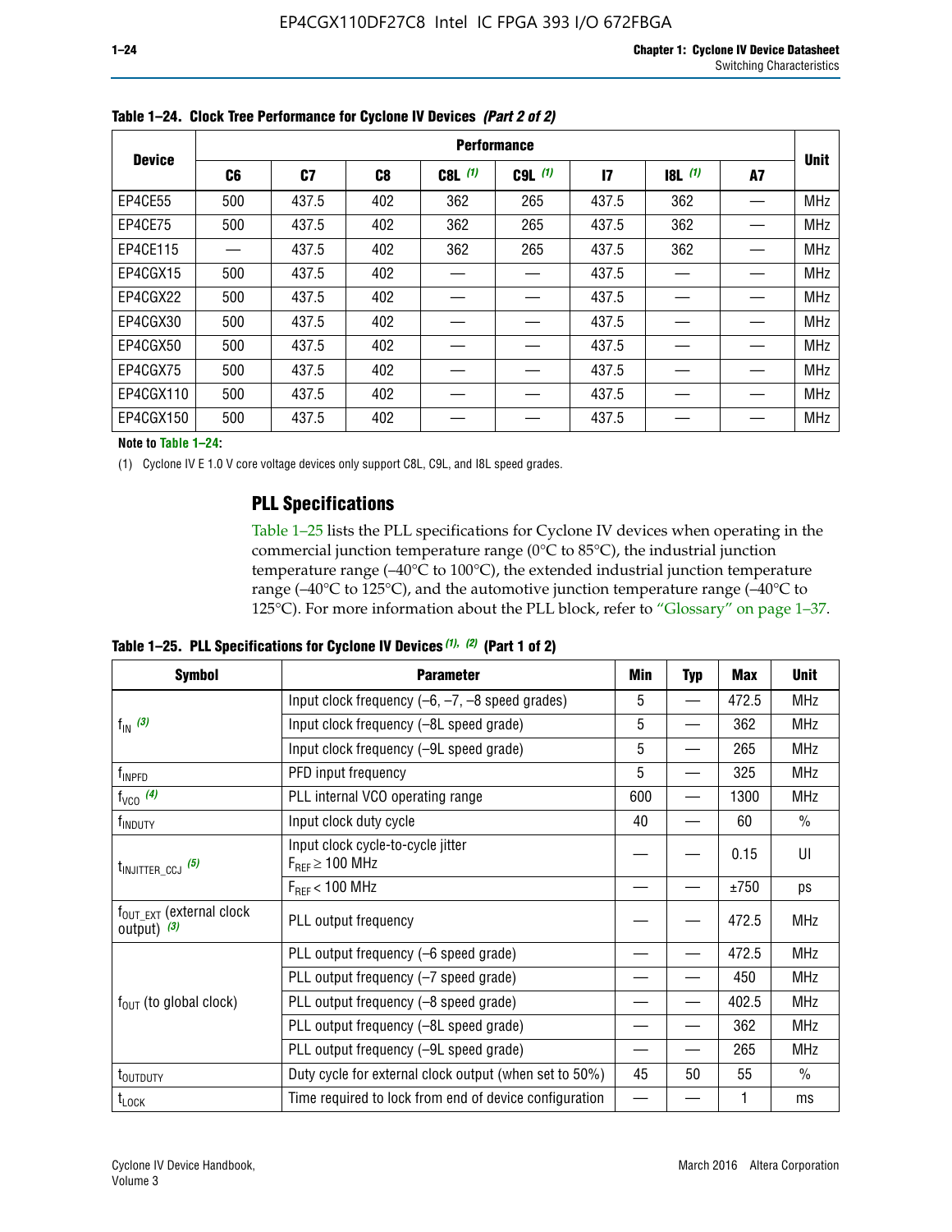**Table 1–24. Clock Tree Performance for Cyclone IV Devices** *(Part 2 of 2)*

| Device | Performance | | | | | | | | Unit |
|---|---|---|---|---|---|---|---|---|---|
| | C6 | C7 | C8 | C8L (1) | C9L (1) | I7 | I8L (1) | A7 | |
| EP4CE55 | 500 | 437.5 | 402 | 362 | 265 | 437.5 | 362 | — | MHz |
| EP4CE75 | 500 | 437.5 | 402 | 362 | 265 | 437.5 | 362 | — | MHz |
| EP4CE115 | — | 437.5 | 402 | 362 | 265 | 437.5 | 362 | — | MHz |
| EP4CGX15 | 500 | 437.5 | 402 | — | — | 437.5 | — | — | MHz |
| EP4CGX22 | 500 | 437.5 | 402 | — | — | 437.5 | — | — | MHz |
| EP4CGX30 | 500 | 437.5 | 402 | — | — | 437.5 | — | — | MHz |
| EP4CGX50 | 500 | 437.5 | 402 | — | — | 437.5 | — | — | MHz |
| EP4CGX75 | 500 | 437.5 | 402 | — | — | 437.5 | — | — | MHz |
| EP4CGX110 | 500 | 437.5 | 402 | — | — | 437.5 | — | — | MHz |
| EP4CGX150 | 500 | 437.5 | 402 | — | — | 437.5 | — | — | MHz |

**Note to Table 1–24:**

(1) Cyclone IV E 1.0 V core voltage devices only support C8L, C9L, and I8L speed grades.

## PLL Specifications

Table 1–25 lists the PLL specifications for Cyclone IV devices when operating in the commercial junction temperature range (0°C to 85°C), the industrial junction temperature range (–40°C to 100°C), the extended industrial junction temperature range (–40°C to 125°C), and the automotive junction temperature range (–40°C to 125°C). For more information about the PLL block, refer to "Glossary" on page 1–37.

**Table 1–25. PLL Specifications for Cyclone IV Devices** *(1), (2)* **(Part 1 of 2)**

| Symbol | Parameter | Min | Typ | Max | Unit |
|---|---|---|---|---|---|
| $f_{IN}$ (3) | Input clock frequency (–6, –7, –8 speed grades) | 5 | — | 472.5 | MHz |
| | Input clock frequency (–8L speed grade) | 5 | — | 362 | MHz |
| | Input clock frequency (–9L speed grade) | 5 | — | 265 | MHz |
| $f_{INPFD}$ | PFD input frequency | 5 | — | 325 | MHz |
| $f_{VCO}$ (4) | PLL internal VCO operating range | 600 | — | 1300 | MHz |
| $f_{INDUTY}$ | Input clock duty cycle | 40 | — | 60 | % |
| $t_{INJITTER\_CCJ}$ (5) | Input clock cycle-to-cycle jitter $F_{REF} \geq 100$ MHz | — | — | 0.15 | UI |
| | $F_{REF} < 100$ MHz | — | — | ±750 | ps |
| $f_{OUT\_EXT}$ (external clock output) (3) | PLL output frequency | — | — | 472.5 | MHz |
| $f_{OUT}$ (to global clock) | PLL output frequency (–6 speed grade) | — | — | 472.5 | MHz |
| | PLL output frequency (–7 speed grade) | — | — | 450 | MHz |
| | PLL output frequency (–8 speed grade) | — | — | 402.5 | MHz |
| | PLL output frequency (–8L speed grade) | — | — | 362 | MHz |
| | PLL output frequency (–9L speed grade) | — | — | 265 | MHz |
| $t_{OUTDUTY}$ | Duty cycle for external clock output (when set to 50%) | 45 | 50 | 55 | % |
| $t_{LOCK}$ | Time required to lock from end of device configuration | — | — | 1 | ms |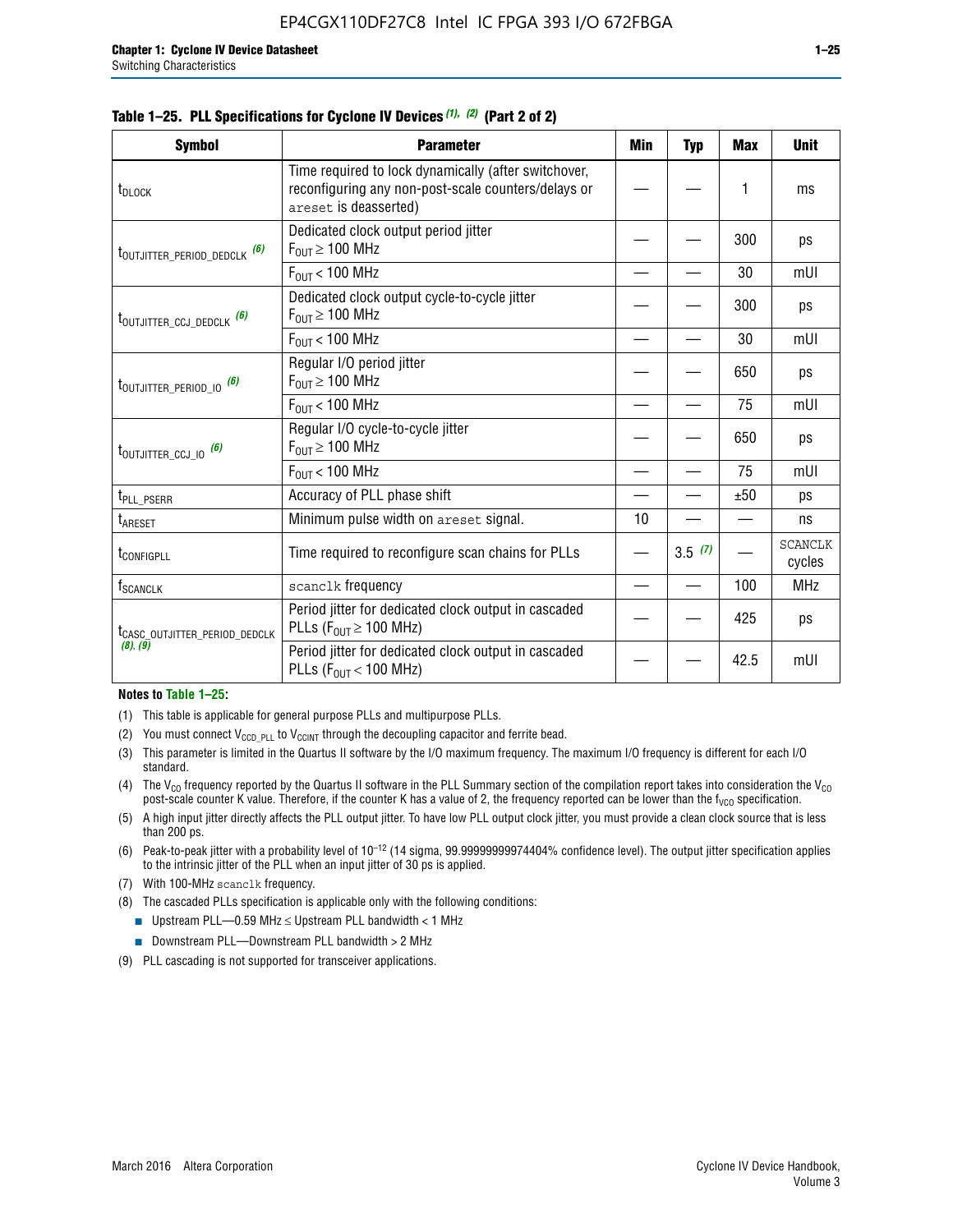**Table 1–25. PLL Specifications for Cyclone IV Devices (1), (2) (Part 2 of 2)**

| Symbol | Parameter | Min | Typ | Max | Unit |
|---|---|---|---|---|---|
| $t_{DLOCK}$ | Time required to lock dynamically (after switchover, reconfiguring any non-post-scale counters/delays or `areset` is deasserted) | — | — | 1 | ms |
| $t_{OUTJITTER\_PERIOD\_DEDCLK}$ (6) | Dedicated clock output period jitter $F_{OUT} \geq 100$ MHz | — | — | 300 | ps |
| | $F_{OUT} < 100$ MHz | — | — | 30 | mUI |
| $t_{OUTJITTER\_CCJ\_DEDCLK}$ (6) | Dedicated clock output cycle-to-cycle jitter $F_{OUT} \geq 100$ MHz | — | — | 300 | ps |
| | $F_{OUT} < 100$ MHz | — | — | 30 | mUI |
| $t_{OUTJITTER\_PERIOD\_IO}$ (6) | Regular I/O period jitter $F_{OUT} \geq 100$ MHz | — | — | 650 | ps |
| | $F_{OUT} < 100$ MHz | — | — | 75 | mUI |
| $t_{OUTJITTER\_CCJ\_IO}$ (6) | Regular I/O cycle-to-cycle jitter $F_{OUT} \geq 100$ MHz | — | — | 650 | ps |
| | $F_{OUT} < 100$ MHz | — | — | 75 | mUI |
| $t_{PLL\_PSERR}$ | Accuracy of PLL phase shift | — | — | ±50 | ps |
| $t_{ARESET}$ | Minimum pulse width on `areset` signal. | 10 | — | — | ns |
| $t_{CONFIGPLL}$ | Time required to reconfigure scan chains for PLLs | — | 3.5 (7) | — | SCANCLK cycles |
| $f_{SCANCLK}$ | `scanclk` frequency | — | — | 100 | MHz |
| $t_{CASC\_OUTJITTER\_PERIOD\_DEDCLK}$ (8), (9) | Period jitter for dedicated clock output in cascaded PLLs ($F_{OUT} \geq 100$ MHz) | — | — | 425 | ps |
| | Period jitter for dedicated clock output in cascaded PLLs ($F_{OUT} < 100$ MHz) | — | — | 42.5 | mUI |

**Notes to Table 1–25:**

(1) This table is applicable for general purpose PLLs and multipurpose PLLs.

(2) You must connect $V_{CCD\_PLL}$ to $V_{CCINT}$ through the decoupling capacitor and ferrite bead.

(3) This parameter is limited in the Quartus II software by the I/O maximum frequency. The maximum I/O frequency is different for each I/O standard.

(4) The $V_{CO}$ frequency reported by the Quartus II software in the PLL Summary section of the compilation report takes into consideration the $V_{CO}$ post-scale counter K value. Therefore, if the counter K has a value of 2, the frequency reported can be lower than the $f_{VCO}$ specification.

(5) A high input jitter directly affects the PLL output jitter. To have low PLL output clock jitter, you must provide a clean clock source that is less than 200 ps.

(6) Peak-to-peak jitter with a probability level of $10^{-12}$ (14 sigma, 99.99999999974404% confidence level). The output jitter specification applies to the intrinsic jitter of the PLL when an input jitter of 30 ps is applied.

(7) With 100-MHz `scanclk` frequency.

(8) The cascaded PLLs specification is applicable only with the following conditions:

- Upstream PLL—0.59 MHz ≤ Upstream PLL bandwidth < 1 MHz
- Downstream PLL—Downstream PLL bandwidth > 2 MHz

(9) PLL cascading is not supported for transceiver applications.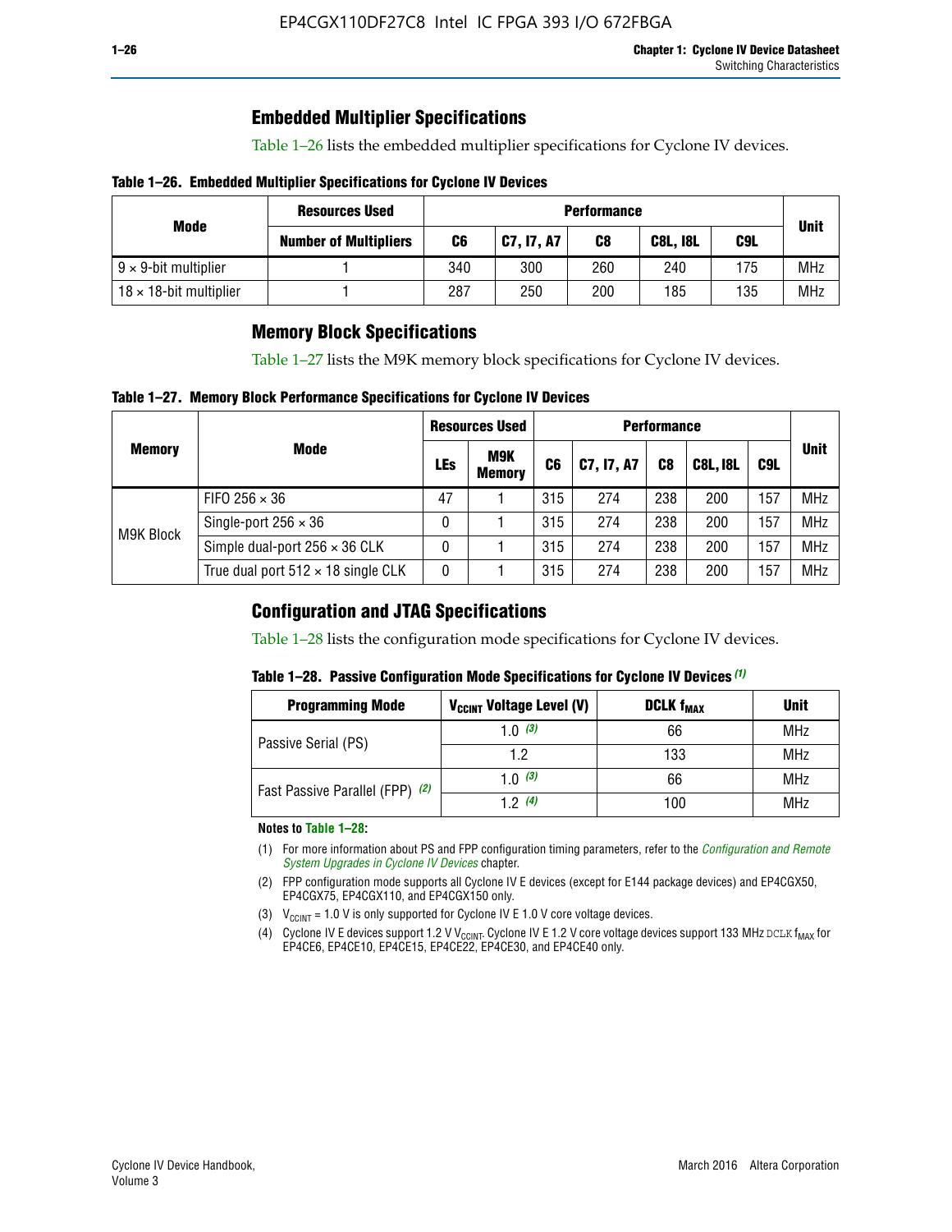## Embedded Multiplier Specifications

Table 1–26 lists the embedded multiplier specifications for Cyclone IV devices.

**Table 1–26. Embedded Multiplier Specifications for Cyclone IV Devices**

| Mode | Resources Used | Performance | | | | | Unit |
|---|---|---|---|---|---|---|---|
| | Number of Multipliers | C6 | C7, I7, A7 | C8 | C8L, I8L | C9L | |
| 9 × 9-bit multiplier | 1 | 340 | 300 | 260 | 240 | 175 | MHz |
| 18 × 18-bit multiplier | 1 | 287 | 250 | 200 | 185 | 135 | MHz |

## Memory Block Specifications

Table 1–27 lists the M9K memory block specifications for Cyclone IV devices.

**Table 1–27. Memory Block Performance Specifications for Cyclone IV Devices**

| Memory | Mode | Resources Used | | Performance | | | | | Unit |
|---|---|---|---|---|---|---|---|---|---|
| | | LEs | M9K Memory | C6 | C7, I7, A7 | C8 | C8L, I8L | C9L | |
| M9K Block | FIFO 256 × 36 | 47 | 1 | 315 | 274 | 238 | 200 | 157 | MHz |
| | Single-port 256 × 36 | 0 | 1 | 315 | 274 | 238 | 200 | 157 | MHz |
| | Simple dual-port 256 × 36 CLK | 0 | 1 | 315 | 274 | 238 | 200 | 157 | MHz |
| | True dual port 512 × 18 single CLK | 0 | 1 | 315 | 274 | 238 | 200 | 157 | MHz |

## Configuration and JTAG Specifications

Table 1–28 lists the configuration mode specifications for Cyclone IV devices.

**Table 1–28. Passive Configuration Mode Specifications for Cyclone IV Devices** *(1)*

| Programming Mode | $V_{CCINT}$ Voltage Level (V) | DCLK $f_{MAX}$ | Unit |
|---|---|---|---|
| Passive Serial (PS) | 1.0 *(3)* | 66 | MHz |
| | 1.2 | 133 | MHz |
| Fast Passive Parallel (FPP) *(2)* | 1.0 *(3)* | 66 | MHz |
| | 1.2 *(4)* | 100 | MHz |

**Notes to Table 1–28:**

(1) For more information about PS and FPP configuration timing parameters, refer to the *Configuration and Remote System Upgrades in Cyclone IV Devices* chapter.

(2) FPP configuration mode supports all Cyclone IV E devices (except for E144 package devices) and EP4CGX50, EP4CGX75, EP4CGX110, and EP4CGX150 only.

(3) $V_{CCINT}$ = 1.0 V is only supported for Cyclone IV E 1.0 V core voltage devices.

(4) Cyclone IV E devices support 1.2 V $V_{CCINT}$. Cyclone IV E 1.2 V core voltage devices support 133 MHz DCLK $f_{MAX}$ for EP4CE6, EP4CE10, EP4CE15, EP4CE22, EP4CE30, and EP4CE40 only.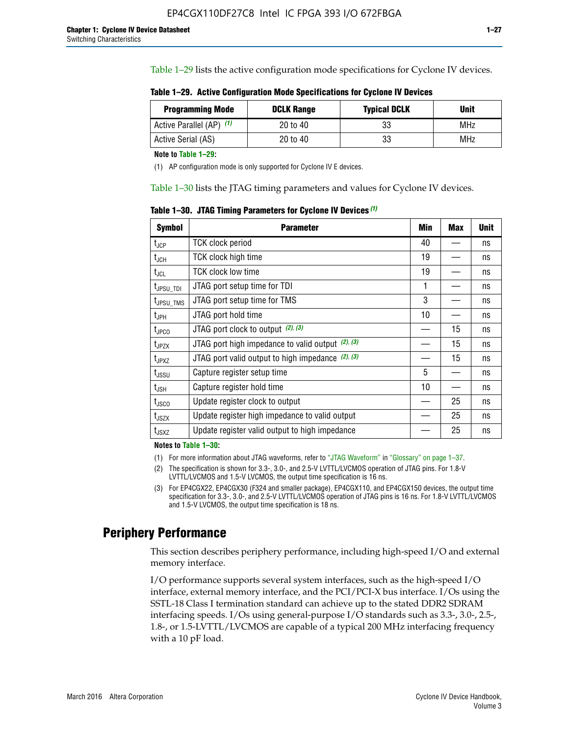Table 1–29 lists the active configuration mode specifications for Cyclone IV devices.

**Table 1–29. Active Configuration Mode Specifications for Cyclone IV Devices**

| Programming Mode | DCLK Range | Typical DCLK | Unit |
|---|---|---|---|
| Active Parallel (AP) (1) | 20 to 40 | 33 | MHz |
| Active Serial (AS) | 20 to 40 | 33 | MHz |

**Note to Table 1–29:**

(1) AP configuration mode is only supported for Cyclone IV E devices.

Table 1–30 lists the JTAG timing parameters and values for Cyclone IV devices.

**Table 1–30. JTAG Timing Parameters for Cyclone IV Devices (1)**

| Symbol | Parameter | Min | Max | Unit |
|---|---|---|---|---|
| $t_{JCP}$ | TCK clock period | 40 | — | ns |
| $t_{JCH}$ | TCK clock high time | 19 | — | ns |
| $t_{JCL}$ | TCK clock low time | 19 | — | ns |
| $t_{JPSU\_TDI}$ | JTAG port setup time for TDI | 1 | — | ns |
| $t_{JPSU\_TMS}$ | JTAG port setup time for TMS | 3 | — | ns |
| $t_{JPH}$ | JTAG port hold time | 10 | — | ns |
| $t_{JPCO}$ | JTAG port clock to output (2), (3) | — | 15 | ns |
| $t_{JPZX}$ | JTAG port high impedance to valid output (2), (3) | — | 15 | ns |
| $t_{JPXZ}$ | JTAG port valid output to high impedance (2), (3) | — | 15 | ns |
| $t_{JSSU}$ | Capture register setup time | 5 | — | ns |
| $t_{JSH}$ | Capture register hold time | 10 | — | ns |
| $t_{JSCO}$ | Update register clock to output | — | 25 | ns |
| $t_{JSZX}$ | Update register high impedance to valid output | — | 25 | ns |
| $t_{JSXZ}$ | Update register valid output to high impedance | — | 25 | ns |

**Notes to Table 1–30:**

(1) For more information about JTAG waveforms, refer to "JTAG Waveform" in "Glossary" on page 1–37.

(2) The specification is shown for 3.3-, 3.0-, and 2.5-V LVTTL/LVCMOS operation of JTAG pins. For 1.8-V LVTTL/LVCMOS and 1.5-V LVCMOS, the output time specification is 16 ns.

(3) For EP4CGX22, EP4CGX30 (F324 and smaller package), EP4CGX110, and EP4CGX150 devices, the output time specification for 3.3-, 3.0-, and 2.5-V LVTTL/LVCMOS operation of JTAG pins is 16 ns. For 1.8-V LVTTL/LVCMOS and 1.5-V LVCMOS, the output time specification is 18 ns.

## Periphery Performance

This section describes periphery performance, including high-speed I/O and external memory interface.

I/O performance supports several system interfaces, such as the high-speed I/O interface, external memory interface, and the PCI/PCI-X bus interface. I/Os using the SSTL-18 Class I termination standard can achieve up to the stated DDR2 SDRAM interfacing speeds. I/Os using general-purpose I/O standards such as 3.3-, 3.0-, 2.5-, 1.8-, or 1.5-LVTTL/LVCMOS are capable of a typical 200 MHz interfacing frequency with a 10 pF load.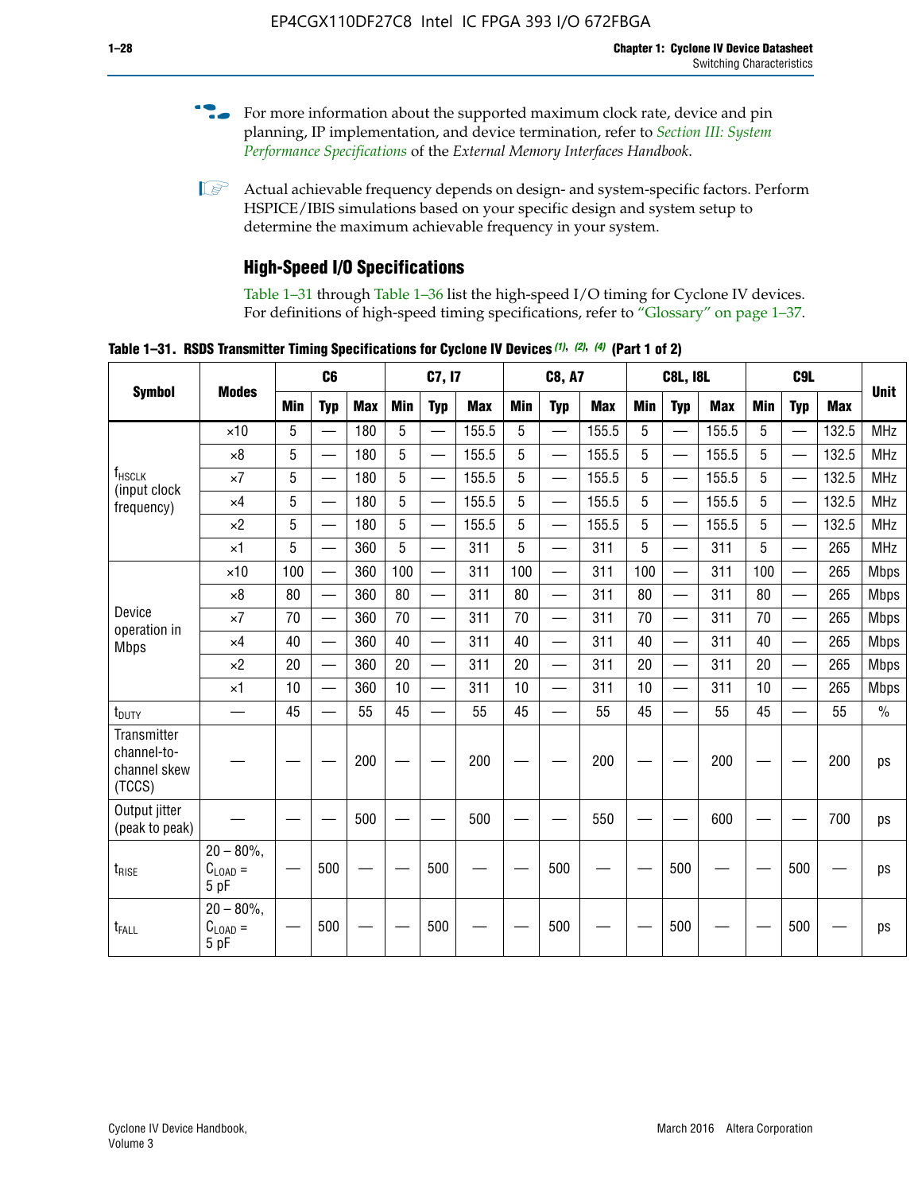For more information about the supported maximum clock rate, device and pin planning, IP implementation, and device termination, refer to *Section III: System Performance Specifications* of the *External Memory Interfaces Handbook*.

Actual achievable frequency depends on design- and system-specific factors. Perform HSPICE/IBIS simulations based on your specific design and system setup to determine the maximum achievable frequency in your system.

## High-Speed I/O Specifications

Table 1–31 through Table 1–36 list the high-speed I/O timing for Cyclone IV devices. For definitions of high-speed timing specifications, refer to "Glossary" on page 1–37.

**Table 1–31. RSDS Transmitter Timing Specifications for Cyclone IV Devices (1), (2), (4) (Part 1 of 2)**

| Symbol | Modes | C6 | | | C7, I7 | | | C8, A7 | | | C8L, I8L | | | C9L | | | Unit |
|---|---|---|---|---|---|---|---|---|---|---|---|---|---|---|---|---|---|
| | | Min | Typ | Max | Min | Typ | Max | Min | Typ | Max | Min | Typ | Max | Min | Typ | Max | |
| $f_{HSCLK}$ (input clock frequency) | ×10 | 5 | — | 180 | 5 | — | 155.5 | 5 | — | 155.5 | 5 | — | 155.5 | 5 | — | 132.5 | MHz |
| | ×8 | 5 | — | 180 | 5 | — | 155.5 | 5 | — | 155.5 | 5 | — | 155.5 | 5 | — | 132.5 | MHz |
| | ×7 | 5 | — | 180 | 5 | — | 155.5 | 5 | — | 155.5 | 5 | — | 155.5 | 5 | — | 132.5 | MHz |
| | ×4 | 5 | — | 180 | 5 | — | 155.5 | 5 | — | 155.5 | 5 | — | 155.5 | 5 | — | 132.5 | MHz |
| | ×2 | 5 | — | 180 | 5 | — | 155.5 | 5 | — | 155.5 | 5 | — | 155.5 | 5 | — | 132.5 | MHz |
| | ×1 | 5 | — | 360 | 5 | — | 311 | 5 | — | 311 | 5 | — | 311 | 5 | — | 265 | MHz |
| Device operation in Mbps | ×10 | 100 | — | 360 | 100 | — | 311 | 100 | — | 311 | 100 | — | 311 | 100 | — | 265 | Mbps |
| | ×8 | 80 | — | 360 | 80 | — | 311 | 80 | — | 311 | 80 | — | 311 | 80 | — | 265 | Mbps |
| | ×7 | 70 | — | 360 | 70 | — | 311 | 70 | — | 311 | 70 | — | 311 | 70 | — | 265 | Mbps |
| | ×4 | 40 | — | 360 | 40 | — | 311 | 40 | — | 311 | 40 | — | 311 | 40 | — | 265 | Mbps |
| | ×2 | 20 | — | 360 | 20 | — | 311 | 20 | — | 311 | 20 | — | 311 | 20 | — | 265 | Mbps |
| | ×1 | 10 | — | 360 | 10 | — | 311 | 10 | — | 311 | 10 | — | 311 | 10 | — | 265 | Mbps |
| $t_{DUTY}$ | — | 45 | — | 55 | 45 | — | 55 | 45 | — | 55 | 45 | — | 55 | 45 | — | 55 | % |
| Transmitter channel-to-channel skew (TCCS) | — | — | — | 200 | — | — | 200 | — | — | 200 | — | — | 200 | — | — | 200 | ps |
| Output jitter (peak to peak) | — | — | — | 500 | — | — | 500 | — | — | 550 | — | — | 600 | — | — | 700 | ps |
| $t_{RISE}$ | 20 – 80%, $C_{LOAD}$ = 5 pF | — | 500 | — | — | 500 | — | — | 500 | — | — | 500 | — | — | 500 | — | ps |
| $t_{FALL}$ | 20 – 80%, $C_{LOAD}$ = 5 pF | — | 500 | — | — | 500 | — | — | 500 | — | — | 500 | — | — | 500 | — | ps |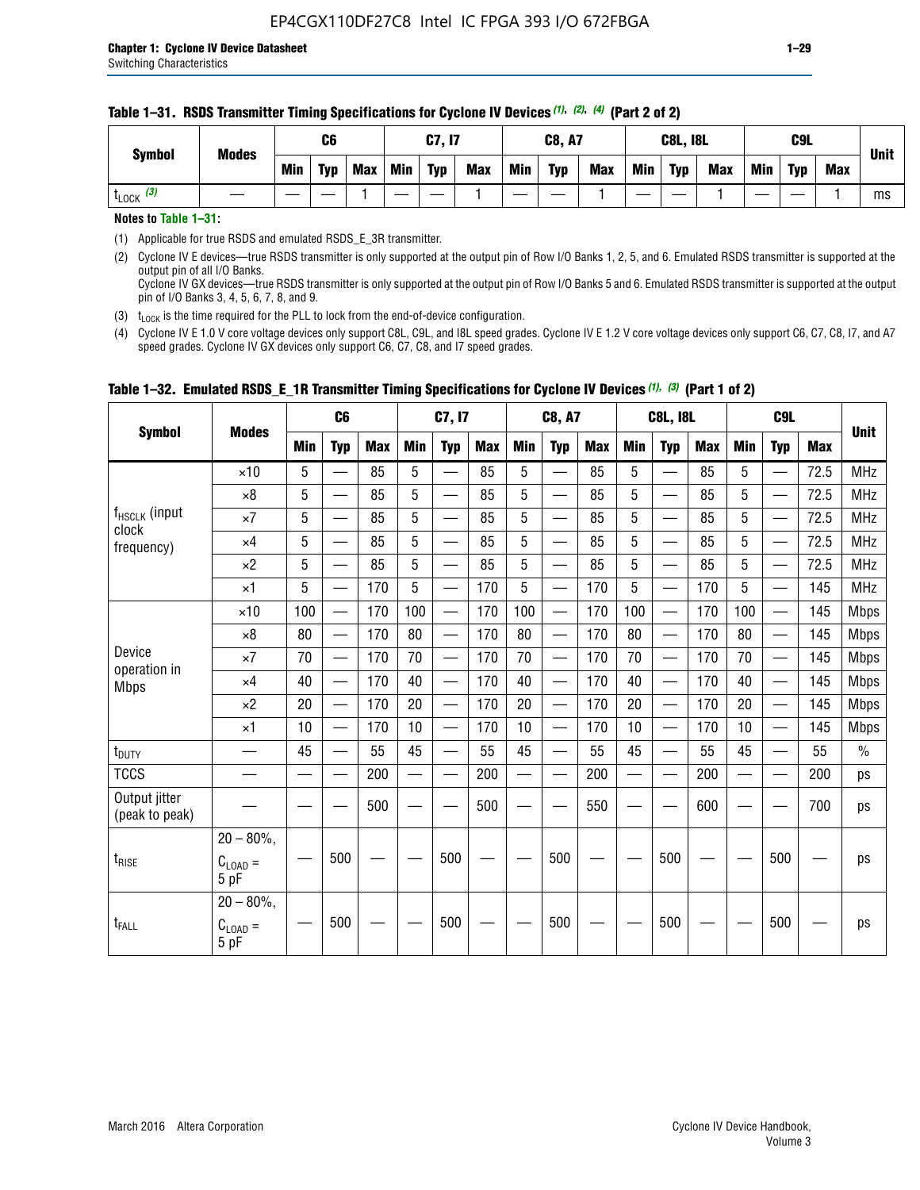**Table 1–31. RSDS Transmitter Timing Specifications for Cyclone IV Devices (1), (2), (4) (Part 2 of 2)**

| Symbol | Modes | C6 | | | C7, I7 | | | C8, A7 | | | C8L, I8L | | | C9L | | | Unit |
|---|---|---|---|---|---|---|---|---|---|---|---|---|---|---|---|---|---|
| | | Min | Typ | Max | Min | Typ | Max | Min | Typ | Max | Min | Typ | Max | Min | Typ | Max | |
| $t_{LOCK}$ (3) | — | — | — | 1 | — | — | 1 | — | — | 1 | — | — | 1 | — | — | 1 | ms |

**Notes to Table 1–31:**

(1) Applicable for true RSDS and emulated RSDS_E_3R transmitter.

(2) Cyclone IV E devices—true RSDS transmitter is only supported at the output pin of Row I/O Banks 1, 2, 5, and 6. Emulated RSDS transmitter is supported at the output pin of all I/O Banks.
Cyclone IV GX devices—true RSDS transmitter is only supported at the output pin of Row I/O Banks 5 and 6. Emulated RSDS transmitter is supported at the output pin of I/O Banks 3, 4, 5, 6, 7, 8, and 9.

(3) $t_{LOCK}$ is the time required for the PLL to lock from the end-of-device configuration.

(4) Cyclone IV E 1.0 V core voltage devices only support C8L, C9L, and I8L speed grades. Cyclone IV E 1.2 V core voltage devices only support C6, C7, C8, I7, and A7 speed grades. Cyclone IV GX devices only support C6, C7, C8, and I7 speed grades.

**Table 1–32. Emulated RSDS_E_1R Transmitter Timing Specifications for Cyclone IV Devices (1), (3) (Part 1 of 2)**

| Symbol | Modes | C6 | | | C7, I7 | | | C8, A7 | | | C8L, I8L | | | C9L | | | Unit |
|---|---|---|---|---|---|---|---|---|---|---|---|---|---|---|---|---|---|
| | | Min | Typ | Max | Min | Typ | Max | Min | Typ | Max | Min | Typ | Max | Min | Typ | Max | |
| $f_{HSCLK}$ (input clock frequency) | ×10 | 5 | — | 85 | 5 | — | 85 | 5 | — | 85 | 5 | — | 85 | 5 | — | 72.5 | MHz |
| | ×8 | 5 | — | 85 | 5 | — | 85 | 5 | — | 85 | 5 | — | 85 | 5 | — | 72.5 | MHz |
| | ×7 | 5 | — | 85 | 5 | — | 85 | 5 | — | 85 | 5 | — | 85 | 5 | — | 72.5 | MHz |
| | ×4 | 5 | — | 85 | 5 | — | 85 | 5 | — | 85 | 5 | — | 85 | 5 | — | 72.5 | MHz |
| | ×2 | 5 | — | 85 | 5 | — | 85 | 5 | — | 85 | 5 | — | 85 | 5 | — | 72.5 | MHz |
| | ×1 | 5 | — | 170 | 5 | — | 170 | 5 | — | 170 | 5 | — | 170 | 5 | — | 145 | MHz |
| Device operation in Mbps | ×10 | 100 | — | 170 | 100 | — | 170 | 100 | — | 170 | 100 | — | 170 | 100 | — | 145 | Mbps |
| | ×8 | 80 | — | 170 | 80 | — | 170 | 80 | — | 170 | 80 | — | 170 | 80 | — | 145 | Mbps |
| | ×7 | 70 | — | 170 | 70 | — | 170 | 70 | — | 170 | 70 | — | 170 | 70 | — | 145 | Mbps |
| | ×4 | 40 | — | 170 | 40 | — | 170 | 40 | — | 170 | 40 | — | 170 | 40 | — | 145 | Mbps |
| | ×2 | 20 | — | 170 | 20 | — | 170 | 20 | — | 170 | 20 | — | 170 | 20 | — | 145 | Mbps |
| | ×1 | 10 | — | 170 | 10 | — | 170 | 10 | — | 170 | 10 | — | 170 | 10 | — | 145 | Mbps |
| $t_{DUTY}$ | — | 45 | — | 55 | 45 | — | 55 | 45 | — | 55 | 45 | — | 55 | 45 | — | 55 | % |
| TCCS | — | — | — | 200 | — | — | 200 | — | — | 200 | — | — | 200 | — | — | 200 | ps |
| Output jitter (peak to peak) | — | — | — | 500 | — | — | 500 | — | — | 550 | — | — | 600 | — | — | 700 | ps |
| $t_{RISE}$ | 20 – 80%, $C_{LOAD}$ = 5 pF | — | 500 | — | — | 500 | — | — | 500 | — | — | 500 | — | — | 500 | — | ps |
| $t_{FALL}$ | 20 – 80%, $C_{LOAD}$ = 5 pF | — | 500 | — | — | 500 | — | — | 500 | — | — | 500 | — | — | 500 | — | ps |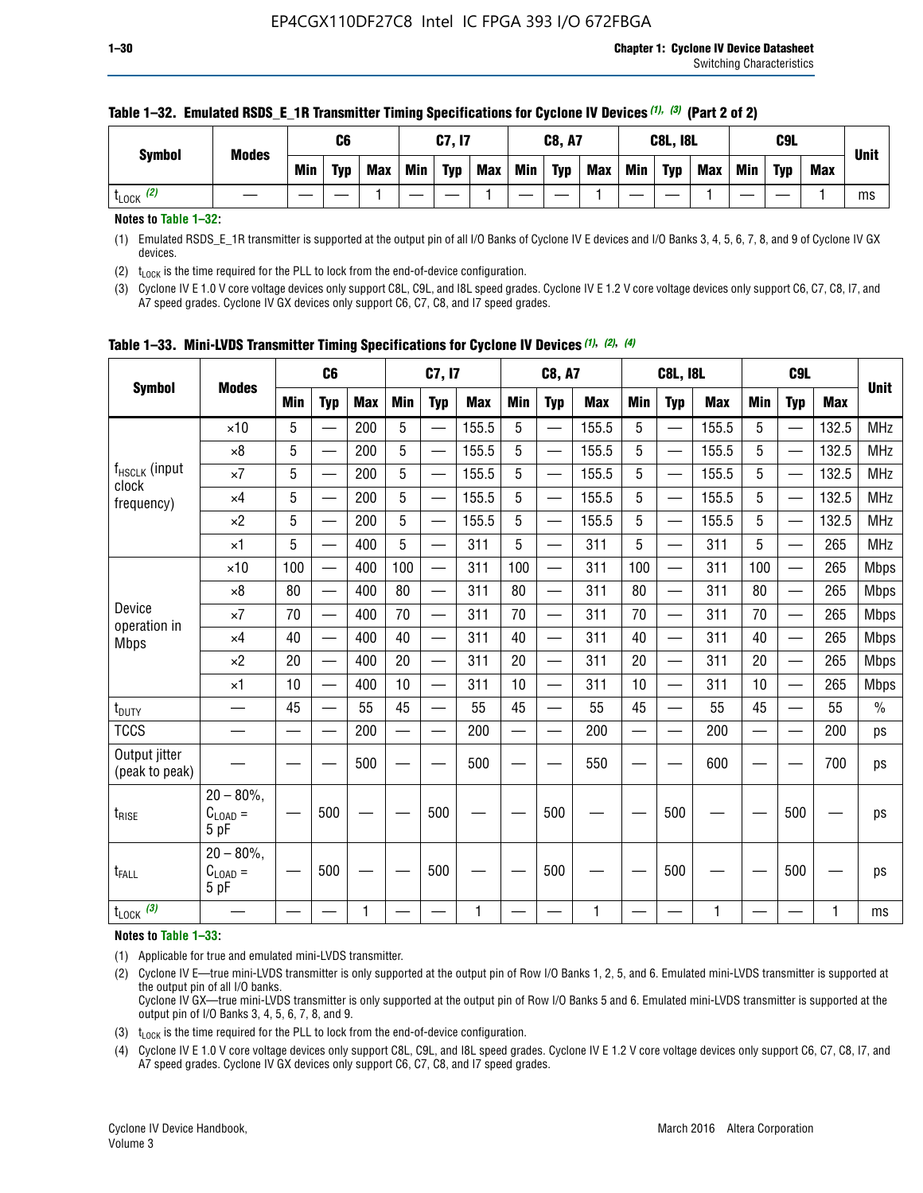**Table 1–32. Emulated RSDS_E_1R Transmitter Timing Specifications for Cyclone IV Devices (1), (3) (Part 2 of 2)**

| Symbol | Modes | C6 | | | C7, I7 | | | C8, A7 | | | C8L, I8L | | | C9L | | | Unit |
|---|---|---|---|---|---|---|---|---|---|---|---|---|---|---|---|---|---|
| | | Min | Typ | Max | Min | Typ | Max | Min | Typ | Max | Min | Typ | Max | Min | Typ | Max | |
| $t_{LOCK}$ (2) | — | — | — | 1 | — | — | 1 | — | — | 1 | — | — | 1 | — | — | 1 | ms |

**Notes to Table 1–32:**

(1) Emulated RSDS_E_1R transmitter is supported at the output pin of all I/O Banks of Cyclone IV E devices and I/O Banks 3, 4, 5, 6, 7, 8, and 9 of Cyclone IV GX devices.

(2) $t_{LOCK}$ is the time required for the PLL to lock from the end-of-device configuration.

(3) Cyclone IV E 1.0 V core voltage devices only support C8L, C9L, and I8L speed grades. Cyclone IV E 1.2 V core voltage devices only support C6, C7, C8, I7, and A7 speed grades. Cyclone IV GX devices only support C6, C7, C8, and I7 speed grades.

**Table 1–33. Mini-LVDS Transmitter Timing Specifications for Cyclone IV Devices (1), (2), (4)**

| Symbol | Modes | C6 | | | C7, I7 | | | C8, A7 | | | C8L, I8L | | | C9L | | | Unit |
|---|---|---|---|---|---|---|---|---|---|---|---|---|---|---|---|---|---|
| | | Min | Typ | Max | Min | Typ | Max | Min | Typ | Max | Min | Typ | Max | Min | Typ | Max | |
| $f_{HSCLK}$ (input clock frequency) | ×10 | 5 | — | 200 | 5 | — | 155.5 | 5 | — | 155.5 | 5 | — | 155.5 | 5 | — | 132.5 | MHz |
| | ×8 | 5 | — | 200 | 5 | — | 155.5 | 5 | — | 155.5 | 5 | — | 155.5 | 5 | — | 132.5 | MHz |
| | ×7 | 5 | — | 200 | 5 | — | 155.5 | 5 | — | 155.5 | 5 | — | 155.5 | 5 | — | 132.5 | MHz |
| | ×4 | 5 | — | 200 | 5 | — | 155.5 | 5 | — | 155.5 | 5 | — | 155.5 | 5 | — | 132.5 | MHz |
| | ×2 | 5 | — | 200 | 5 | — | 155.5 | 5 | — | 155.5 | 5 | — | 155.5 | 5 | — | 132.5 | MHz |
| | ×1 | 5 | — | 400 | 5 | — | 311 | 5 | — | 311 | 5 | — | 311 | 5 | — | 265 | MHz |
| Device operation in Mbps | ×10 | 100 | — | 400 | 100 | — | 311 | 100 | — | 311 | 100 | — | 311 | 100 | — | 265 | Mbps |
| | ×8 | 80 | — | 400 | 80 | — | 311 | 80 | — | 311 | 80 | — | 311 | 80 | — | 265 | Mbps |
| | ×7 | 70 | — | 400 | 70 | — | 311 | 70 | — | 311 | 70 | — | 311 | 70 | — | 265 | Mbps |
| | ×4 | 40 | — | 400 | 40 | — | 311 | 40 | — | 311 | 40 | — | 311 | 40 | — | 265 | Mbps |
| | ×2 | 20 | — | 400 | 20 | — | 311 | 20 | — | 311 | 20 | — | 311 | 20 | — | 265 | Mbps |
| | ×1 | 10 | — | 400 | 10 | — | 311 | 10 | — | 311 | 10 | — | 311 | 10 | — | 265 | Mbps |
| $t_{DUTY}$ | — | 45 | — | 55 | 45 | — | 55 | 45 | — | 55 | 45 | — | 55 | 45 | — | 55 | % |
| TCCS | — | — | — | 200 | — | — | 200 | — | — | 200 | — | — | 200 | — | — | 200 | ps |
| Output jitter (peak to peak) | — | — | — | 500 | — | — | 500 | — | — | 550 | — | — | 600 | — | — | 700 | ps |
| $t_{RISE}$ | 20 – 80%, $C_{LOAD}$ = 5 pF | — | 500 | — | — | 500 | — | — | 500 | — | — | 500 | — | — | 500 | — | ps |
| $t_{FALL}$ | 20 – 80%, $C_{LOAD}$ = 5 pF | — | 500 | — | — | 500 | — | — | 500 | — | — | 500 | — | — | 500 | — | ps |
| $t_{LOCK}$ (3) | — | — | — | 1 | — | — | 1 | — | — | 1 | — | — | 1 | — | — | 1 | ms |

**Notes to Table 1–33:**

(1) Applicable for true and emulated mini-LVDS transmitter.

(2) Cyclone IV E—true mini-LVDS transmitter is only supported at the output pin of Row I/O Banks 1, 2, 5, and 6. Emulated mini-LVDS transmitter is supported at the output pin of all I/O banks.
Cyclone IV GX—true mini-LVDS transmitter is only supported at the output pin of Row I/O Banks 5 and 6. Emulated mini-LVDS transmitter is supported at the output pin of I/O Banks 3, 4, 5, 6, 7, 8, and 9.

(3) $t_{LOCK}$ is the time required for the PLL to lock from the end-of-device configuration.

(4) Cyclone IV E 1.0 V core voltage devices only support C8L, C9L, and I8L speed grades. Cyclone IV E 1.2 V core voltage devices only support C6, C7, C8, I7, and A7 speed grades. Cyclone IV GX devices only support C6, C7, C8, and I7 speed grades.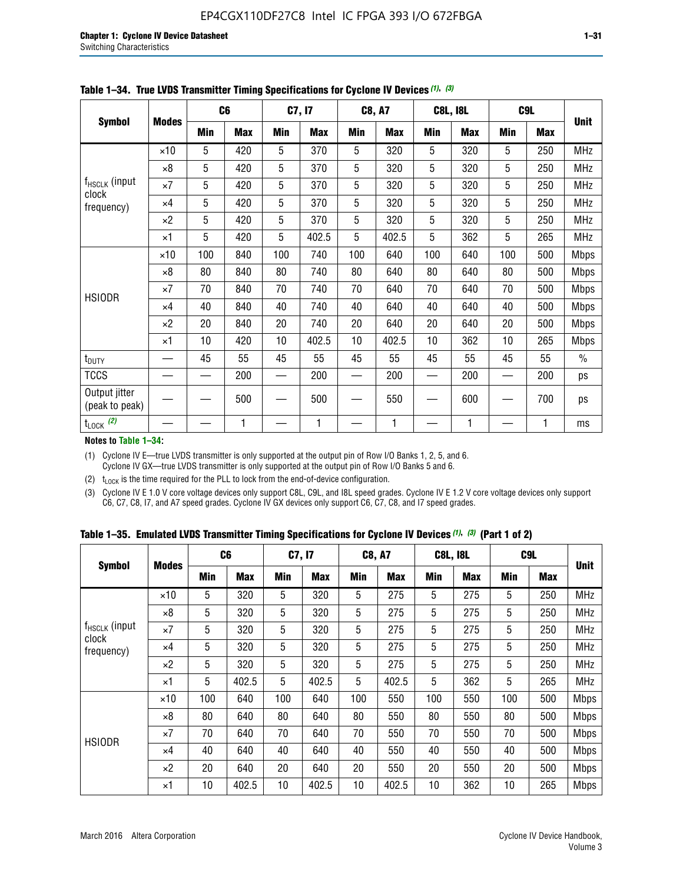**Table 1–34. True LVDS Transmitter Timing Specifications for Cyclone IV Devices (1), (3)**

| Symbol | Modes | C6 | | C7, I7 | | C8, A7 | | C8L, I8L | | C9L | | Unit |
|---|---|---|---|---|---|---|---|---|---|---|---|---|
| | | Min | Max | Min | Max | Min | Max | Min | Max | Min | Max | |
| $f_{HSCLK}$ (input clock frequency) | ×10 | 5 | 420 | 5 | 370 | 5 | 320 | 5 | 320 | 5 | 250 | MHz |
| | ×8 | 5 | 420 | 5 | 370 | 5 | 320 | 5 | 320 | 5 | 250 | MHz |
| | ×7 | 5 | 420 | 5 | 370 | 5 | 320 | 5 | 320 | 5 | 250 | MHz |
| | ×4 | 5 | 420 | 5 | 370 | 5 | 320 | 5 | 320 | 5 | 250 | MHz |
| | ×2 | 5 | 420 | 5 | 370 | 5 | 320 | 5 | 320 | 5 | 250 | MHz |
| | ×1 | 5 | 420 | 5 | 402.5 | 5 | 402.5 | 5 | 362 | 5 | 265 | MHz |
| HSIODR | ×10 | 100 | 840 | 100 | 740 | 100 | 640 | 100 | 640 | 100 | 500 | Mbps |
| | ×8 | 80 | 840 | 80 | 740 | 80 | 640 | 80 | 640 | 80 | 500 | Mbps |
| | ×7 | 70 | 840 | 70 | 740 | 70 | 640 | 70 | 640 | 70 | 500 | Mbps |
| | ×4 | 40 | 840 | 40 | 740 | 40 | 640 | 40 | 640 | 40 | 500 | Mbps |
| | ×2 | 20 | 840 | 20 | 740 | 20 | 640 | 20 | 640 | 20 | 500 | Mbps |
| | ×1 | 10 | 420 | 10 | 402.5 | 10 | 402.5 | 10 | 362 | 10 | 265 | Mbps |
| $t_{DUTY}$ | — | 45 | 55 | 45 | 55 | 45 | 55 | 45 | 55 | 45 | 55 | % |
| TCCS | — | — | 200 | — | 200 | — | 200 | — | 200 | — | 200 | ps |
| Output jitter (peak to peak) | — | — | 500 | — | 500 | — | 550 | — | 600 | — | 700 | ps |
| $t_{LOCK}$ (2) | — | — | 1 | — | 1 | — | 1 | — | 1 | — | 1 | ms |

**Notes to Table 1–34:**

(1) Cyclone IV E—true LVDS transmitter is only supported at the output pin of Row I/O Banks 1, 2, 5, and 6. Cyclone IV GX—true LVDS transmitter is only supported at the output pin of Row I/O Banks 5 and 6.

(2) $t_{LOCK}$ is the time required for the PLL to lock from the end-of-device configuration.

(3) Cyclone IV E 1.0 V core voltage devices only support C8L, C9L, and I8L speed grades. Cyclone IV E 1.2 V core voltage devices only support C6, C7, C8, I7, and A7 speed grades. Cyclone IV GX devices only support C6, C7, C8, and I7 speed grades.

**Table 1–35. Emulated LVDS Transmitter Timing Specifications for Cyclone IV Devices (1), (3) (Part 1 of 2)**

| Symbol | Modes | C6 | | C7, I7 | | C8, A7 | | C8L, I8L | | C9L | | Unit |
|---|---|---|---|---|---|---|---|---|---|---|---|---|
| | | Min | Max | Min | Max | Min | Max | Min | Max | Min | Max | |
| $f_{HSCLK}$ (input clock frequency) | ×10 | 5 | 320 | 5 | 320 | 5 | 275 | 5 | 275 | 5 | 250 | MHz |
| | ×8 | 5 | 320 | 5 | 320 | 5 | 275 | 5 | 275 | 5 | 250 | MHz |
| | ×7 | 5 | 320 | 5 | 320 | 5 | 275 | 5 | 275 | 5 | 250 | MHz |
| | ×4 | 5 | 320 | 5 | 320 | 5 | 275 | 5 | 275 | 5 | 250 | MHz |
| | ×2 | 5 | 320 | 5 | 320 | 5 | 275 | 5 | 275 | 5 | 250 | MHz |
| | ×1 | 5 | 402.5 | 5 | 402.5 | 5 | 402.5 | 5 | 362 | 5 | 265 | MHz |
| HSIODR | ×10 | 100 | 640 | 100 | 640 | 100 | 550 | 100 | 550 | 100 | 500 | Mbps |
| | ×8 | 80 | 640 | 80 | 640 | 80 | 550 | 80 | 550 | 80 | 500 | Mbps |
| | ×7 | 70 | 640 | 70 | 640 | 70 | 550 | 70 | 550 | 70 | 500 | Mbps |
| | ×4 | 40 | 640 | 40 | 640 | 40 | 550 | 40 | 550 | 40 | 500 | Mbps |
| | ×2 | 20 | 640 | 20 | 640 | 20 | 550 | 20 | 550 | 20 | 500 | Mbps |
| | ×1 | 10 | 402.5 | 10 | 402.5 | 10 | 402.5 | 10 | 362 | 10 | 265 | Mbps |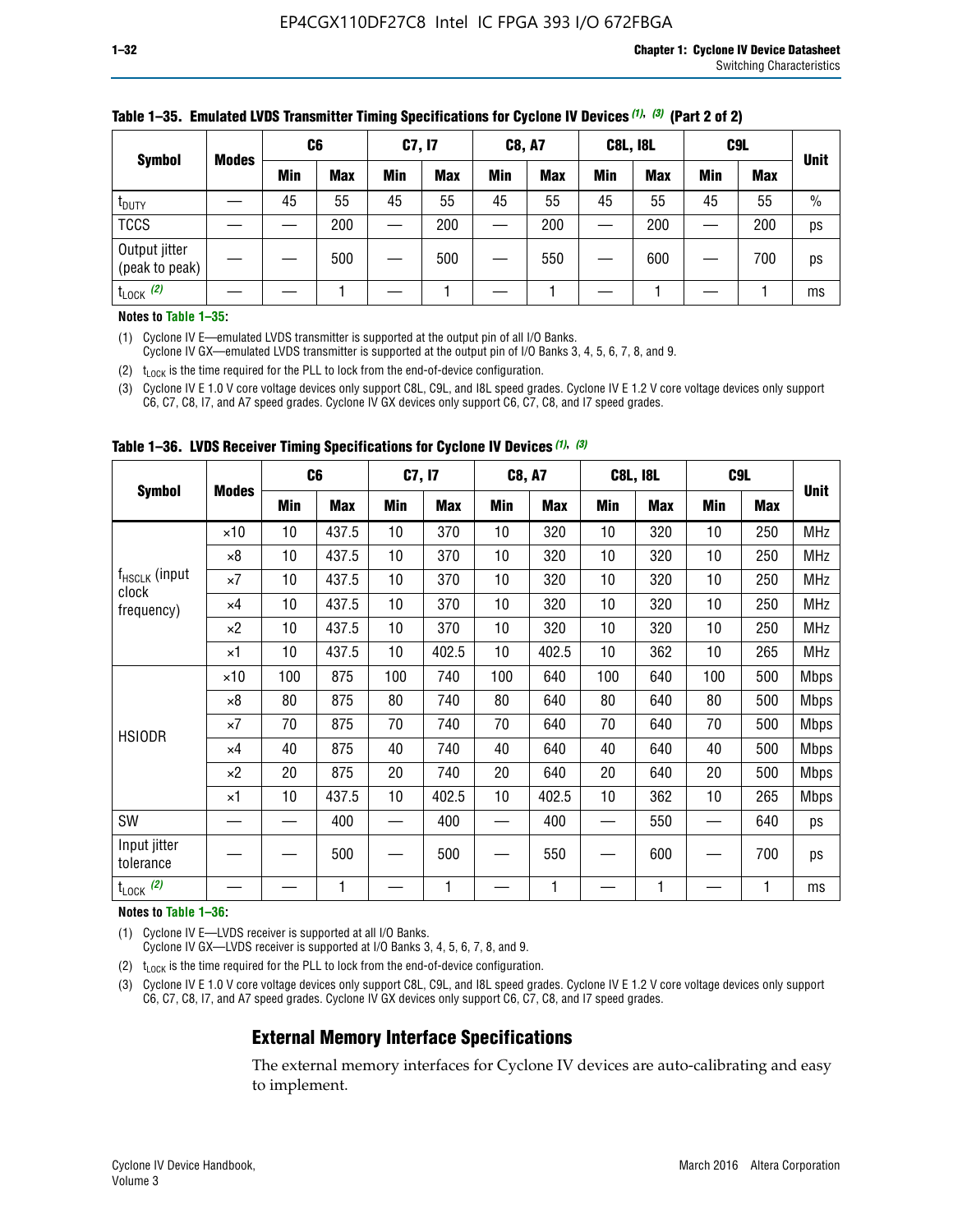**Table 1–35. Emulated LVDS Transmitter Timing Specifications for Cyclone IV Devices (1), (3) (Part 2 of 2)**

| Symbol | Modes | C6 | | C7, I7 | | C8, A7 | | C8L, I8L | | C9L | | Unit |
|---|---|---|---|---|---|---|---|---|---|---|---|---|
| | | Min | Max | Min | Max | Min | Max | Min | Max | Min | Max | |
| $t_{DUTY}$ | — | 45 | 55 | 45 | 55 | 45 | 55 | 45 | 55 | 45 | 55 | % |
| TCCS | — | — | 200 | — | 200 | — | 200 | — | 200 | — | 200 | ps |
| Output jitter (peak to peak) | — | — | 500 | — | 500 | — | 550 | — | 600 | — | 700 | ps |
| $t_{LOCK}$ (2) | — | — | 1 | — | 1 | — | 1 | — | 1 | — | 1 | ms |

**Notes to Table 1–35:**

(1) Cyclone IV E—emulated LVDS transmitter is supported at the output pin of all I/O Banks.
Cyclone IV GX—emulated LVDS transmitter is supported at the output pin of I/O Banks 3, 4, 5, 6, 7, 8, and 9.

(2) $t_{LOCK}$ is the time required for the PLL to lock from the end-of-device configuration.

(3) Cyclone IV E 1.0 V core voltage devices only support C8L, C9L, and I8L speed grades. Cyclone IV E 1.2 V core voltage devices only support C6, C7, C8, I7, and A7 speed grades. Cyclone IV GX devices only support C6, C7, C8, and I7 speed grades.

**Table 1–36. LVDS Receiver Timing Specifications for Cyclone IV Devices (1), (3)**

| Symbol | Modes | C6 | | C7, I7 | | C8, A7 | | C8L, I8L | | C9L | | Unit |
|---|---|---|---|---|---|---|---|---|---|---|---|---|
| | | Min | Max | Min | Max | Min | Max | Min | Max | Min | Max | |
| $f_{HSCLK}$ (input clock frequency) | ×10 | 10 | 437.5 | 10 | 370 | 10 | 320 | 10 | 320 | 10 | 250 | MHz |
| | ×8 | 10 | 437.5 | 10 | 370 | 10 | 320 | 10 | 320 | 10 | 250 | MHz |
| | ×7 | 10 | 437.5 | 10 | 370 | 10 | 320 | 10 | 320 | 10 | 250 | MHz |
| | ×4 | 10 | 437.5 | 10 | 370 | 10 | 320 | 10 | 320 | 10 | 250 | MHz |
| | ×2 | 10 | 437.5 | 10 | 370 | 10 | 320 | 10 | 320 | 10 | 250 | MHz |
| | ×1 | 10 | 437.5 | 10 | 402.5 | 10 | 402.5 | 10 | 362 | 10 | 265 | MHz |
| HSIODR | ×10 | 100 | 875 | 100 | 740 | 100 | 640 | 100 | 640 | 100 | 500 | Mbps |
| | ×8 | 80 | 875 | 80 | 740 | 80 | 640 | 80 | 640 | 80 | 500 | Mbps |
| | ×7 | 70 | 875 | 70 | 740 | 70 | 640 | 70 | 640 | 70 | 500 | Mbps |
| | ×4 | 40 | 875 | 40 | 740 | 40 | 640 | 40 | 640 | 40 | 500 | Mbps |
| | ×2 | 20 | 875 | 20 | 740 | 20 | 640 | 20 | 640 | 20 | 500 | Mbps |
| | ×1 | 10 | 437.5 | 10 | 402.5 | 10 | 402.5 | 10 | 362 | 10 | 265 | Mbps |
| SW | — | — | 400 | — | 400 | — | 400 | — | 550 | — | 640 | ps |
| Input jitter tolerance | — | — | 500 | — | 500 | — | 550 | — | 600 | — | 700 | ps |
| $t_{LOCK}$ (2) | — | — | 1 | — | 1 | — | 1 | — | 1 | — | 1 | ms |

**Notes to Table 1–36:**

(1) Cyclone IV E—LVDS receiver is supported at all I/O Banks.
Cyclone IV GX—LVDS receiver is supported at I/O Banks 3, 4, 5, 6, 7, 8, and 9.

(2) $t_{LOCK}$ is the time required for the PLL to lock from the end-of-device configuration.

(3) Cyclone IV E 1.0 V core voltage devices only support C8L, C9L, and I8L speed grades. Cyclone IV E 1.2 V core voltage devices only support C6, C7, C8, I7, and A7 speed grades. Cyclone IV GX devices only support C6, C7, C8, and I7 speed grades.

## External Memory Interface Specifications

The external memory interfaces for Cyclone IV devices are auto-calibrating and easy to implement.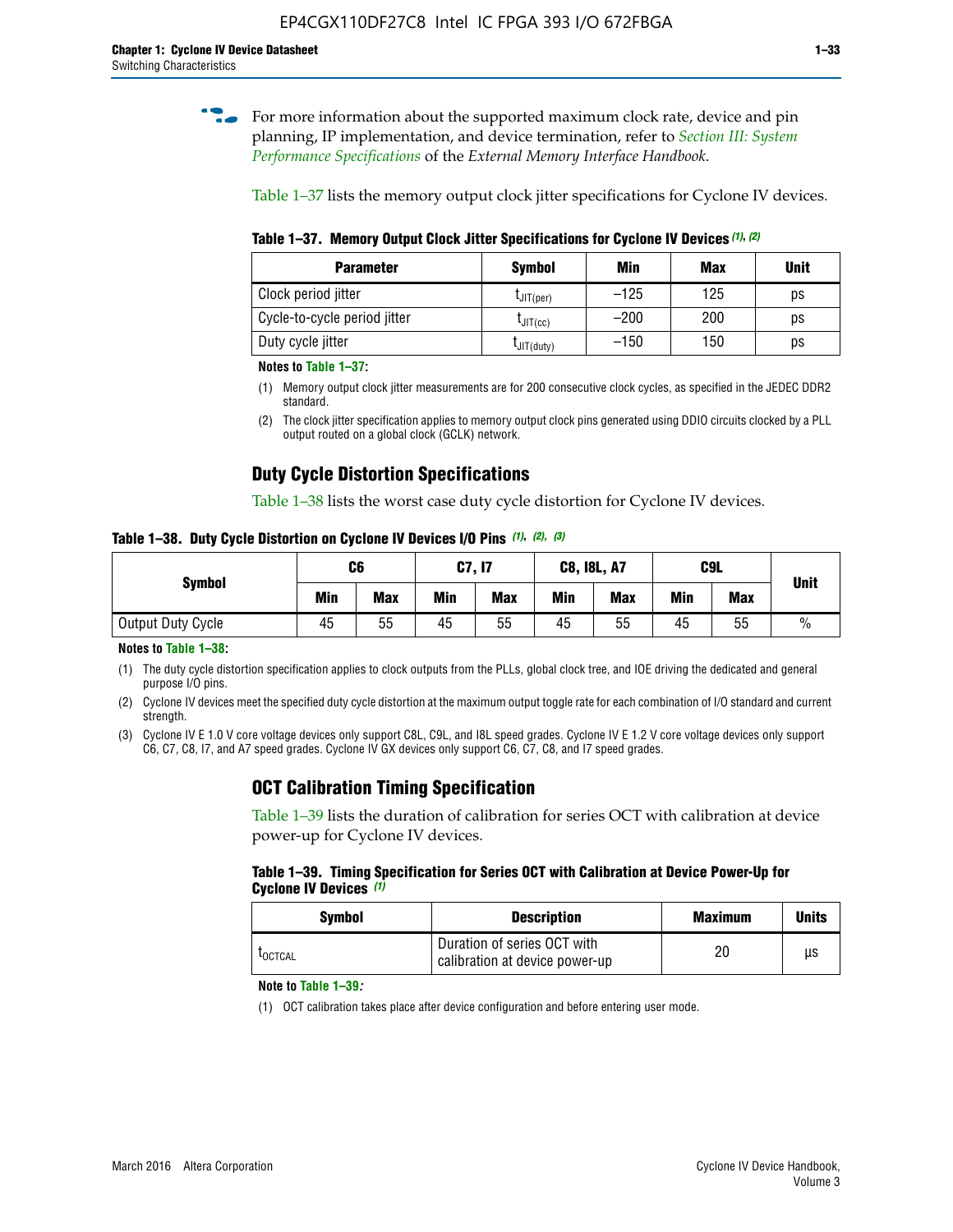For more information about the supported maximum clock rate, device and pin planning, IP implementation, and device termination, refer to *Section III: System Performance Specifications* of the *External Memory Interface Handbook*.

Table 1–37 lists the memory output clock jitter specifications for Cyclone IV devices.

**Table 1–37. Memory Output Clock Jitter Specifications for Cyclone IV Devices (1), (2)**

| Parameter | Symbol | Min | Max | Unit |
|---|---|---|---|---|
| Clock period jitter | $t_{JIT(per)}$ | –125 | 125 | ps |
| Cycle-to-cycle period jitter | $t_{JIT(cc)}$ | –200 | 200 | ps |
| Duty cycle jitter | $t_{JIT(duty)}$ | –150 | 150 | ps |

**Notes to Table 1–37:**

(1) Memory output clock jitter measurements are for 200 consecutive clock cycles, as specified in the JEDEC DDR2 standard.

(2) The clock jitter specification applies to memory output clock pins generated using DDIO circuits clocked by a PLL output routed on a global clock (GCLK) network.

## Duty Cycle Distortion Specifications

Table 1–38 lists the worst case duty cycle distortion for Cyclone IV devices.

**Table 1–38. Duty Cycle Distortion on Cyclone IV Devices I/O Pins (1), (2), (3)**

| Symbol | C6 | | C7, I7 | | C8, I8L, A7 | | C9L | | Unit |
|---|---|---|---|---|---|---|---|---|---|
| | Min | Max | Min | Max | Min | Max | Min | Max | |
| Output Duty Cycle | 45 | 55 | 45 | 55 | 45 | 55 | 45 | 55 | % |

**Notes to Table 1–38:**

(1) The duty cycle distortion specification applies to clock outputs from the PLLs, global clock tree, and IOE driving the dedicated and general purpose I/O pins.

(2) Cyclone IV devices meet the specified duty cycle distortion at the maximum output toggle rate for each combination of I/O standard and current strength.

(3) Cyclone IV E 1.0 V core voltage devices only support C8L, C9L, and I8L speed grades. Cyclone IV E 1.2 V core voltage devices only support C6, C7, C8, I7, and A7 speed grades. Cyclone IV GX devices only support C6, C7, C8, and I7 speed grades.

## OCT Calibration Timing Specification

Table 1–39 lists the duration of calibration for series OCT with calibration at device power-up for Cyclone IV devices.

**Table 1–39. Timing Specification for Series OCT with Calibration at Device Power-Up for Cyclone IV Devices (1)**

| Symbol | Description | Maximum | Units |
|---|---|---|---|
| $t_{OCTCAL}$ | Duration of series OCT with calibration at device power-up | 20 | µs |

**Note to Table 1–39:**

(1) OCT calibration takes place after device configuration and before entering user mode.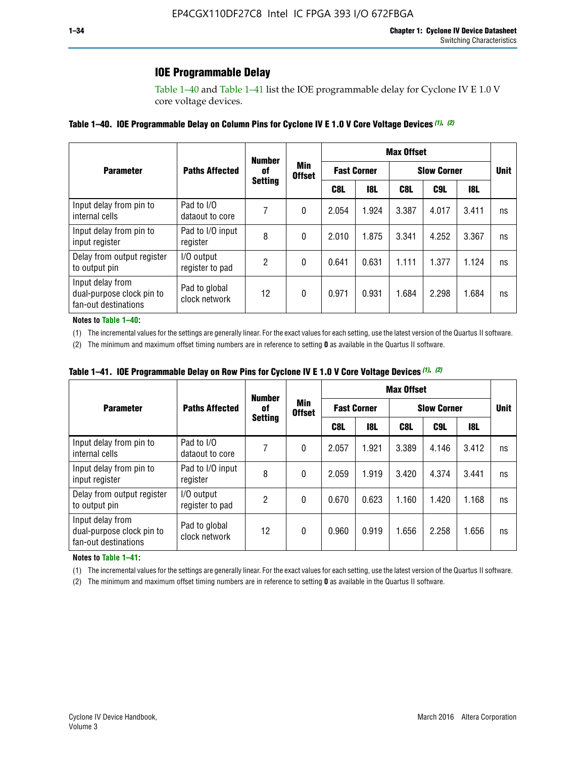## IOE Programmable Delay

Table 1–40 and Table 1–41 list the IOE programmable delay for Cyclone IV E 1.0 V core voltage devices.

**Table 1–40. IOE Programmable Delay on Column Pins for Cyclone IV E 1.0 V Core Voltage Devices (1), (2)**

| Parameter | Paths Affected | Number of Setting | Min Offset | Max Offset | | | | | Unit |
|---|---|---|---|---|---|---|---|---|---|
| | | | | Fast Corner | | Slow Corner | | | |
| | | | | C8L | I8L | C8L | C9L | I8L | |
| Input delay from pin to internal cells | Pad to I/O dataout to core | 7 | 0 | 2.054 | 1.924 | 3.387 | 4.017 | 3.411 | ns |
| Input delay from pin to input register | Pad to I/O input register | 8 | 0 | 2.010 | 1.875 | 3.341 | 4.252 | 3.367 | ns |
| Delay from output register to output pin | I/O output register to pad | 2 | 0 | 0.641 | 0.631 | 1.111 | 1.377 | 1.124 | ns |
| Input delay from dual-purpose clock pin to fan-out destinations | Pad to global clock network | 12 | 0 | 0.971 | 0.931 | 1.684 | 2.298 | 1.684 | ns |

**Notes to Table 1–40:**

(1) The incremental values for the settings are generally linear. For the exact values for each setting, use the latest version of the Quartus II software.

(2) The minimum and maximum offset timing numbers are in reference to setting **0** as available in the Quartus II software.

**Table 1–41. IOE Programmable Delay on Row Pins for Cyclone IV E 1.0 V Core Voltage Devices (1), (2)**

| Parameter | Paths Affected | Number of Setting | Min Offset | Max Offset | | | | | Unit |
|---|---|---|---|---|---|---|---|---|---|
| | | | | Fast Corner | | Slow Corner | | | |
| | | | | C8L | I8L | C8L | C9L | I8L | |
| Input delay from pin to internal cells | Pad to I/O dataout to core | 7 | 0 | 2.057 | 1.921 | 3.389 | 4.146 | 3.412 | ns |
| Input delay from pin to input register | Pad to I/O input register | 8 | 0 | 2.059 | 1.919 | 3.420 | 4.374 | 3.441 | ns |
| Delay from output register to output pin | I/O output register to pad | 2 | 0 | 0.670 | 0.623 | 1.160 | 1.420 | 1.168 | ns |
| Input delay from dual-purpose clock pin to fan-out destinations | Pad to global clock network | 12 | 0 | 0.960 | 0.919 | 1.656 | 2.258 | 1.656 | ns |

**Notes to Table 1–41:**

(1) The incremental values for the settings are generally linear. For the exact values for each setting, use the latest version of the Quartus II software.

(2) The minimum and maximum offset timing numbers are in reference to setting **0** as available in the Quartus II software.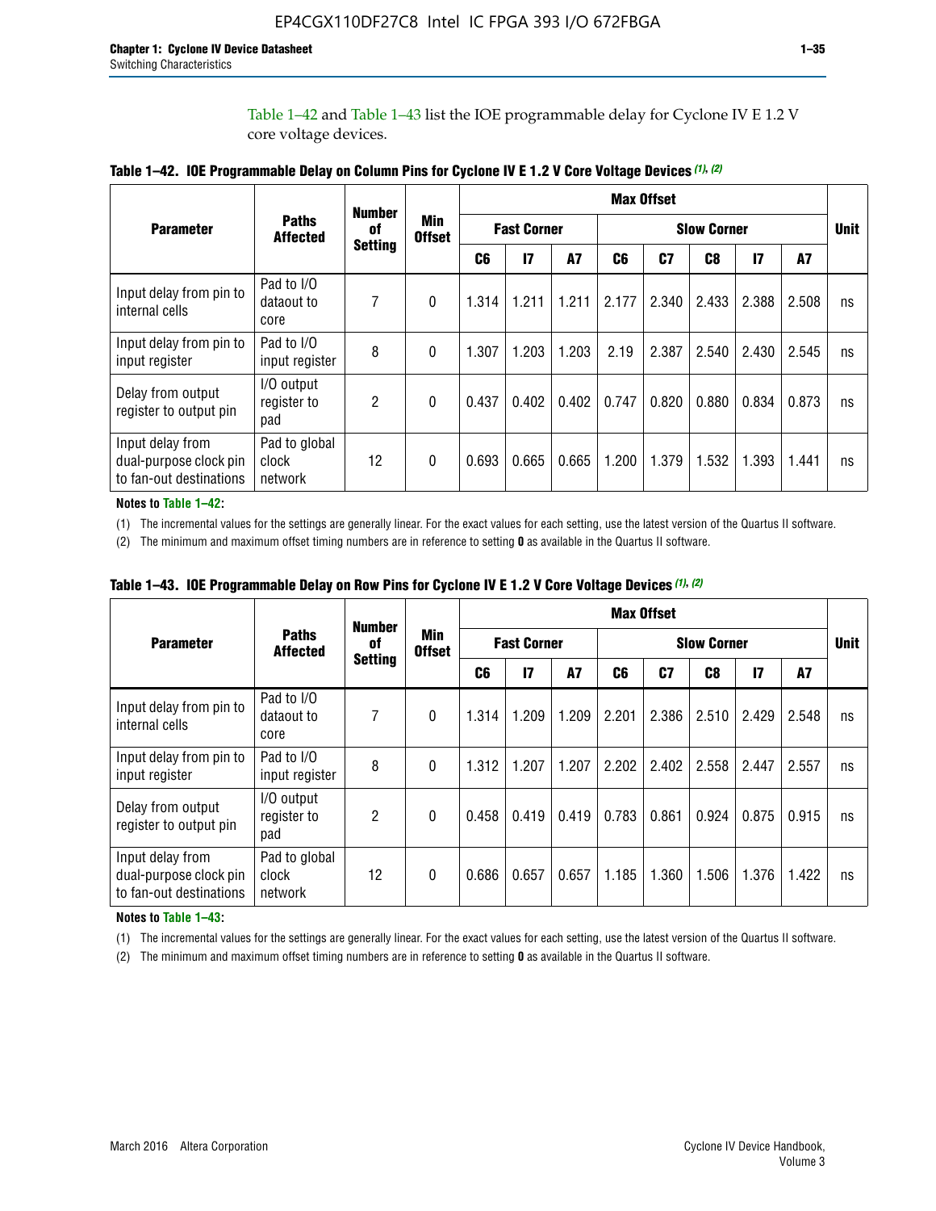Table 1–42 and Table 1–43 list the IOE programmable delay for Cyclone IV E 1.2 V core voltage devices.

**Table 1–42. IOE Programmable Delay on Column Pins for Cyclone IV E 1.2 V Core Voltage Devices (1), (2)**

| Parameter | Paths Affected | Number of Setting | Min Offset | Max Offset | | | | | | | | Unit |
|---|---|---|---|---|---|---|---|---|---|---|---|---|
| | | | | Fast Corner | | | Slow Corner | | | | | |
| | | | | C6 | I7 | A7 | C6 | C7 | C8 | I7 | A7 | |
| Input delay from pin to internal cells | Pad to I/O dataout to core | 7 | 0 | 1.314 | 1.211 | 1.211 | 2.177 | 2.340 | 2.433 | 2.388 | 2.508 | ns |
| Input delay from pin to input register | Pad to I/O input register | 8 | 0 | 1.307 | 1.203 | 1.203 | 2.19 | 2.387 | 2.540 | 2.430 | 2.545 | ns |
| Delay from output register to output pin | I/O output register to pad | 2 | 0 | 0.437 | 0.402 | 0.402 | 0.747 | 0.820 | 0.880 | 0.834 | 0.873 | ns |
| Input delay from dual-purpose clock pin to fan-out destinations | Pad to global clock network | 12 | 0 | 0.693 | 0.665 | 0.665 | 1.200 | 1.379 | 1.532 | 1.393 | 1.441 | ns |

**Notes to Table 1–42:**

(1) The incremental values for the settings are generally linear. For the exact values for each setting, use the latest version of the Quartus II software.

(2) The minimum and maximum offset timing numbers are in reference to setting **0** as available in the Quartus II software.

**Table 1–43. IOE Programmable Delay on Row Pins for Cyclone IV E 1.2 V Core Voltage Devices (1), (2)**

| Parameter | Paths Affected | Number of Setting | Min Offset | Max Offset | | | | | | | | Unit |
|---|---|---|---|---|---|---|---|---|---|---|---|---|
| | | | | Fast Corner | | | Slow Corner | | | | | |
| | | | | C6 | I7 | A7 | C6 | C7 | C8 | I7 | A7 | |
| Input delay from pin to internal cells | Pad to I/O dataout to core | 7 | 0 | 1.314 | 1.209 | 1.209 | 2.201 | 2.386 | 2.510 | 2.429 | 2.548 | ns |
| Input delay from pin to input register | Pad to I/O input register | 8 | 0 | 1.312 | 1.207 | 1.207 | 2.202 | 2.402 | 2.558 | 2.447 | 2.557 | ns |
| Delay from output register to output pin | I/O output register to pad | 2 | 0 | 0.458 | 0.419 | 0.419 | 0.783 | 0.861 | 0.924 | 0.875 | 0.915 | ns |
| Input delay from dual-purpose clock pin to fan-out destinations | Pad to global clock network | 12 | 0 | 0.686 | 0.657 | 0.657 | 1.185 | 1.360 | 1.506 | 1.376 | 1.422 | ns |

**Notes to Table 1–43:**

(1) The incremental values for the settings are generally linear. For the exact values for each setting, use the latest version of the Quartus II software.

(2) The minimum and maximum offset timing numbers are in reference to setting **0** as available in the Quartus II software.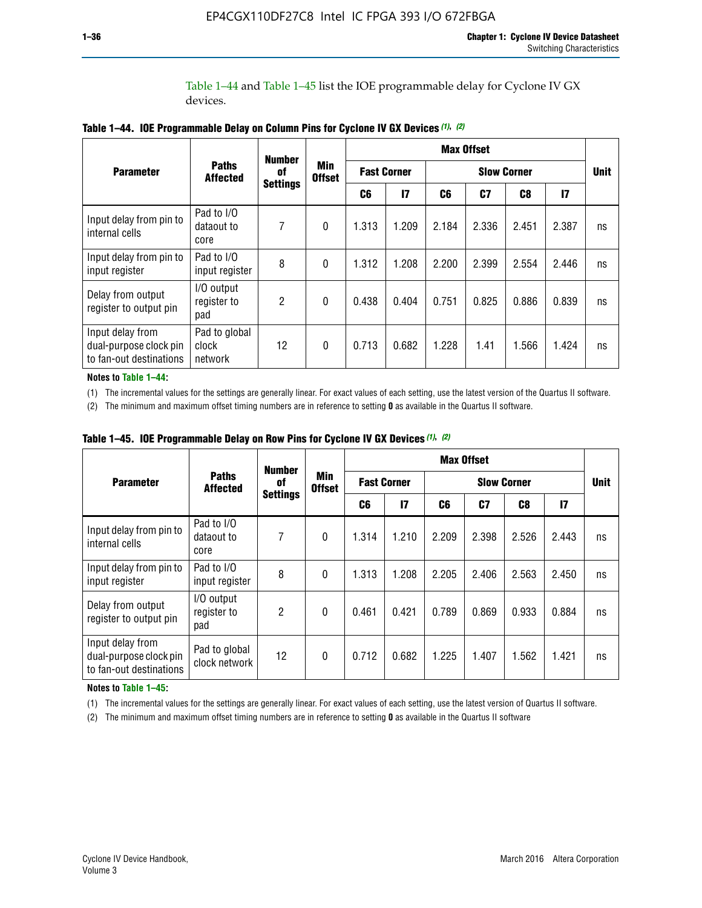Table 1–44 and Table 1–45 list the IOE programmable delay for Cyclone IV GX devices.

**Table 1–44. IOE Programmable Delay on Column Pins for Cyclone IV GX Devices (1), (2)**

| Parameter | Paths Affected | Number of Settings | Min Offset | Max Offset | | | | | | Unit |
|---|---|---|---|---|---|---|---|---|---|---|
| | | | | Fast Corner | | Slow Corner | | | | |
| | | | | C6 | I7 | C6 | C7 | C8 | I7 | |
| Input delay from pin to internal cells | Pad to I/O dataout to core | 7 | 0 | 1.313 | 1.209 | 2.184 | 2.336 | 2.451 | 2.387 | ns |
| Input delay from pin to input register | Pad to I/O input register | 8 | 0 | 1.312 | 1.208 | 2.200 | 2.399 | 2.554 | 2.446 | ns |
| Delay from output register to output pin | I/O output register to pad | 2 | 0 | 0.438 | 0.404 | 0.751 | 0.825 | 0.886 | 0.839 | ns |
| Input delay from dual-purpose clock pin to fan-out destinations | Pad to global clock network | 12 | 0 | 0.713 | 0.682 | 1.228 | 1.41 | 1.566 | 1.424 | ns |

**Notes to Table 1–44:**

(1) The incremental values for the settings are generally linear. For exact values of each setting, use the latest version of the Quartus II software.

(2) The minimum and maximum offset timing numbers are in reference to setting **0** as available in the Quartus II software.

**Table 1–45. IOE Programmable Delay on Row Pins for Cyclone IV GX Devices (1), (2)**

| Parameter | Paths Affected | Number of Settings | Min Offset | Max Offset | | | | | | Unit |
|---|---|---|---|---|---|---|---|---|---|---|
| | | | | Fast Corner | | Slow Corner | | | | |
| | | | | C6 | I7 | C6 | C7 | C8 | I7 | |
| Input delay from pin to internal cells | Pad to I/O dataout to core | 7 | 0 | 1.314 | 1.210 | 2.209 | 2.398 | 2.526 | 2.443 | ns |
| Input delay from pin to input register | Pad to I/O input register | 8 | 0 | 1.313 | 1.208 | 2.205 | 2.406 | 2.563 | 2.450 | ns |
| Delay from output register to output pin | I/O output register to pad | 2 | 0 | 0.461 | 0.421 | 0.789 | 0.869 | 0.933 | 0.884 | ns |
| Input delay from dual-purpose clock pin to fan-out destinations | Pad to global clock network | 12 | 0 | 0.712 | 0.682 | 1.225 | 1.407 | 1.562 | 1.421 | ns |

**Notes to Table 1–45:**

(1) The incremental values for the settings are generally linear. For exact values of each setting, use the latest version of Quartus II software.

(2) The minimum and maximum offset timing numbers are in reference to setting **0** as available in the Quartus II software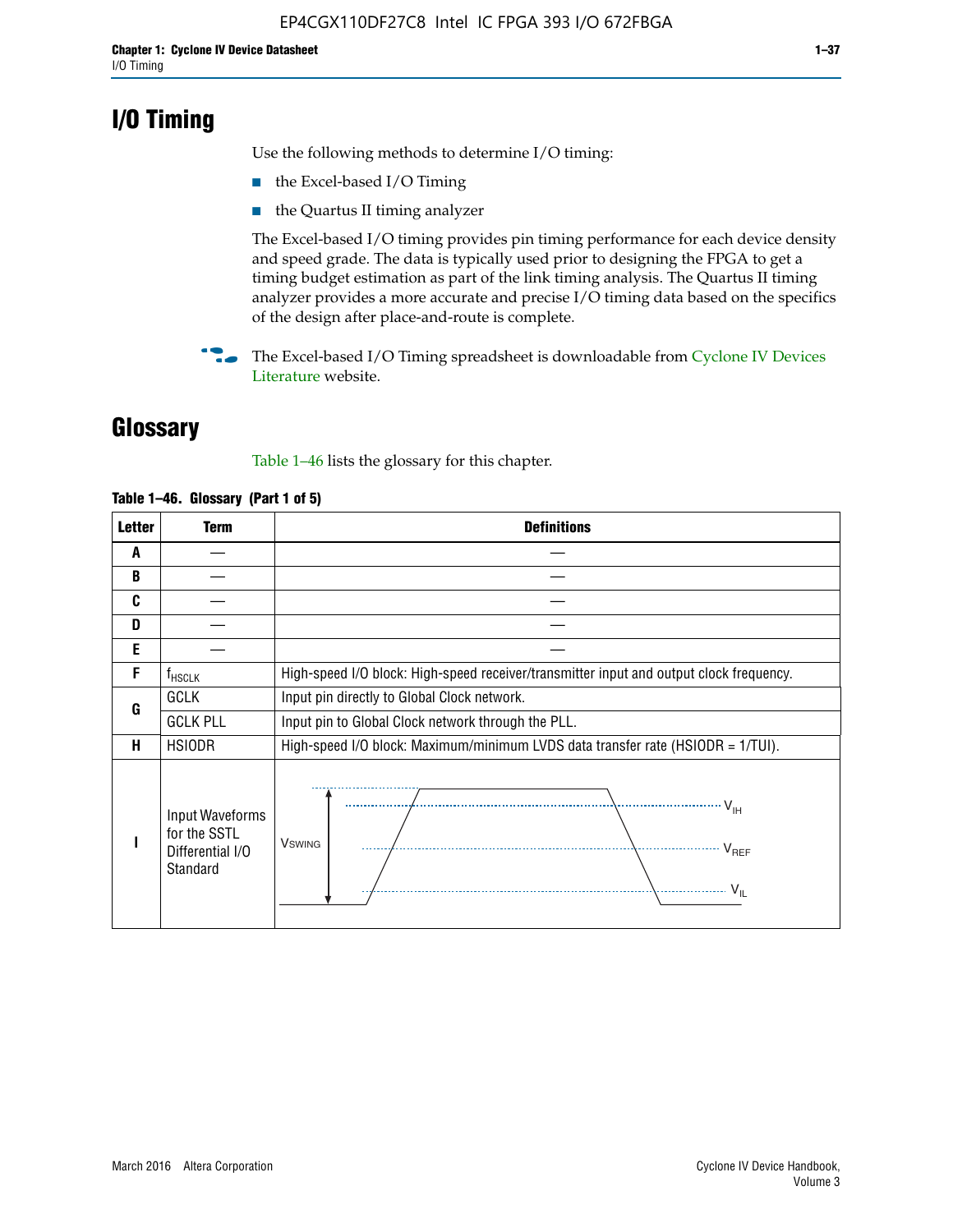# I/O Timing

Use the following methods to determine I/O timing:

- the Excel-based I/O Timing
- the Quartus II timing analyzer

The Excel-based I/O timing provides pin timing performance for each device density and speed grade. The data is typically used prior to designing the FPGA to get a timing budget estimation as part of the link timing analysis. The Quartus II timing analyzer provides a more accurate and precise I/O timing data based on the specifics of the design after place-and-route is complete.

The Excel-based I/O Timing spreadsheet is downloadable from Cyclone IV Devices Literature website.

# Glossary

Table 1–46 lists the glossary for this chapter.

**Table 1–46. Glossary (Part 1 of 5)**

| Letter | Term | Definitions |
|---|---|---|
| A | — | — |
| B | — | — |
| C | — | — |
| D | — | — |
| E | — | — |
| F | $f_{HSCLK}$ | High-speed I/O block: High-speed receiver/transmitter input and output clock frequency. |
| G | GCLK | Input pin directly to Global Clock network. |
| | GCLK PLL | Input pin to Global Clock network through the PLL. |
| H | HSIODR | High-speed I/O block: Maximum/minimum LVDS data transfer rate (HSIODR = 1/TUI). |
| I | Input Waveforms for the SSTL Differential I/O Standard | $V_{SWING}$, $V_{IH}$, $V_{REF}$, $V_{IL}$ |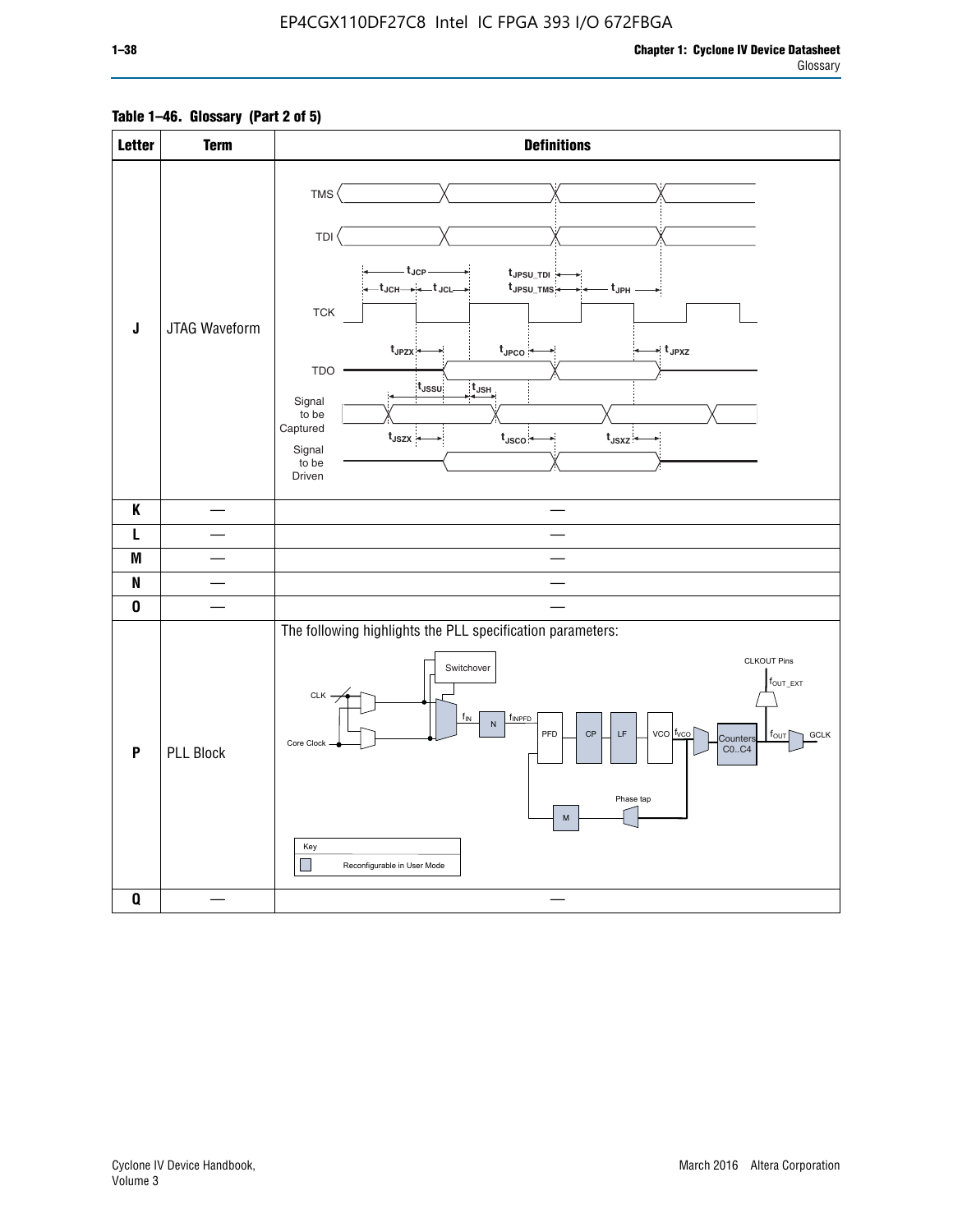**Table 1–46. Glossary (Part 2 of 5)**

| Letter | Term | Definitions |
|---|---|---|
| J | JTAG Waveform | TMS, TDI, TCK, TDO, Signal to be Captured, Signal to be Driven; $t_{JCP}$, $t_{JCH}$, $t_{JCL}$, $t_{JPSU\_TDI}$, $t_{JPSU\_TMS}$, $t_{JPH}$, $t_{JPZX}$, $t_{JPCO}$, $t_{JPXZ}$, $t_{JSSU}$, $t_{JSH}$, $t_{JSZX}$, $t_{JSCO}$, $t_{JSXZ}$ |
| K | — | — |
| L | — | — |
| M | — | — |
| N | — | — |
| O | — | — |
| P | PLL Block | The following highlights the PLL specification parameters: CLK, Core Clock, Switchover, $f_{IN}$, N, $f_{INPFD}$, PFD, CP, LF, VCO, $f_{VCO}$, Counters C0..C4, $f_{OUT}$, GCLK, CLKOUT Pins, $f_{OUT\_EXT}$, Phase tap, M. Key: Reconfigurable in User Mode |
| Q | — | — |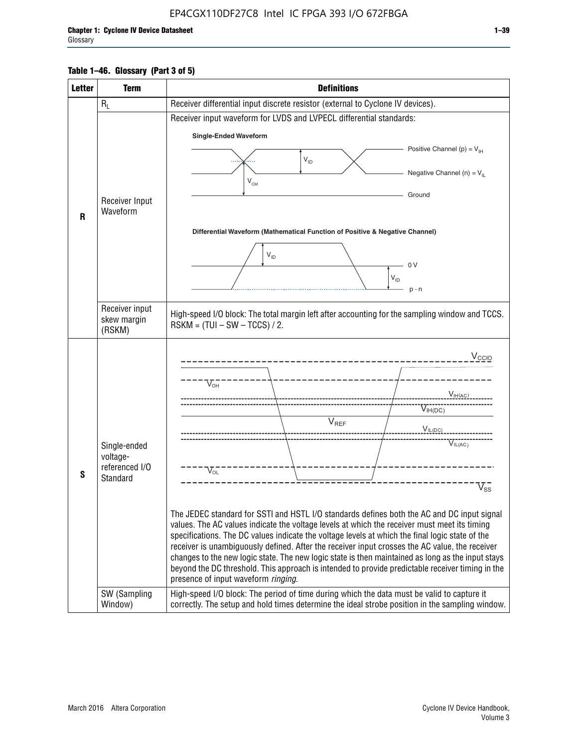**Table 1–46. Glossary (Part 3 of 5)**

| Letter | Term | Definitions |
|---|---|---|
| R | $R_L$ | Receiver differential input discrete resistor (external to Cyclone IV devices). |
| | Receiver Input Waveform | Receiver input waveform for LVDS and LVPECL differential standards: Single-Ended Waveform: Positive Channel (p) = $V_{IH}$; Negative Channel (n) = $V_{IL}$; $V_{ID}$; $V_{CM}$; Ground. Differential Waveform (Mathematical Function of Positive & Negative Channel): $V_{ID}$; 0 V; $V_{ID}$; p - n |
| | Receiver input skew margin (RSKM) | High-speed I/O block: The total margin left after accounting for the sampling window and TCCS. RSKM = (TUI – SW – TCCS) / 2. |
| S | Single-ended voltage-referenced I/O Standard | $V_{CCIO}$, $V_{OH}$, $V_{IH(AC)}$, $V_{IH(DC)}$, $V_{REF}$, $V_{IL(DC)}$, $V_{IL(AC)}$, $V_{OL}$, $V_{SS}$. The JEDEC standard for SSTl and HSTL I/O standards defines both the AC and DC input signal values. The AC values indicate the voltage levels at which the receiver must meet its timing specifications. The DC values indicate the voltage levels at which the final logic state of the receiver is unambiguously defined. After the receiver input crosses the AC value, the receiver changes to the new logic state. The new logic state is then maintained as long as the input stays beyond the DC threshold. This approach is intended to provide predictable receiver timing in the presence of input waveform *ringing*. |
| | SW (Sampling Window) | High-speed I/O block: The period of time during which the data must be valid to capture it correctly. The setup and hold times determine the ideal strobe position in the sampling window. |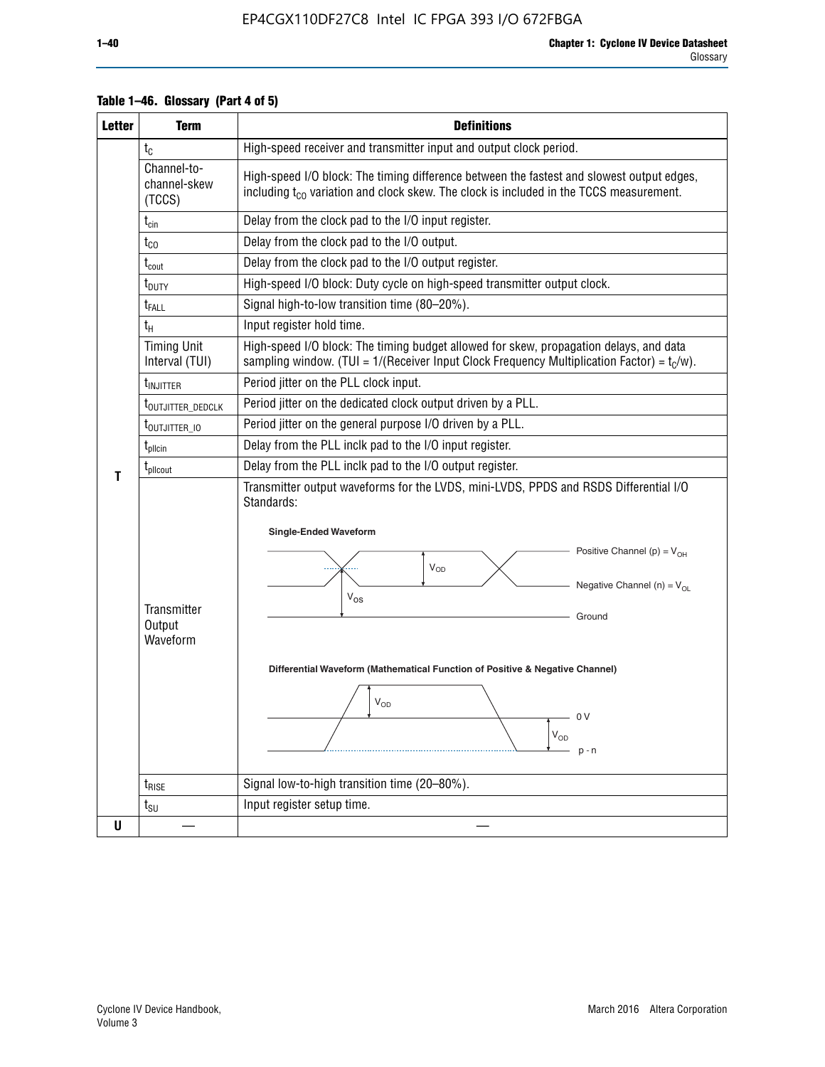**Table 1–46. Glossary (Part 4 of 5)**

| Letter | Term | Definitions |
|---|---|---|
| T | $t_C$ | High-speed receiver and transmitter input and output clock period. |
| | Channel-to-channel-skew (TCCS) | High-speed I/O block: The timing difference between the fastest and slowest output edges, including $t_{CO}$ variation and clock skew. The clock is included in the TCCS measurement. |
| | $t_{cin}$ | Delay from the clock pad to the I/O input register. |
| | $t_{CO}$ | Delay from the clock pad to the I/O output. |
| | $t_{cout}$ | Delay from the clock pad to the I/O output register. |
| | $t_{DUTY}$ | High-speed I/O block: Duty cycle on high-speed transmitter output clock. |
| | $t_{FALL}$ | Signal high-to-low transition time (80–20%). |
| | $t_H$ | Input register hold time. |
| | Timing Unit Interval (TUI) | High-speed I/O block: The timing budget allowed for skew, propagation delays, and data sampling window. (TUI = 1/(Receiver Input Clock Frequency Multiplication Factor) = $t_C/w$). |
| | $t_{INJITTER}$ | Period jitter on the PLL clock input. |
| | $t_{OUTJITTER\_DEDCLK}$ | Period jitter on the dedicated clock output driven by a PLL. |
| | $t_{OUTJITTER\_IO}$ | Period jitter on the general purpose I/O driven by a PLL. |
| | $t_{pllcin}$ | Delay from the PLL inclk pad to the I/O input register. |
| | $t_{pllcout}$ | Delay from the PLL inclk pad to the I/O output register. |
| | Transmitter Output Waveform | Transmitter output waveforms for the LVDS, mini-LVDS, PPDS and RSDS Differential I/O Standards: **Single-Ended Waveform** (Positive Channel (p) = $V_{OH}$; Negative Channel (n) = $V_{OL}$; $V_{OD}$; $V_{OS}$; Ground) **Differential Waveform (Mathematical Function of Positive & Negative Channel)** ($V_{OD}$; 0 V; $V_{OD}$; p - n) |
| | $t_{RISE}$ | Signal low-to-high transition time (20–80%). |
| | $t_{SU}$ | Input register setup time. |
| U | — | — |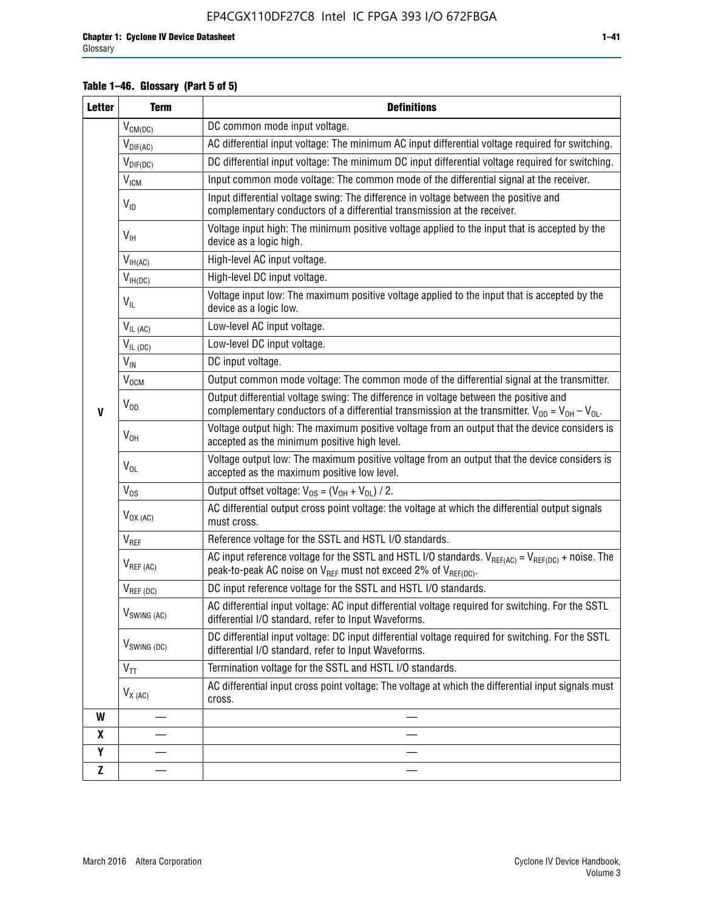**Table 1–46. Glossary (Part 5 of 5)**

| Letter | Term | Definitions |
|---|---|---|
| V | $V_{CM(DC)}$ | DC common mode input voltage. |
| | $V_{DIF(AC)}$ | AC differential input voltage: The minimum AC input differential voltage required for switching. |
| | $V_{DIF(DC)}$ | DC differential input voltage: The minimum DC input differential voltage required for switching. |
| | $V_{ICM}$ | Input common mode voltage: The common mode of the differential signal at the receiver. |
| | $V_{ID}$ | Input differential voltage swing: The difference in voltage between the positive and complementary conductors of a differential transmission at the receiver. |
| | $V_{IH}$ | Voltage input high: The minimum positive voltage applied to the input that is accepted by the device as a logic high. |
| | $V_{IH(AC)}$ | High-level AC input voltage. |
| | $V_{IH(DC)}$ | High-level DC input voltage. |
| | $V_{IL}$ | Voltage input low: The maximum positive voltage applied to the input that is accepted by the device as a logic low. |
| | $V_{IL\ (AC)}$ | Low-level AC input voltage. |
| | $V_{IL\ (DC)}$ | Low-level DC input voltage. |
| | $V_{IN}$ | DC input voltage. |
| | $V_{OCM}$ | Output common mode voltage: The common mode of the differential signal at the transmitter. |
| | $V_{OD}$ | Output differential voltage swing: The difference in voltage between the positive and complementary conductors of a differential transmission at the transmitter. $V_{OD} = V_{OH} - V_{OL}$. |
| | $V_{OH}$ | Voltage output high: The maximum positive voltage from an output that the device considers is accepted as the minimum positive high level. |
| | $V_{OL}$ | Voltage output low: The maximum positive voltage from an output that the device considers is accepted as the maximum positive low level. |
| | $V_{OS}$ | Output offset voltage: $V_{OS} = (V_{OH} + V_{OL}) / 2$. |
| | $V_{OX\ (AC)}$ | AC differential output cross point voltage: the voltage at which the differential output signals must cross. |
| | $V_{REF}$ | Reference voltage for the SSTL and HSTL I/O standards. |
| | $V_{REF\ (AC)}$ | AC input reference voltage for the SSTL and HSTL I/O standards. $V_{REF(AC)} = V_{REF(DC)}$ + noise. The peak-to-peak AC noise on $V_{REF}$ must not exceed 2% of $V_{REF(DC)}$. |
| | $V_{REF\ (DC)}$ | DC input reference voltage for the SSTL and HSTL I/O standards. |
| | $V_{SWING\ (AC)}$ | AC differential input voltage: AC input differential voltage required for switching. For the SSTL differential I/O standard, refer to Input Waveforms. |
| | $V_{SWING\ (DC)}$ | DC differential input voltage: DC input differential voltage required for switching. For the SSTL differential I/O standard, refer to Input Waveforms. |
| | $V_{TT}$ | Termination voltage for the SSTL and HSTL I/O standards. |
| | $V_{X\ (AC)}$ | AC differential input cross point voltage: The voltage at which the differential input signals must cross. |
| W | — | — |
| X | — | — |
| Y | — | — |
| Z | — | — |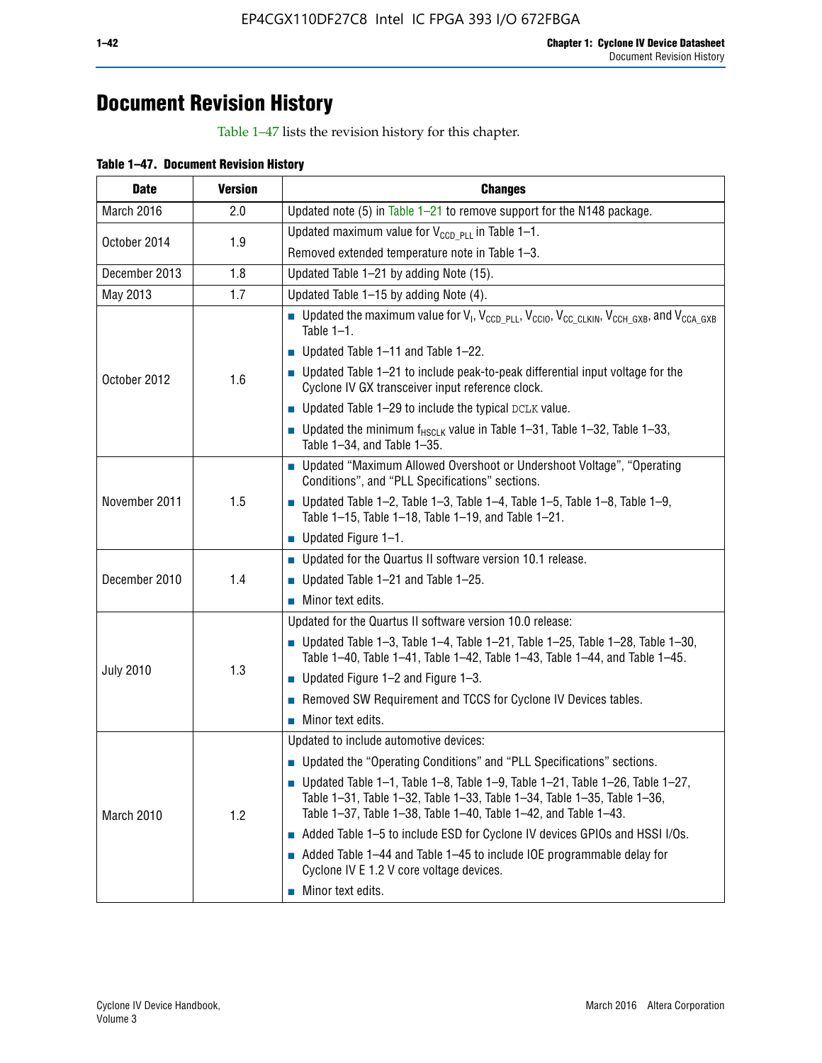# Document Revision History

Table 1–47 lists the revision history for this chapter.

**Table 1–47. Document Revision History**

| Date | Version | Changes |
|---|---|---|
| March 2016 | 2.0 | Updated note (5) in Table 1–21 to remove support for the N148 package. |
| October 2014 | 1.9 | Updated maximum value for $V_{CCD\_PLL}$ in Table 1–1.<br>Removed extended temperature note in Table 1–3. |
| December 2013 | 1.8 | Updated Table 1–21 by adding Note (15). |
| May 2013 | 1.7 | Updated Table 1–15 by adding Note (4). |
| October 2012 | 1.6 | ■ Updated the maximum value for $V_I$, $V_{CCD\_PLL}$, $V_{CCIO}$, $V_{CC\_CLKIN}$, $V_{CCH\_GXB}$, and $V_{CCA\_GXB}$ Table 1–1.<br>■ Updated Table 1–11 and Table 1–22.<br>■ Updated Table 1–21 to include peak-to-peak differential input voltage for the Cyclone IV GX transceiver input reference clock.<br>■ Updated Table 1–29 to include the typical DCLK value.<br>■ Updated the minimum $f_{HSCLK}$ value in Table 1–31, Table 1–32, Table 1–33, Table 1–34, and Table 1–35. |
| November 2011 | 1.5 | ■ Updated "Maximum Allowed Overshoot or Undershoot Voltage", "Operating Conditions", and "PLL Specifications" sections.<br>■ Updated Table 1–2, Table 1–3, Table 1–4, Table 1–5, Table 1–8, Table 1–9, Table 1–15, Table 1–18, Table 1–19, and Table 1–21.<br>■ Updated Figure 1–1. |
| December 2010 | 1.4 | ■ Updated for the Quartus II software version 10.1 release.<br>■ Updated Table 1–21 and Table 1–25.<br>■ Minor text edits. |
| July 2010 | 1.3 | Updated for the Quartus II software version 10.0 release:<br>■ Updated Table 1–3, Table 1–4, Table 1–21, Table 1–25, Table 1–28, Table 1–30, Table 1–40, Table 1–41, Table 1–42, Table 1–43, Table 1–44, and Table 1–45.<br>■ Updated Figure 1–2 and Figure 1–3.<br>■ Removed SW Requirement and TCCS for Cyclone IV Devices tables.<br>■ Minor text edits. |
| March 2010 | 1.2 | Updated to include automotive devices:<br>■ Updated the "Operating Conditions" and "PLL Specifications" sections.<br>■ Updated Table 1–1, Table 1–8, Table 1–9, Table 1–21, Table 1–26, Table 1–27, Table 1–31, Table 1–32, Table 1–33, Table 1–34, Table 1–35, Table 1–36, Table 1–37, Table 1–38, Table 1–40, Table 1–42, and Table 1–43.<br>■ Added Table 1–5 to include ESD for Cyclone IV devices GPIOs and HSSI I/Os.<br>■ Added Table 1–44 and Table 1–45 to include IOE programmable delay for Cyclone IV E 1.2 V core voltage devices.<br>■ Minor text edits. |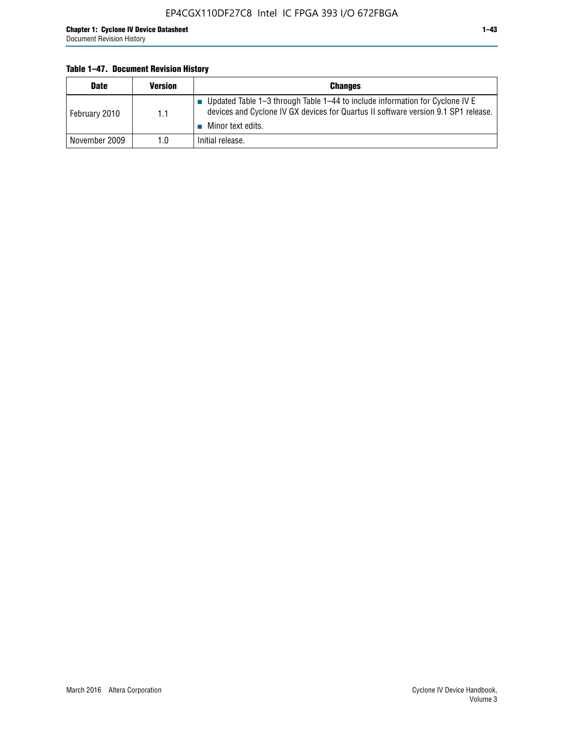**Table 1–47. Document Revision History**

| Date | Version | Changes |
|---|---|---|
| February 2010 | 1.1 | ■ Updated Table 1–3 through Table 1–44 to include information for Cyclone IV E devices and Cyclone IV GX devices for Quartus II software version 9.1 SP1 release. ■ Minor text edits. |
| November 2009 | 1.0 | Initial release. |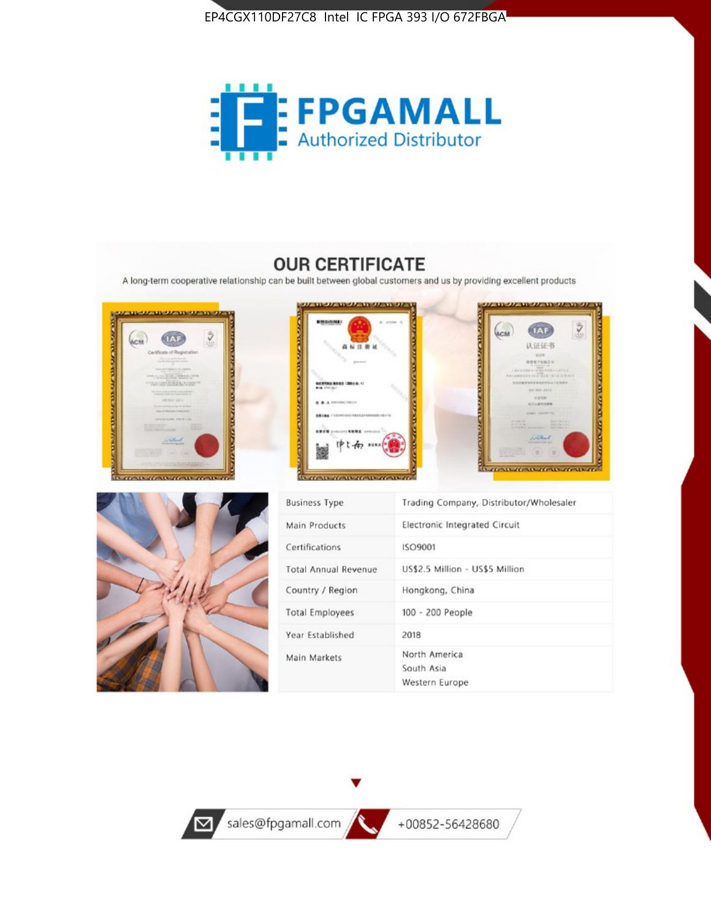FPGAMALL
Authorized Distributor

## OUR CERTIFICATE

A long-term cooperative relationship can be built between global customers and us by providing excellent products

| | |
|---|---|
| Business Type | Trading Company, Distributor/Wholesaler |
| Main Products | Electronic Integrated Circuit |
| Certifications | ISO9001 |
| Total Annual Revenue | US$2.5 Million - US$5 Million |
| Country / Region | Hongkong, China |
| Total Employees | 100 - 200 People |
| Year Established | 2018 |
| Main Markets | North America<br>South Asia<br>Western Europe |

sales@fpgamall.com

+00852-56428680